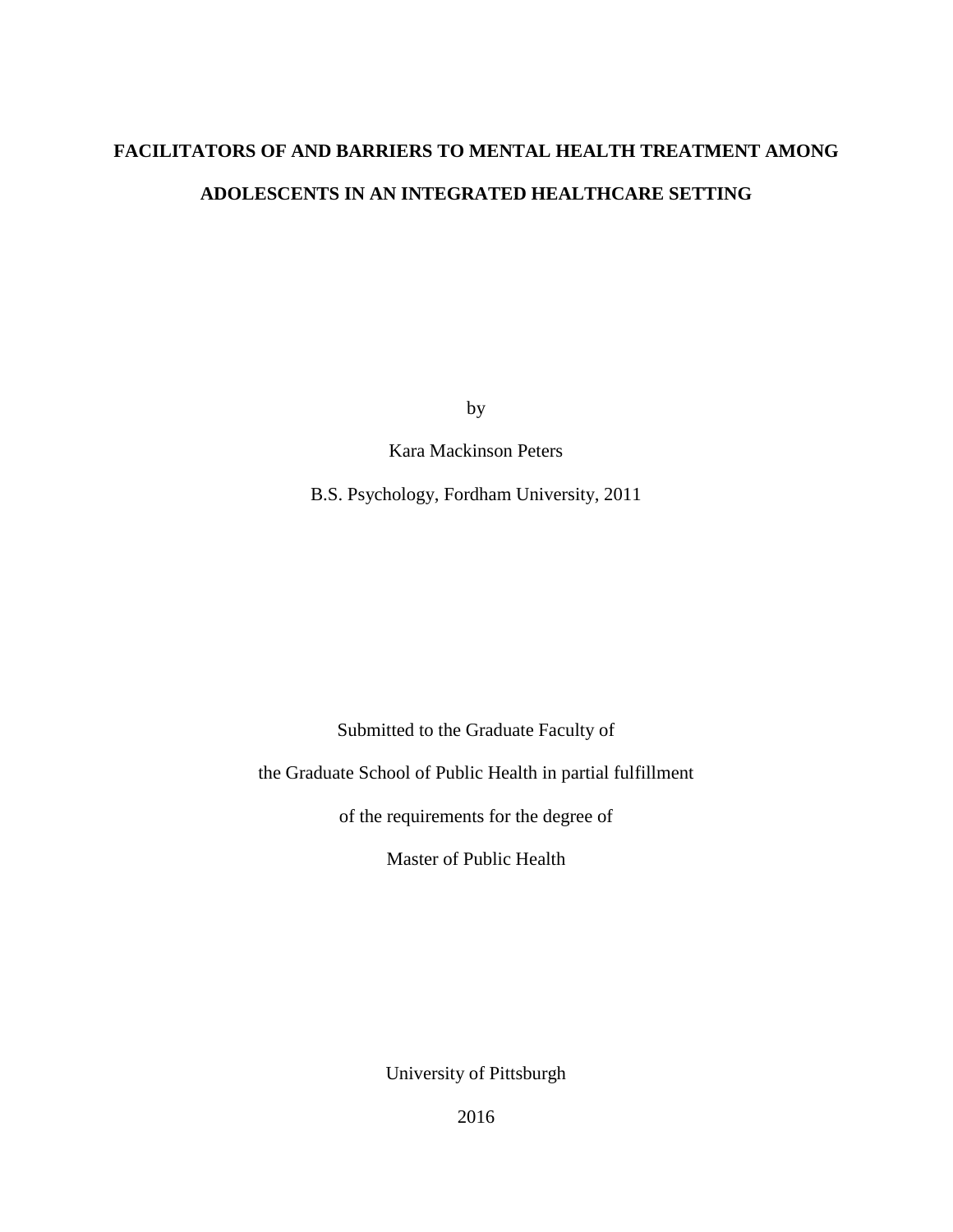# FACILITATORS OF AND BARRIERS TO MENTAL HEALTH TREATMENT AMONG ADOLESCENTS IN AN INTEGRATED HEALTHCARE SETTING

by

Kara Mackinson Peters

B.S. Psychology, Fordham University, 2011

Submitted to the Graduate Faculty of

the Graduate School of Public Health in partial fulfillment

of the requirements for the degree of

Master of Public Health

University of Pittsburgh

2016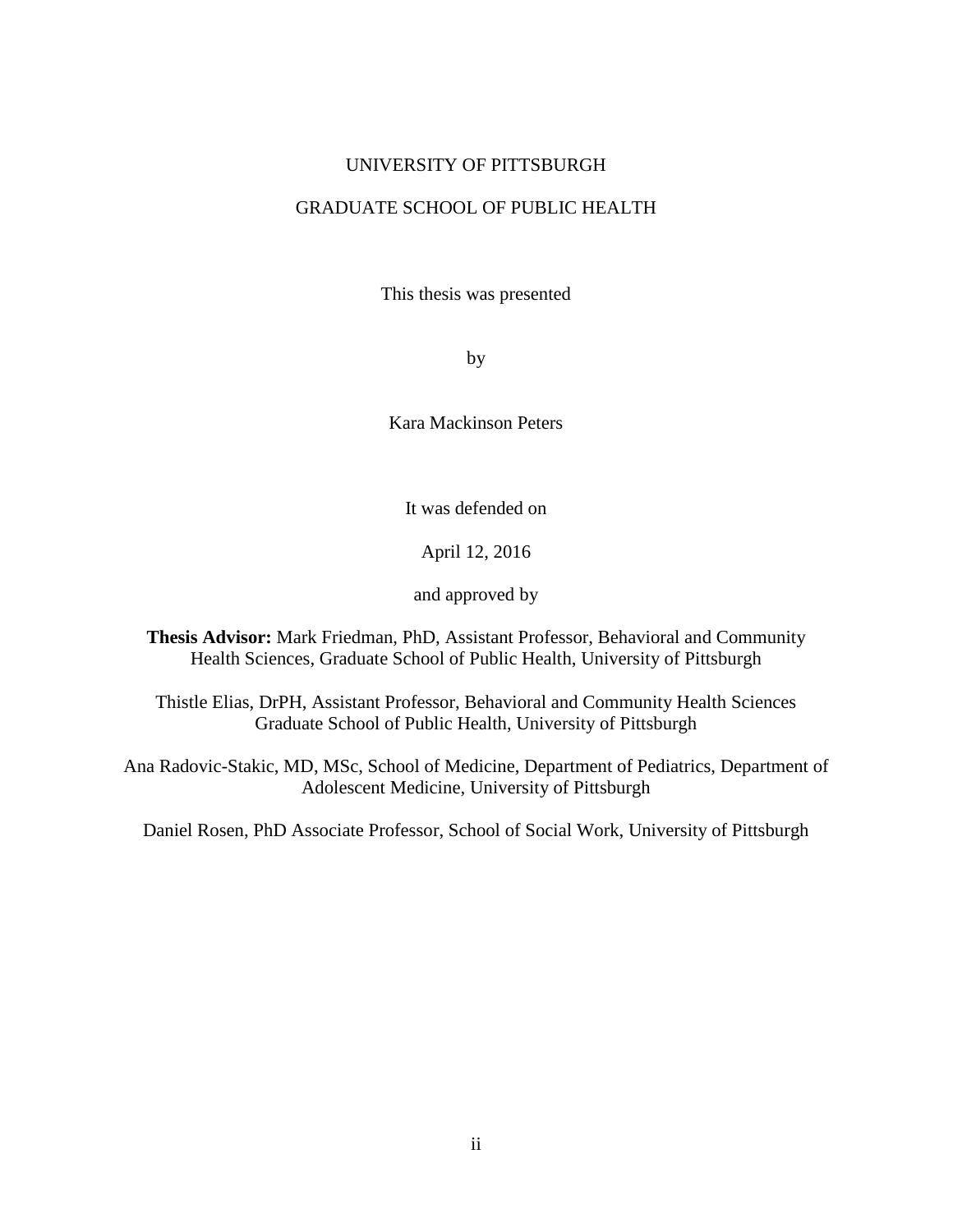UNIVERSITY OF PITTSBURGH

GRADUATE SCHOOL OF PUBLIC HEALTH

This thesis was presented

by

Kara Mackinson Peters

It was defended on

April 12, 2016

and approved by

**Thesis Advisor:** Mark Friedman, PhD, Assistant Professor, Behavioral and Community Health Sciences, Graduate School of Public Health, University of Pittsburgh

Thistle Elias, DrPH, Assistant Professor, Behavioral and Community Health Sciences Graduate School of Public Health, University of Pittsburgh

Ana Radovic-Stakic, MD, MSc, School of Medicine, Department of Pediatrics, Department of Adolescent Medicine, University of Pittsburgh

Daniel Rosen, PhD Associate Professor, School of Social Work, University of Pittsburgh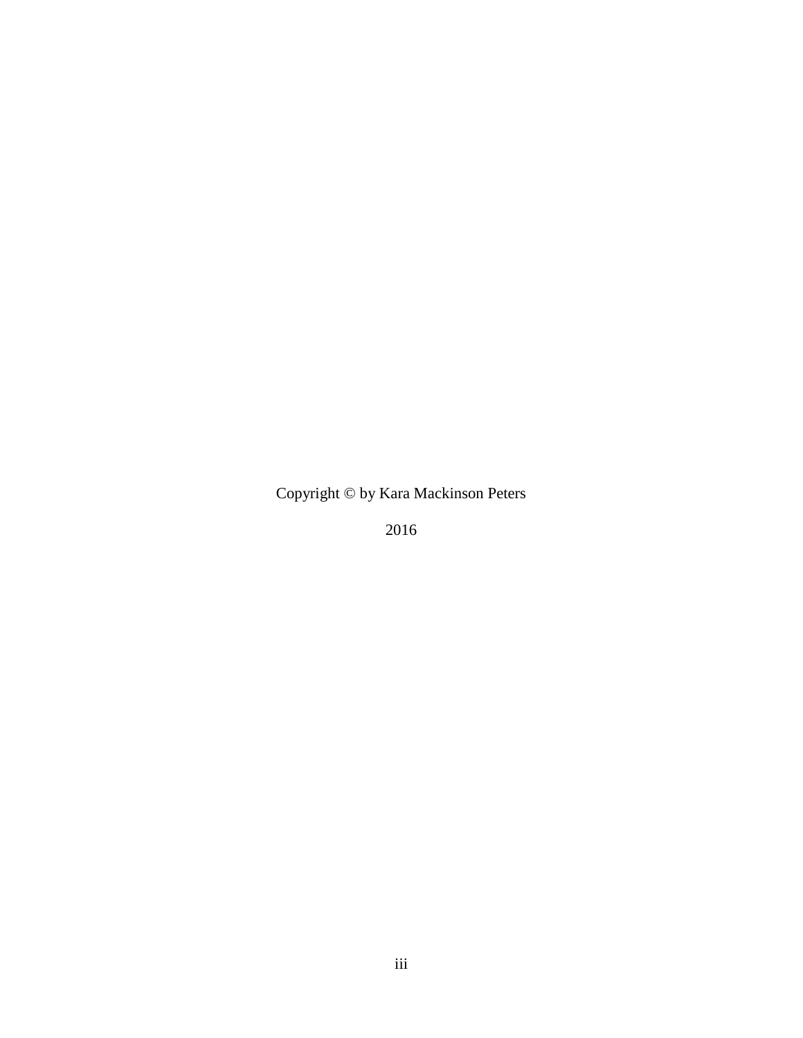Copyright © by Kara Mackinson Peters

2016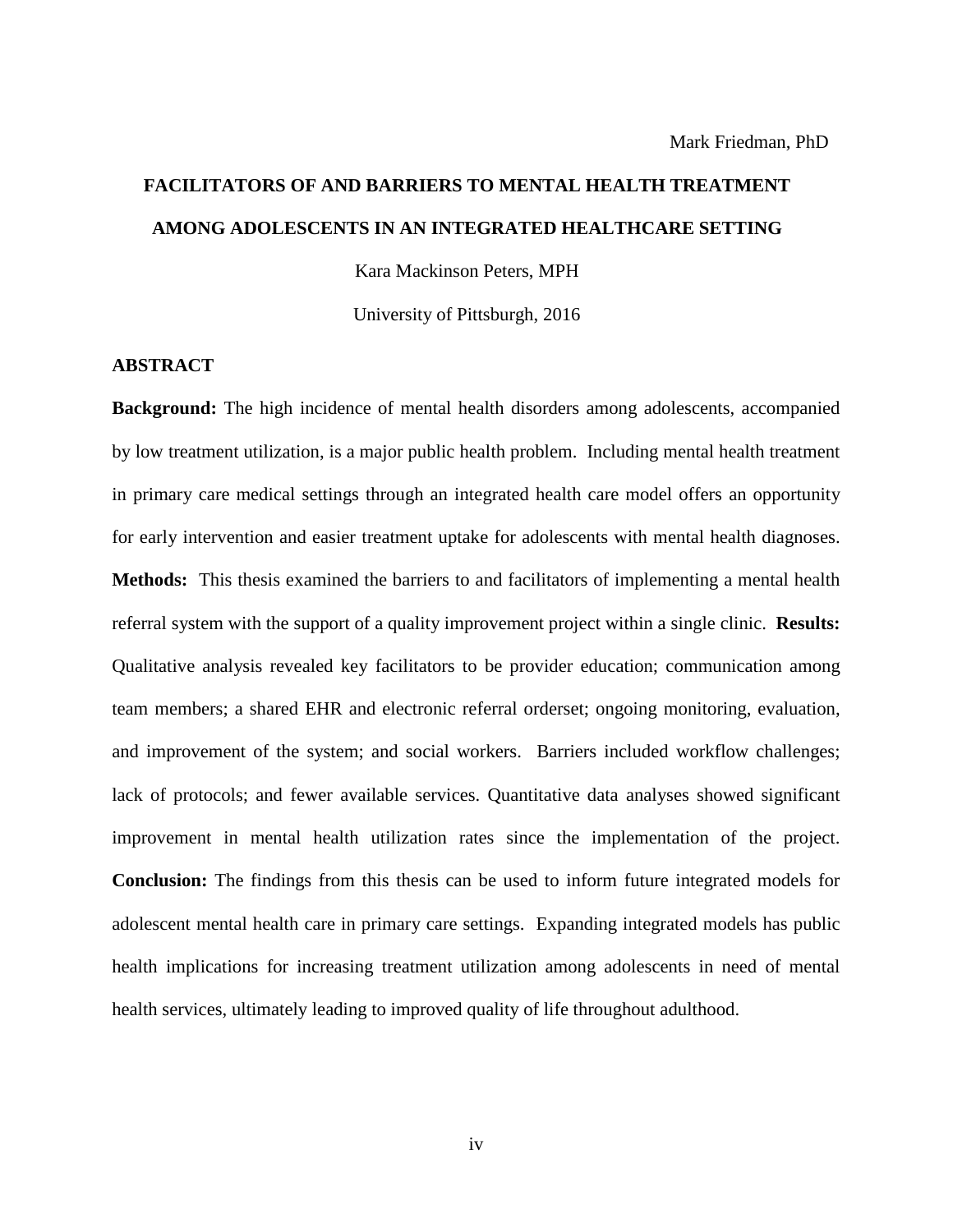Mark Friedman, PhD

# FACILITATORS OF AND BARRIERS TO MENTAL HEALTH TREATMENT AMONG ADOLESCENTS IN AN INTEGRATED HEALTHCARE SETTING

Kara Mackinson Peters, MPH

University of Pittsburgh, 2016

## ABSTRACT

**Background:** The high incidence of mental health disorders among adolescents, accompanied by low treatment utilization, is a major public health problem. Including mental health treatment in primary care medical settings through an integrated health care model offers an opportunity for early intervention and easier treatment uptake for adolescents with mental health diagnoses. **Methods:** This thesis examined the barriers to and facilitators of implementing a mental health referral system with the support of a quality improvement project within a single clinic. **Results:** Qualitative analysis revealed key facilitators to be provider education; communication among team members; a shared EHR and electronic referral orderset; ongoing monitoring, evaluation, and improvement of the system; and social workers. Barriers included workflow challenges; lack of protocols; and fewer available services. Quantitative data analyses showed significant improvement in mental health utilization rates since the implementation of the project. **Conclusion:** The findings from this thesis can be used to inform future integrated models for adolescent mental health care in primary care settings. Expanding integrated models has public health implications for increasing treatment utilization among adolescents in need of mental health services, ultimately leading to improved quality of life throughout adulthood.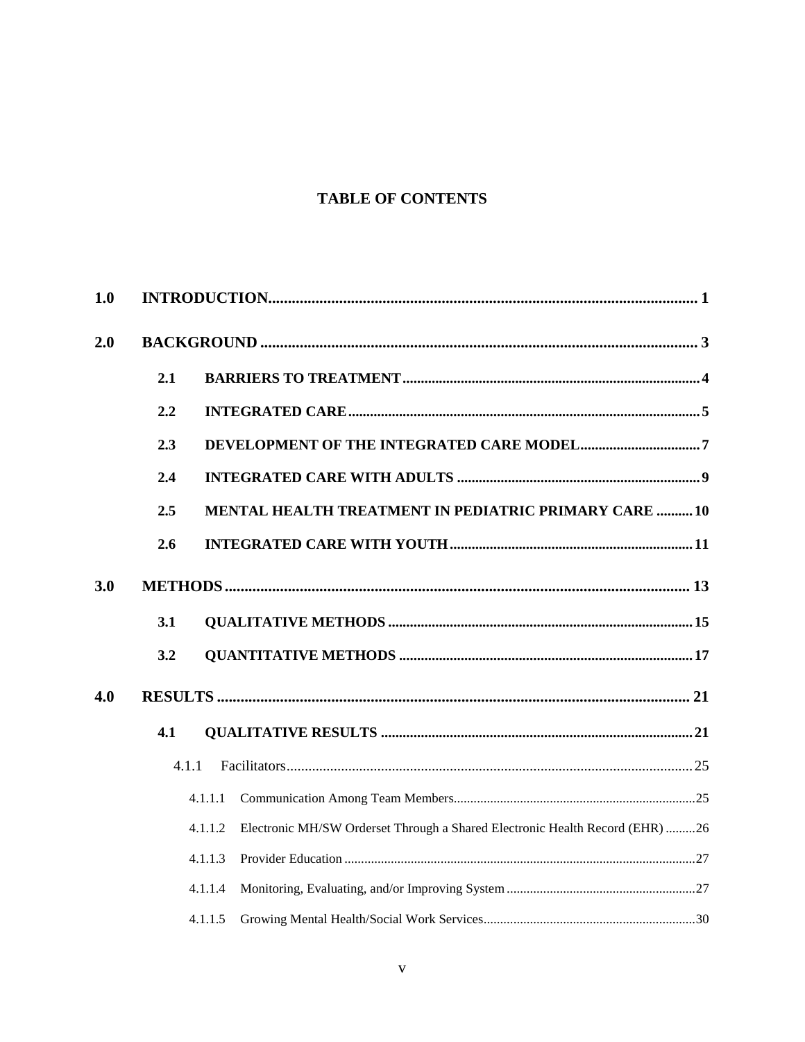# TABLE OF CONTENTS

**1.0 INTRODUCTION** ............................................................................................................ **1**

**2.0 BACKGROUND** ............................................................................................................ **3**

- **2.1 BARRIERS TO TREATMENT** ............................................................................. **4**
- **2.2 INTEGRATED CARE** ............................................................................................. **5**
- **2.3 DEVELOPMENT OF THE INTEGRATED CARE MODEL** ................................ **7**
- **2.4 INTEGRATED CARE WITH ADULTS** ................................................................. **9**
- **2.5 MENTAL HEALTH TREATMENT IN PEDIATRIC PRIMARY CARE** ......... **10**
- **2.6 INTEGRATED CARE WITH YOUTH** ................................................................. **11**

**3.0 METHODS** ................................................................................................................... **13**

- **3.1 QUALITATIVE METHODS** ................................................................................. **15**
- **3.2 QUANTITATIVE METHODS** ............................................................................... **17**

**4.0 RESULTS** ..................................................................................................................... **21**

- **4.1 QUALITATIVE RESULTS** .................................................................................... **21**
  - 4.1.1 Facilitators ............................................................................................................. 25
    - 4.1.1.1 Communication Among Team Members ........................................................................ 25
    - 4.1.1.2 Electronic MH/SW Orderset Through a Shared Electronic Health Record (EHR) ......... 26
    - 4.1.1.3 Provider Education ......................................................................................................... 27
    - 4.1.1.4 Monitoring, Evaluating, and/or Improving System ......................................................... 27
    - 4.1.1.5 Growing Mental Health/Social Work Services ............................................................... 30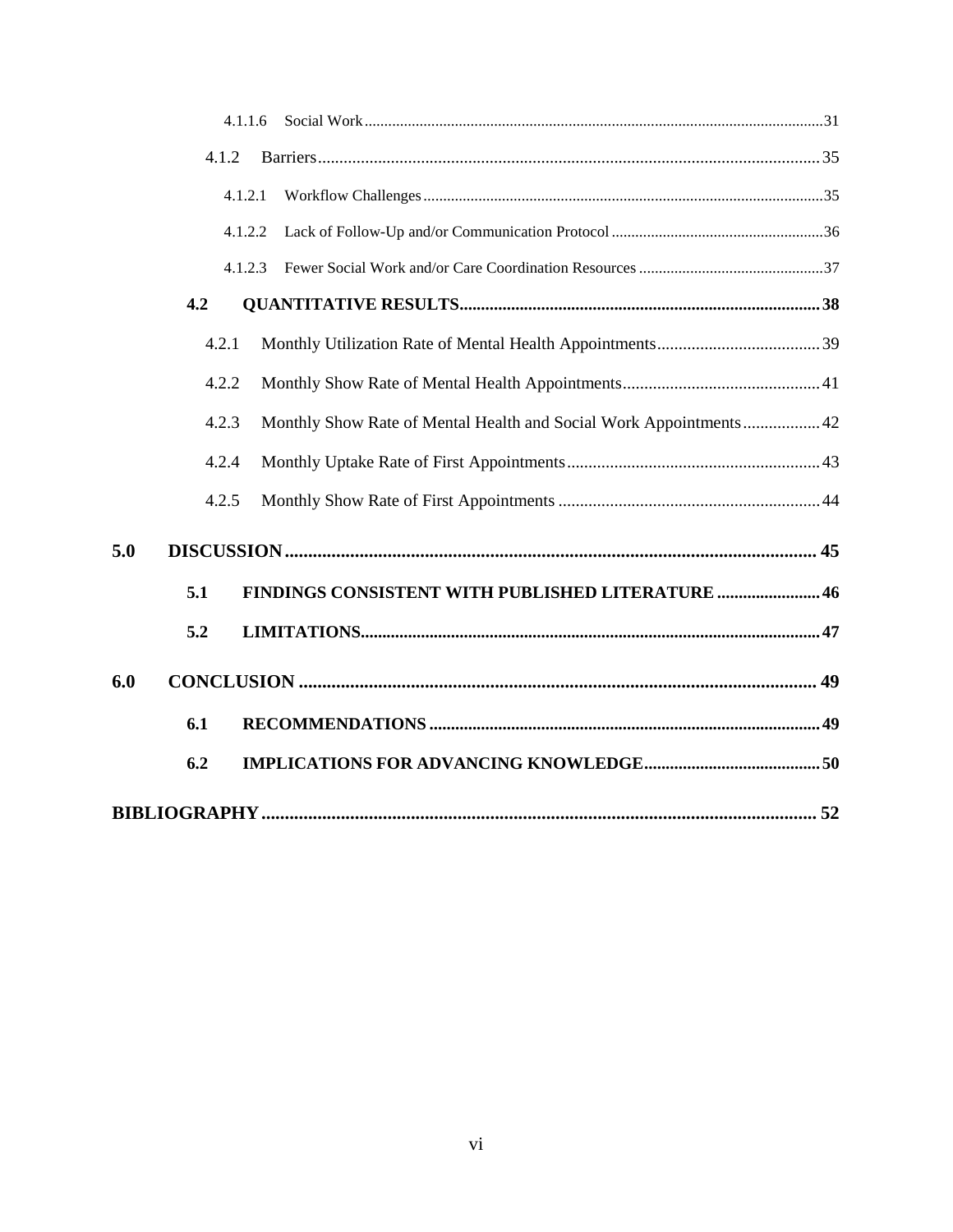4.1.1.6 Social Work ..... 31

4.1.2 Barriers ..... 35

4.1.2.1 Workflow Challenges ..... 35

4.1.2.2 Lack of Follow-Up and/or Communication Protocol ..... 36

4.1.2.3 Fewer Social Work and/or Care Coordination Resources ..... 37

**4.2 QUANTITATIVE RESULTS ..... 38**

4.2.1 Monthly Utilization Rate of Mental Health Appointments ..... 39

4.2.2 Monthly Show Rate of Mental Health Appointments ..... 41

4.2.3 Monthly Show Rate of Mental Health and Social Work Appointments ..... 42

4.2.4 Monthly Uptake Rate of First Appointments ..... 43

4.2.5 Monthly Show Rate of First Appointments ..... 44

**5.0 DISCUSSION ..... 45**

**5.1 FINDINGS CONSISTENT WITH PUBLISHED LITERATURE ..... 46**

**5.2 LIMITATIONS ..... 47**

**6.0 CONCLUSION ..... 49**

**6.1 RECOMMENDATIONS ..... 49**

**6.2 IMPLICATIONS FOR ADVANCING KNOWLEDGE ..... 50**

**BIBLIOGRAPHY ..... 52**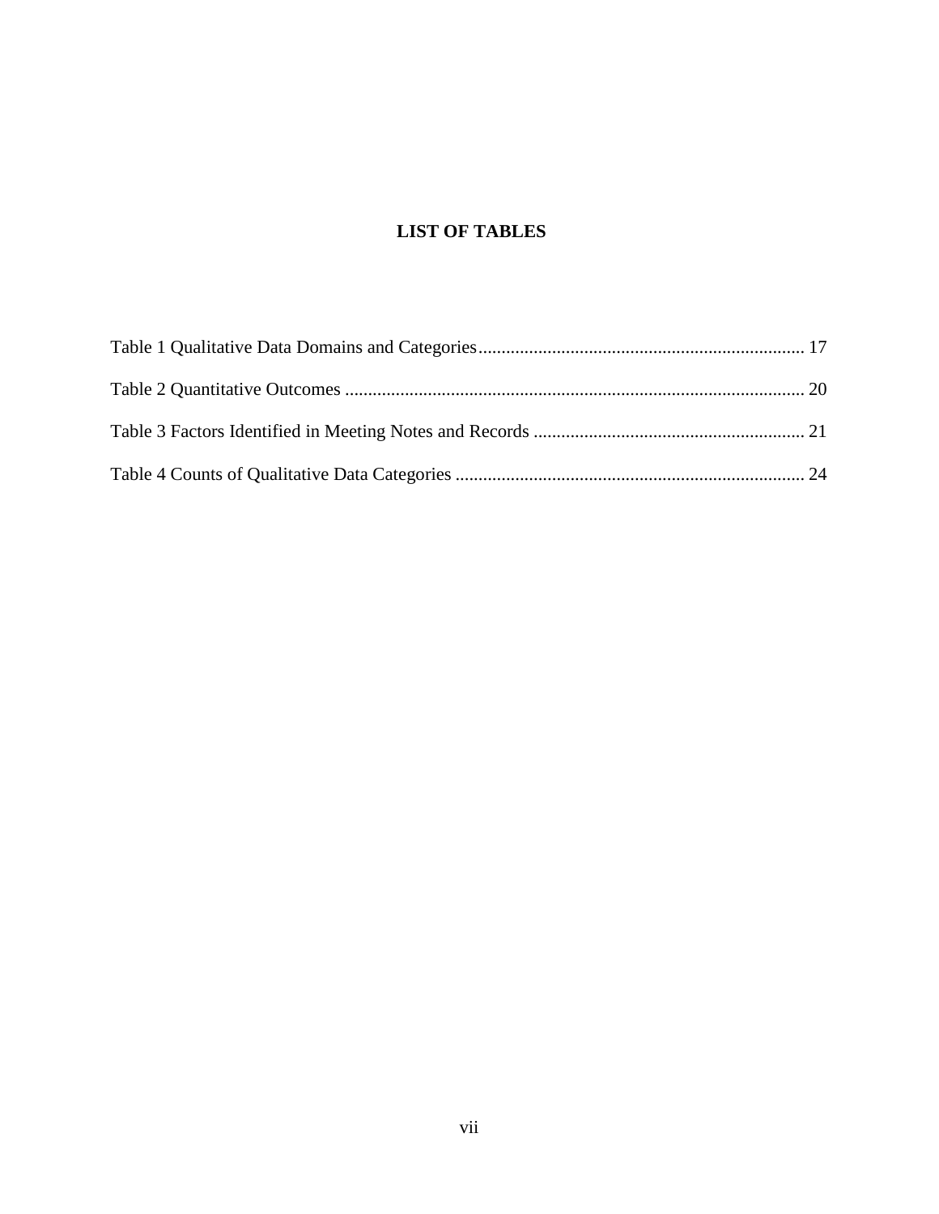# LIST OF TABLES

Table 1 Qualitative Data Domains and Categories ........................................................................ 17

Table 2 Quantitative Outcomes ..................................................................................................... 20

Table 3 Factors Identified in Meeting Notes and Records ........................................................... 21

Table 4 Counts of Qualitative Data Categories ............................................................................ 24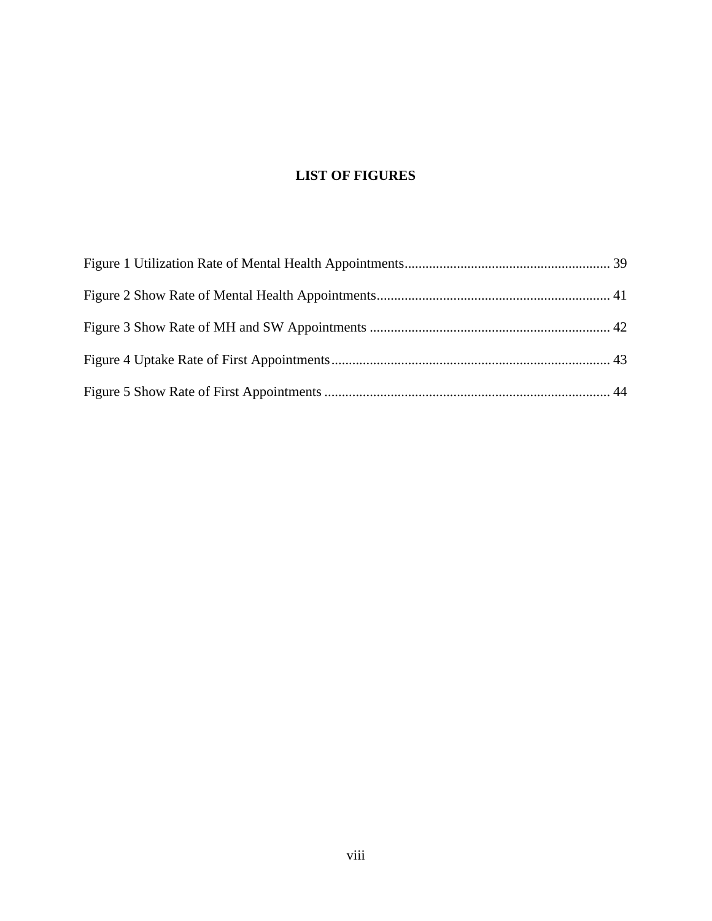# LIST OF FIGURES

Figure 1 Utilization Rate of Mental Health Appointments .......................................................... 39

Figure 2 Show Rate of Mental Health Appointments .................................................................. 41

Figure 3 Show Rate of MH and SW Appointments ..................................................................... 42

Figure 4 Uptake Rate of First Appointments ............................................................................... 43

Figure 5 Show Rate of First Appointments ................................................................................. 44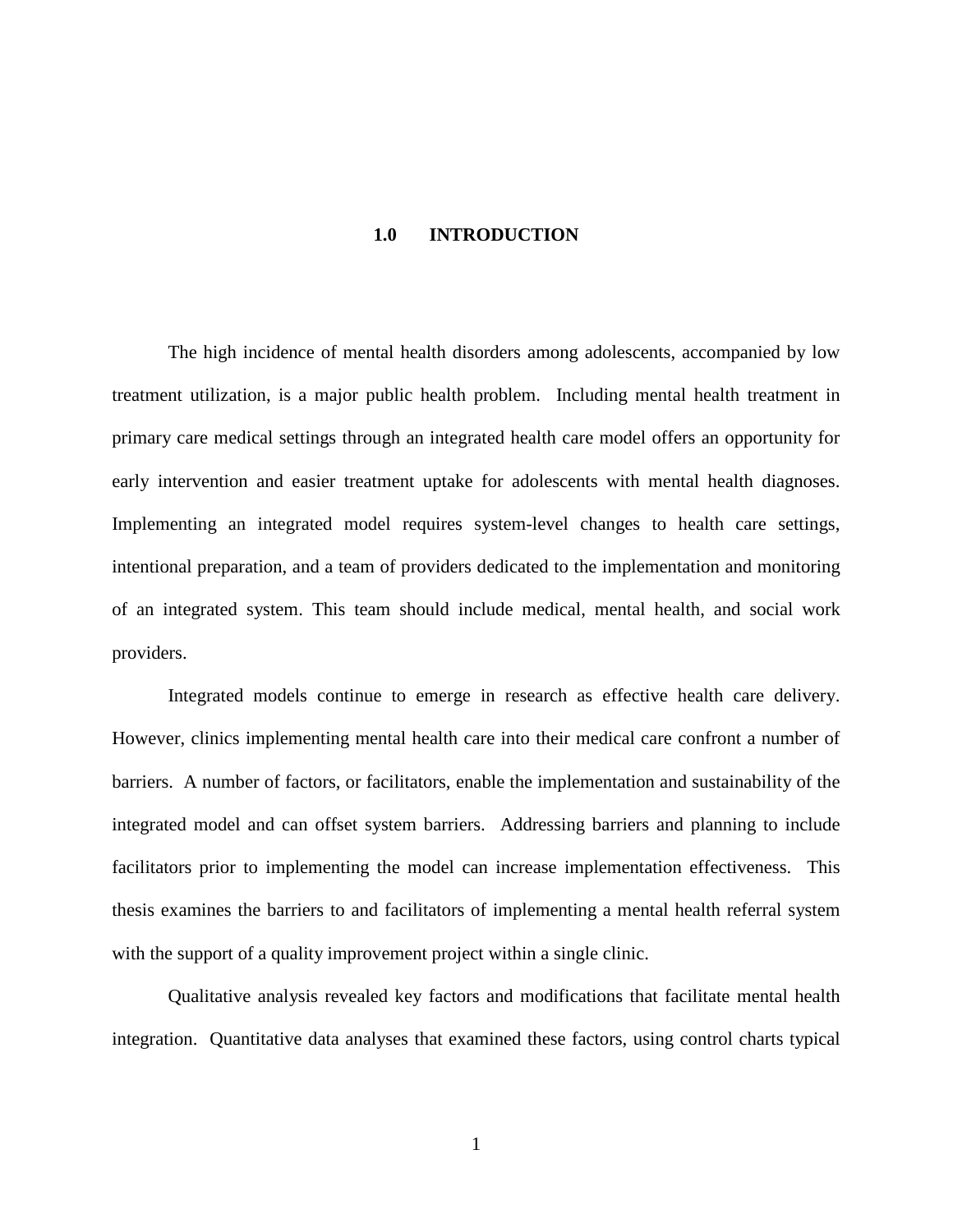# 1.0 INTRODUCTION

The high incidence of mental health disorders among adolescents, accompanied by low treatment utilization, is a major public health problem. Including mental health treatment in primary care medical settings through an integrated health care model offers an opportunity for early intervention and easier treatment uptake for adolescents with mental health diagnoses. Implementing an integrated model requires system-level changes to health care settings, intentional preparation, and a team of providers dedicated to the implementation and monitoring of an integrated system. This team should include medical, mental health, and social work providers.

Integrated models continue to emerge in research as effective health care delivery. However, clinics implementing mental health care into their medical care confront a number of barriers. A number of factors, or facilitators, enable the implementation and sustainability of the integrated model and can offset system barriers. Addressing barriers and planning to include facilitators prior to implementing the model can increase implementation effectiveness. This thesis examines the barriers to and facilitators of implementing a mental health referral system with the support of a quality improvement project within a single clinic.

Qualitative analysis revealed key factors and modifications that facilitate mental health integration. Quantitative data analyses that examined these factors, using control charts typical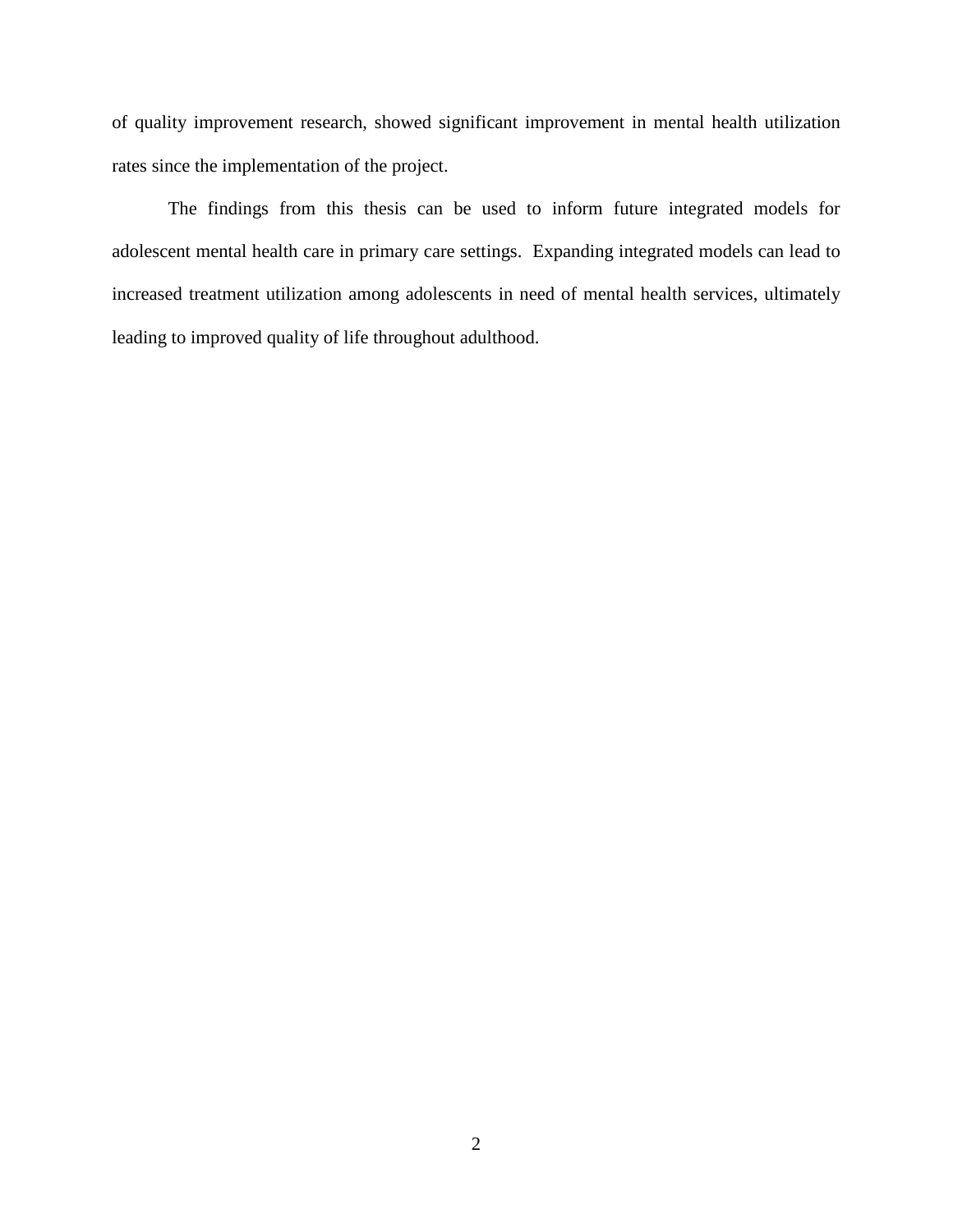of quality improvement research, showed significant improvement in mental health utilization rates since the implementation of the project.

The findings from this thesis can be used to inform future integrated models for adolescent mental health care in primary care settings. Expanding integrated models can lead to increased treatment utilization among adolescents in need of mental health services, ultimately leading to improved quality of life throughout adulthood.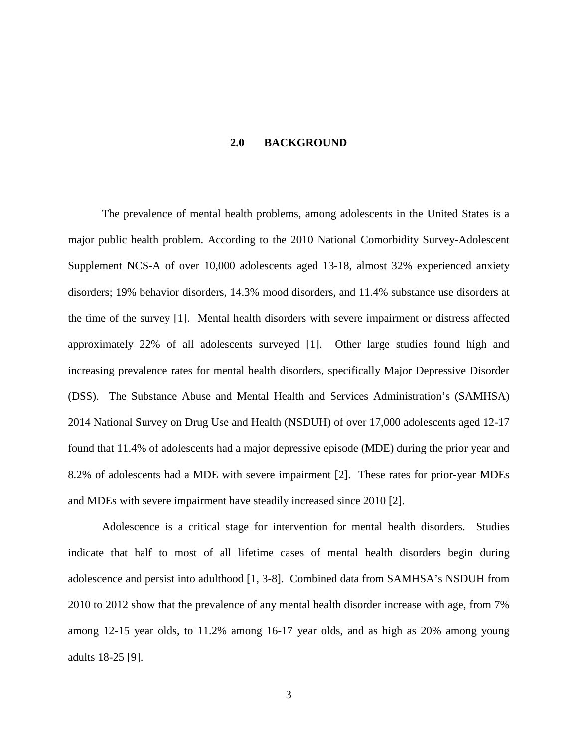# 2.0 BACKGROUND

The prevalence of mental health problems, among adolescents in the United States is a major public health problem. According to the 2010 National Comorbidity Survey-Adolescent Supplement NCS-A of over 10,000 adolescents aged 13-18, almost 32% experienced anxiety disorders; 19% behavior disorders, 14.3% mood disorders, and 11.4% substance use disorders at the time of the survey [1]. Mental health disorders with severe impairment or distress affected approximately 22% of all adolescents surveyed [1]. Other large studies found high and increasing prevalence rates for mental health disorders, specifically Major Depressive Disorder (DSS). The Substance Abuse and Mental Health and Services Administration's (SAMHSA) 2014 National Survey on Drug Use and Health (NSDUH) of over 17,000 adolescents aged 12-17 found that 11.4% of adolescents had a major depressive episode (MDE) during the prior year and 8.2% of adolescents had a MDE with severe impairment [2]. These rates for prior-year MDEs and MDEs with severe impairment have steadily increased since 2010 [2].

Adolescence is a critical stage for intervention for mental health disorders. Studies indicate that half to most of all lifetime cases of mental health disorders begin during adolescence and persist into adulthood [1, 3-8]. Combined data from SAMHSA's NSDUH from 2010 to 2012 show that the prevalence of any mental health disorder increase with age, from 7% among 12-15 year olds, to 11.2% among 16-17 year olds, and as high as 20% among young adults 18-25 [9].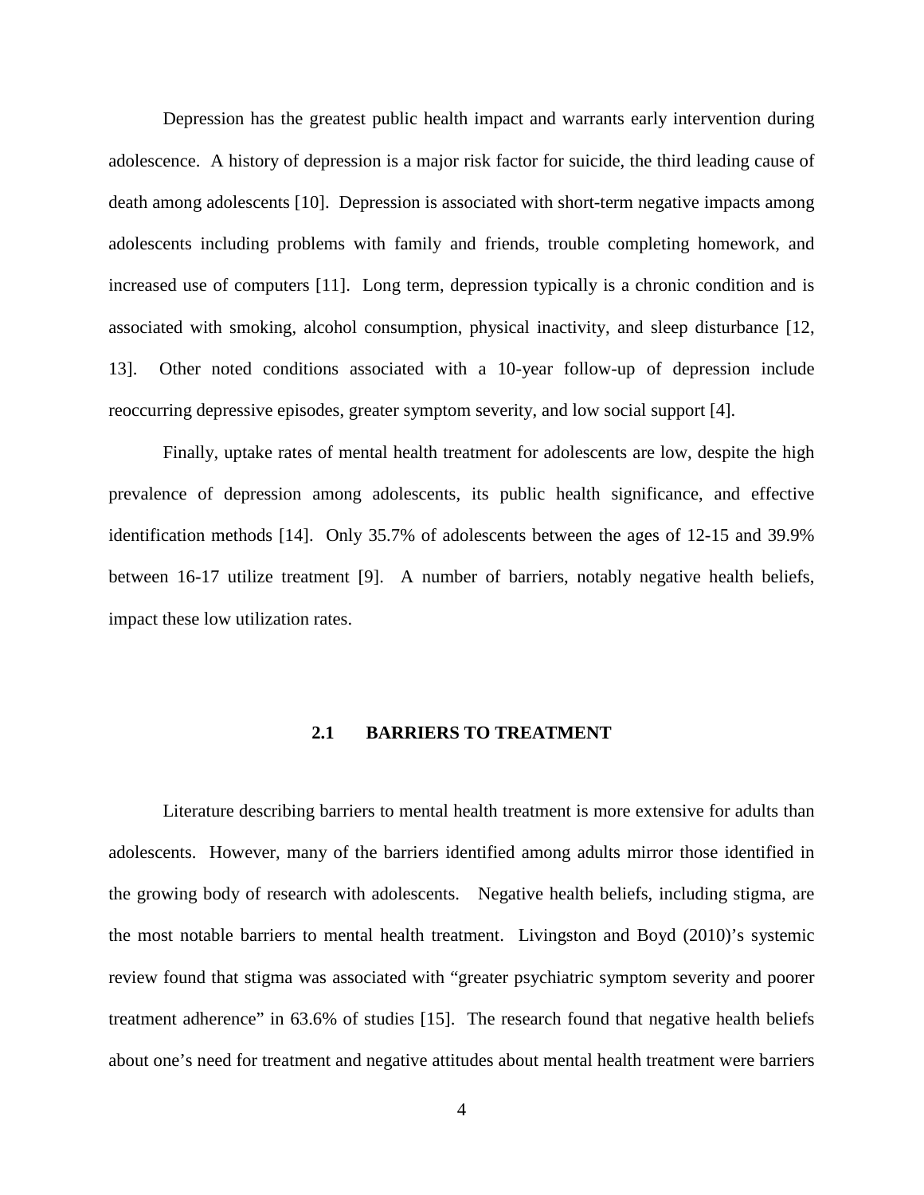Depression has the greatest public health impact and warrants early intervention during adolescence. A history of depression is a major risk factor for suicide, the third leading cause of death among adolescents [10]. Depression is associated with short-term negative impacts among adolescents including problems with family and friends, trouble completing homework, and increased use of computers [11]. Long term, depression typically is a chronic condition and is associated with smoking, alcohol consumption, physical inactivity, and sleep disturbance [12, 13]. Other noted conditions associated with a 10-year follow-up of depression include reoccurring depressive episodes, greater symptom severity, and low social support [4].

Finally, uptake rates of mental health treatment for adolescents are low, despite the high prevalence of depression among adolescents, its public health significance, and effective identification methods [14]. Only 35.7% of adolescents between the ages of 12-15 and 39.9% between 16-17 utilize treatment [9]. A number of barriers, notably negative health beliefs, impact these low utilization rates.

## 2.1 BARRIERS TO TREATMENT

Literature describing barriers to mental health treatment is more extensive for adults than adolescents. However, many of the barriers identified among adults mirror those identified in the growing body of research with adolescents. Negative health beliefs, including stigma, are the most notable barriers to mental health treatment. Livingston and Boyd (2010)'s systemic review found that stigma was associated with "greater psychiatric symptom severity and poorer treatment adherence" in 63.6% of studies [15]. The research found that negative health beliefs about one's need for treatment and negative attitudes about mental health treatment were barriers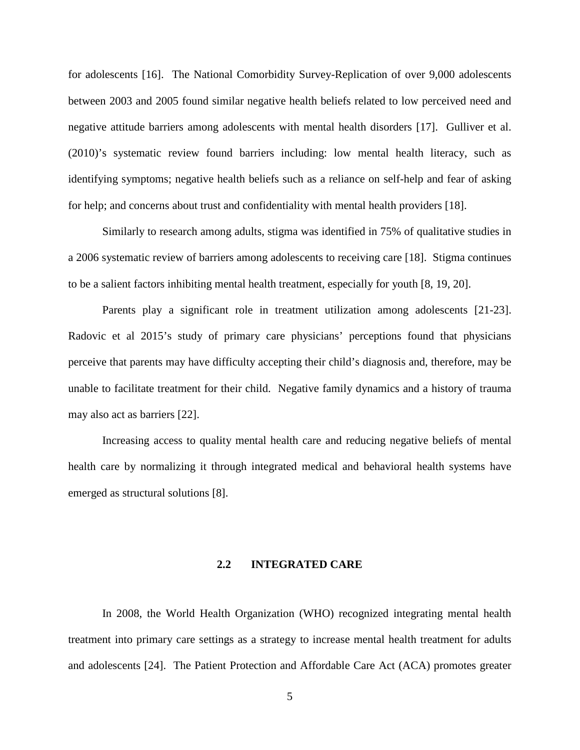for adolescents [16]. The National Comorbidity Survey-Replication of over 9,000 adolescents between 2003 and 2005 found similar negative health beliefs related to low perceived need and negative attitude barriers among adolescents with mental health disorders [17]. Gulliver et al. (2010)'s systematic review found barriers including: low mental health literacy, such as identifying symptoms; negative health beliefs such as a reliance on self-help and fear of asking for help; and concerns about trust and confidentiality with mental health providers [18].

Similarly to research among adults, stigma was identified in 75% of qualitative studies in a 2006 systematic review of barriers among adolescents to receiving care [18]. Stigma continues to be a salient factors inhibiting mental health treatment, especially for youth [8, 19, 20].

Parents play a significant role in treatment utilization among adolescents [21-23]. Radovic et al 2015's study of primary care physicians' perceptions found that physicians perceive that parents may have difficulty accepting their child's diagnosis and, therefore, may be unable to facilitate treatment for their child. Negative family dynamics and a history of trauma may also act as barriers [22].

Increasing access to quality mental health care and reducing negative beliefs of mental health care by normalizing it through integrated medical and behavioral health systems have emerged as structural solutions [8].

## 2.2 INTEGRATED CARE

In 2008, the World Health Organization (WHO) recognized integrating mental health treatment into primary care settings as a strategy to increase mental health treatment for adults and adolescents [24]. The Patient Protection and Affordable Care Act (ACA) promotes greater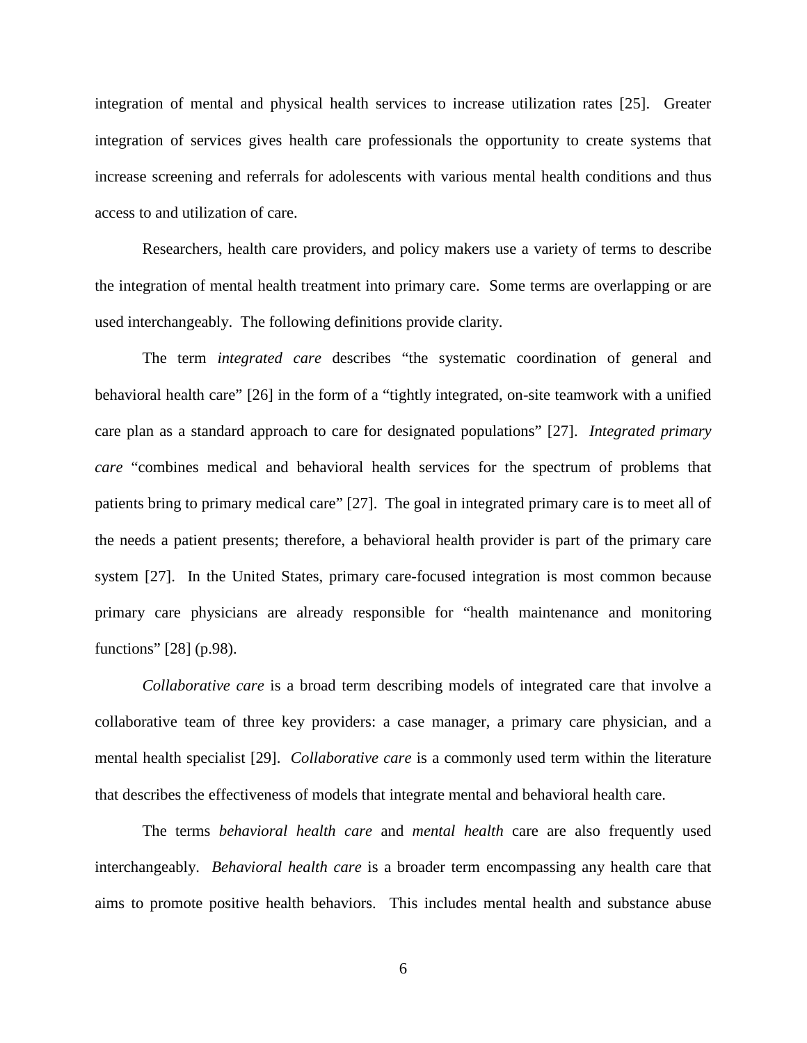integration of mental and physical health services to increase utilization rates [25]. Greater integration of services gives health care professionals the opportunity to create systems that increase screening and referrals for adolescents with various mental health conditions and thus access to and utilization of care.

Researchers, health care providers, and policy makers use a variety of terms to describe the integration of mental health treatment into primary care. Some terms are overlapping or are used interchangeably. The following definitions provide clarity.

The term *integrated care* describes "the systematic coordination of general and behavioral health care" [26] in the form of a "tightly integrated, on-site teamwork with a unified care plan as a standard approach to care for designated populations" [27]. *Integrated primary care* "combines medical and behavioral health services for the spectrum of problems that patients bring to primary medical care" [27]. The goal in integrated primary care is to meet all of the needs a patient presents; therefore, a behavioral health provider is part of the primary care system [27]. In the United States, primary care-focused integration is most common because primary care physicians are already responsible for "health maintenance and monitoring functions" [28] (p.98).

*Collaborative care* is a broad term describing models of integrated care that involve a collaborative team of three key providers: a case manager, a primary care physician, and a mental health specialist [29]. *Collaborative care* is a commonly used term within the literature that describes the effectiveness of models that integrate mental and behavioral health care.

The terms *behavioral health care* and *mental health* care are also frequently used interchangeably. *Behavioral health care* is a broader term encompassing any health care that aims to promote positive health behaviors. This includes mental health and substance abuse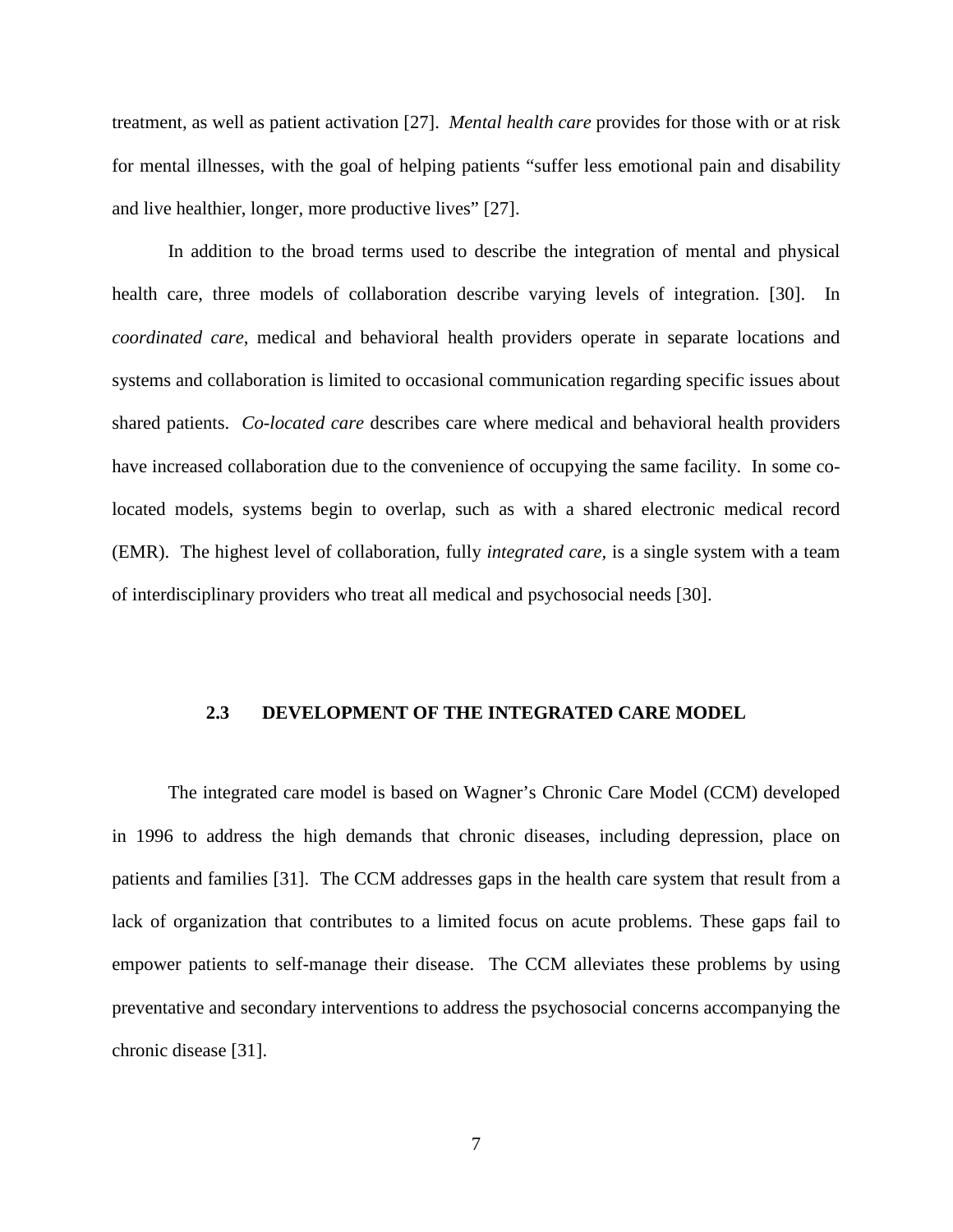treatment, as well as patient activation [27]. *Mental health care* provides for those with or at risk for mental illnesses, with the goal of helping patients "suffer less emotional pain and disability and live healthier, longer, more productive lives" [27].

In addition to the broad terms used to describe the integration of mental and physical health care, three models of collaboration describe varying levels of integration. [30]. In *coordinated care*, medical and behavioral health providers operate in separate locations and systems and collaboration is limited to occasional communication regarding specific issues about shared patients. *Co-located care* describes care where medical and behavioral health providers have increased collaboration due to the convenience of occupying the same facility. In some co-located models, systems begin to overlap, such as with a shared electronic medical record (EMR). The highest level of collaboration, fully *integrated care*, is a single system with a team of interdisciplinary providers who treat all medical and psychosocial needs [30].

### 2.3 DEVELOPMENT OF THE INTEGRATED CARE MODEL

The integrated care model is based on Wagner's Chronic Care Model (CCM) developed in 1996 to address the high demands that chronic diseases, including depression, place on patients and families [31]. The CCM addresses gaps in the health care system that result from a lack of organization that contributes to a limited focus on acute problems. These gaps fail to empower patients to self-manage their disease. The CCM alleviates these problems by using preventative and secondary interventions to address the psychosocial concerns accompanying the chronic disease [31].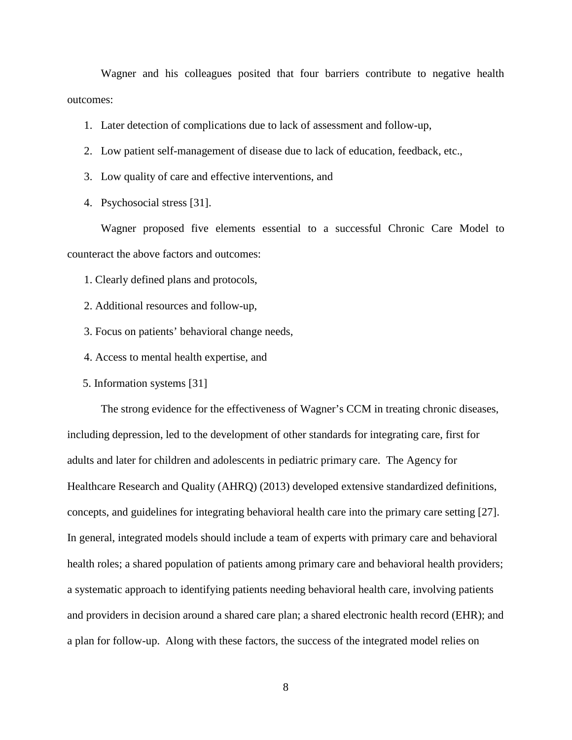Wagner and his colleagues posited that four barriers contribute to negative health outcomes:

1. Later detection of complications due to lack of assessment and follow-up,
2. Low patient self-management of disease due to lack of education, feedback, etc.,
3. Low quality of care and effective interventions, and
4. Psychosocial stress [31].

Wagner proposed five elements essential to a successful Chronic Care Model to counteract the above factors and outcomes:

1. Clearly defined plans and protocols,
2. Additional resources and follow-up,
3. Focus on patients' behavioral change needs,
4. Access to mental health expertise, and
5. Information systems [31]

The strong evidence for the effectiveness of Wagner's CCM in treating chronic diseases, including depression, led to the development of other standards for integrating care, first for adults and later for children and adolescents in pediatric primary care. The Agency for Healthcare Research and Quality (AHRQ) (2013) developed extensive standardized definitions, concepts, and guidelines for integrating behavioral health care into the primary care setting [27]. In general, integrated models should include a team of experts with primary care and behavioral health roles; a shared population of patients among primary care and behavioral health providers; a systematic approach to identifying patients needing behavioral health care, involving patients and providers in decision around a shared care plan; a shared electronic health record (EHR); and a plan for follow-up. Along with these factors, the success of the integrated model relies on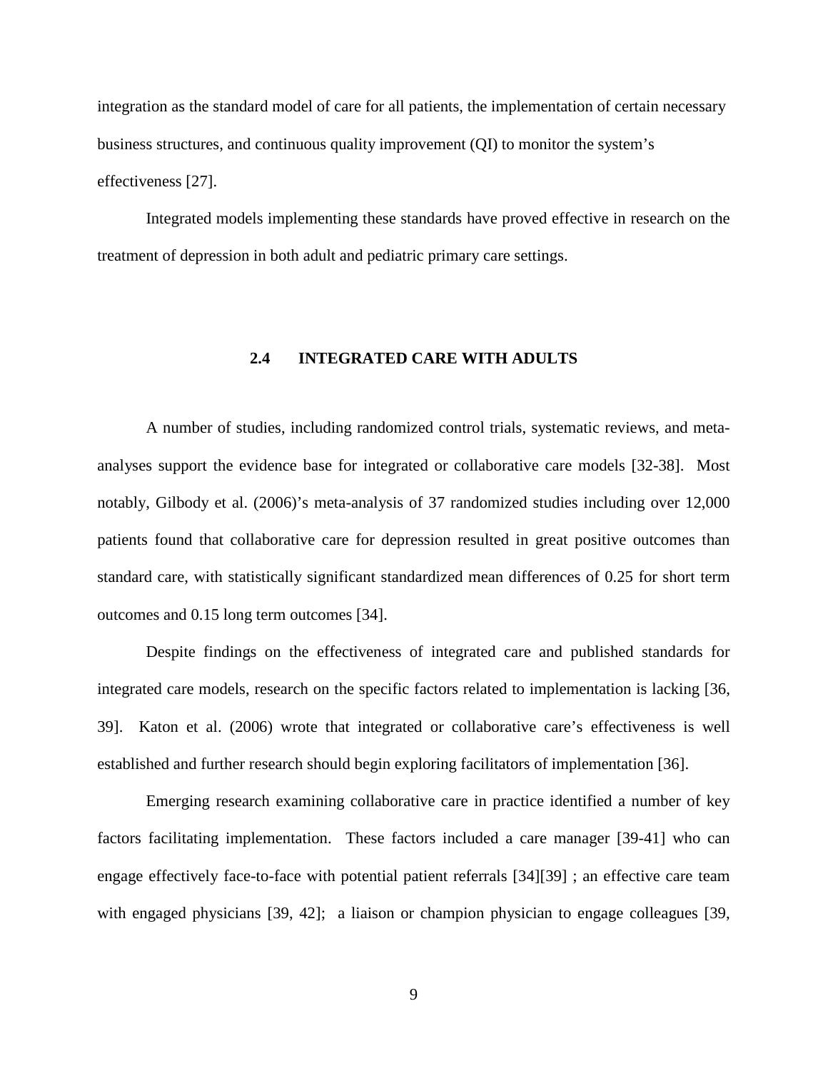integration as the standard model of care for all patients, the implementation of certain necessary business structures, and continuous quality improvement (QI) to monitor the system's effectiveness [27].

Integrated models implementing these standards have proved effective in research on the treatment of depression in both adult and pediatric primary care settings.

## 2.4 INTEGRATED CARE WITH ADULTS

A number of studies, including randomized control trials, systematic reviews, and meta-analyses support the evidence base for integrated or collaborative care models [32-38]. Most notably, Gilbody et al. (2006)'s meta-analysis of 37 randomized studies including over 12,000 patients found that collaborative care for depression resulted in great positive outcomes than standard care, with statistically significant standardized mean differences of 0.25 for short term outcomes and 0.15 long term outcomes [34].

Despite findings on the effectiveness of integrated care and published standards for integrated care models, research on the specific factors related to implementation is lacking [36, 39]. Katon et al. (2006) wrote that integrated or collaborative care's effectiveness is well established and further research should begin exploring facilitators of implementation [36].

Emerging research examining collaborative care in practice identified a number of key factors facilitating implementation. These factors included a care manager [39-41] who can engage effectively face-to-face with potential patient referrals [34][39] ; an effective care team with engaged physicians [39, 42]; a liaison or champion physician to engage colleagues [39,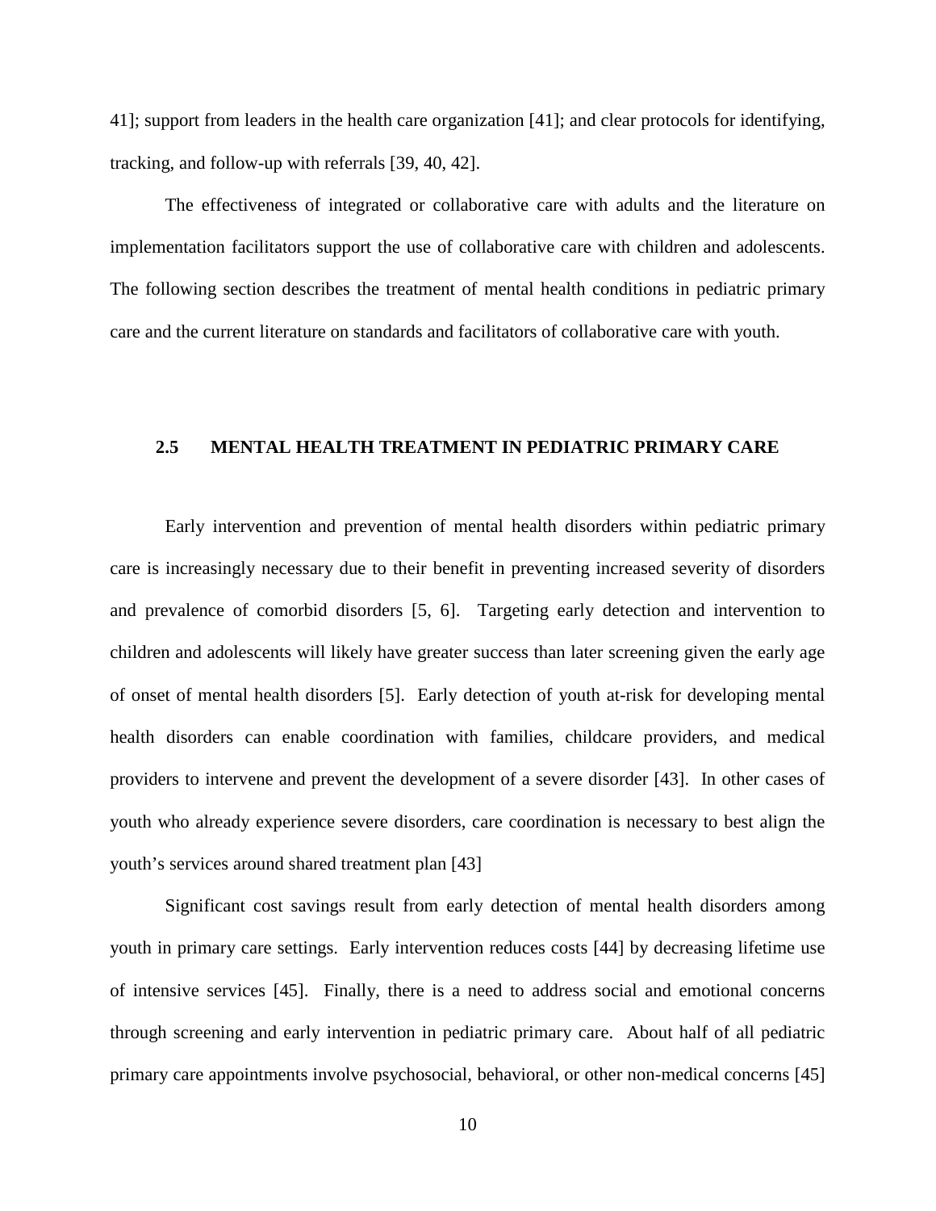41]; support from leaders in the health care organization [41]; and clear protocols for identifying, tracking, and follow-up with referrals [39, 40, 42].

The effectiveness of integrated or collaborative care with adults and the literature on implementation facilitators support the use of collaborative care with children and adolescents. The following section describes the treatment of mental health conditions in pediatric primary care and the current literature on standards and facilitators of collaborative care with youth.

## 2.5 MENTAL HEALTH TREATMENT IN PEDIATRIC PRIMARY CARE

Early intervention and prevention of mental health disorders within pediatric primary care is increasingly necessary due to their benefit in preventing increased severity of disorders and prevalence of comorbid disorders [5, 6]. Targeting early detection and intervention to children and adolescents will likely have greater success than later screening given the early age of onset of mental health disorders [5]. Early detection of youth at-risk for developing mental health disorders can enable coordination with families, childcare providers, and medical providers to intervene and prevent the development of a severe disorder [43]. In other cases of youth who already experience severe disorders, care coordination is necessary to best align the youth's services around shared treatment plan [43]

Significant cost savings result from early detection of mental health disorders among youth in primary care settings. Early intervention reduces costs [44] by decreasing lifetime use of intensive services [45]. Finally, there is a need to address social and emotional concerns through screening and early intervention in pediatric primary care. About half of all pediatric primary care appointments involve psychosocial, behavioral, or other non-medical concerns [45]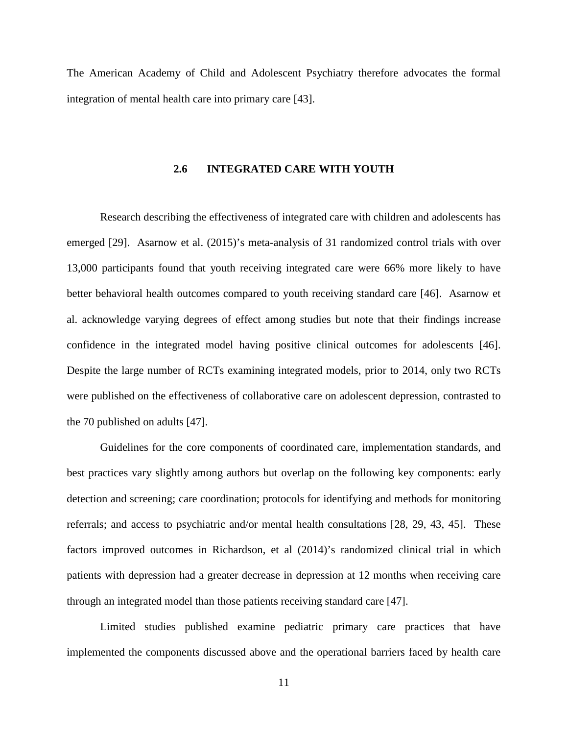The American Academy of Child and Adolescent Psychiatry therefore advocates the formal integration of mental health care into primary care [43].

## 2.6 INTEGRATED CARE WITH YOUTH

Research describing the effectiveness of integrated care with children and adolescents has emerged [29]. Asarnow et al. (2015)'s meta-analysis of 31 randomized control trials with over 13,000 participants found that youth receiving integrated care were 66% more likely to have better behavioral health outcomes compared to youth receiving standard care [46]. Asarnow et al. acknowledge varying degrees of effect among studies but note that their findings increase confidence in the integrated model having positive clinical outcomes for adolescents [46]. Despite the large number of RCTs examining integrated models, prior to 2014, only two RCTs were published on the effectiveness of collaborative care on adolescent depression, contrasted to the 70 published on adults [47].

Guidelines for the core components of coordinated care, implementation standards, and best practices vary slightly among authors but overlap on the following key components: early detection and screening; care coordination; protocols for identifying and methods for monitoring referrals; and access to psychiatric and/or mental health consultations [28, 29, 43, 45]. These factors improved outcomes in Richardson, et al (2014)'s randomized clinical trial in which patients with depression had a greater decrease in depression at 12 months when receiving care through an integrated model than those patients receiving standard care [47].

Limited studies published examine pediatric primary care practices that have implemented the components discussed above and the operational barriers faced by health care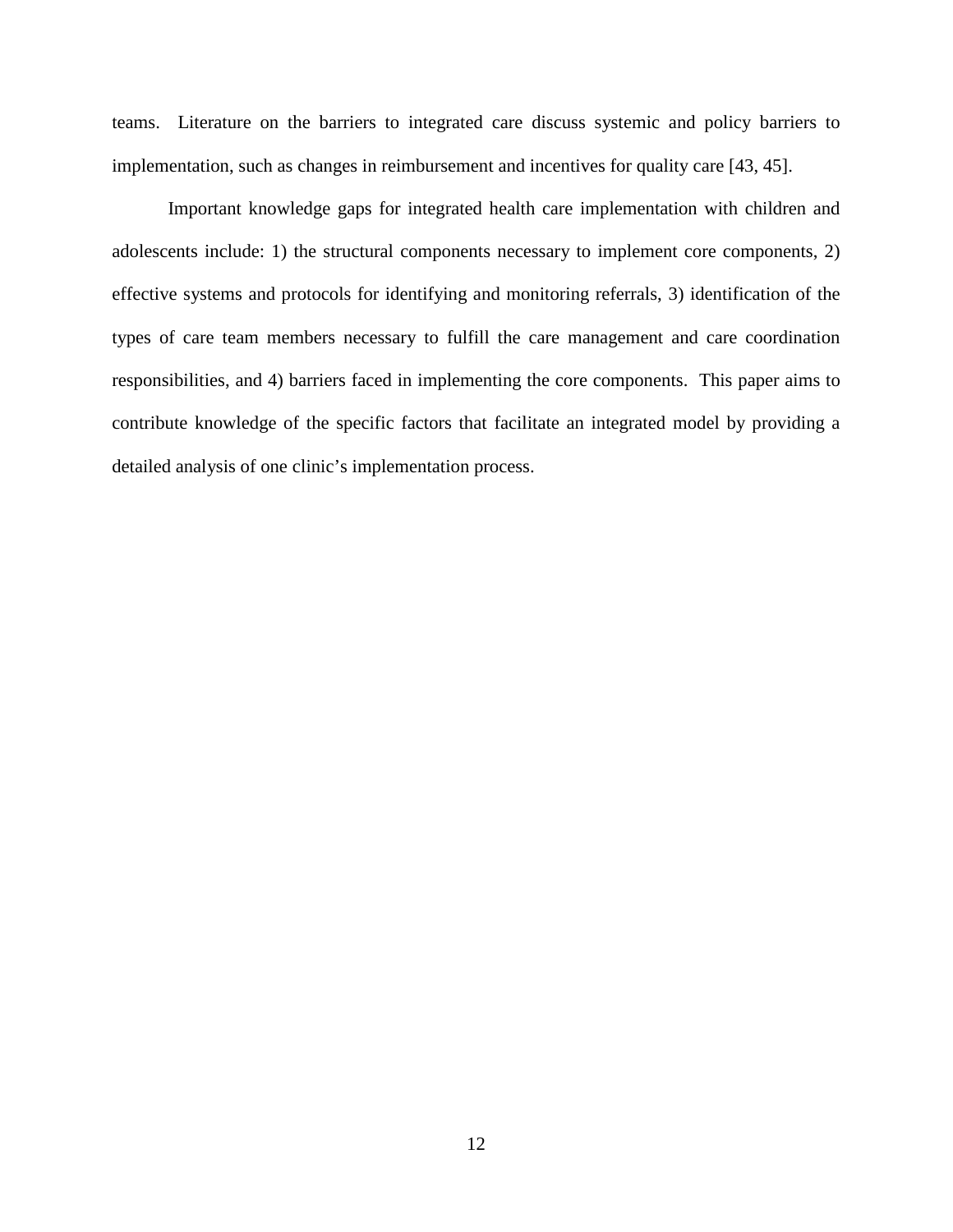teams. Literature on the barriers to integrated care discuss systemic and policy barriers to implementation, such as changes in reimbursement and incentives for quality care [43, 45].

Important knowledge gaps for integrated health care implementation with children and adolescents include: 1) the structural components necessary to implement core components, 2) effective systems and protocols for identifying and monitoring referrals, 3) identification of the types of care team members necessary to fulfill the care management and care coordination responsibilities, and 4) barriers faced in implementing the core components. This paper aims to contribute knowledge of the specific factors that facilitate an integrated model by providing a detailed analysis of one clinic's implementation process.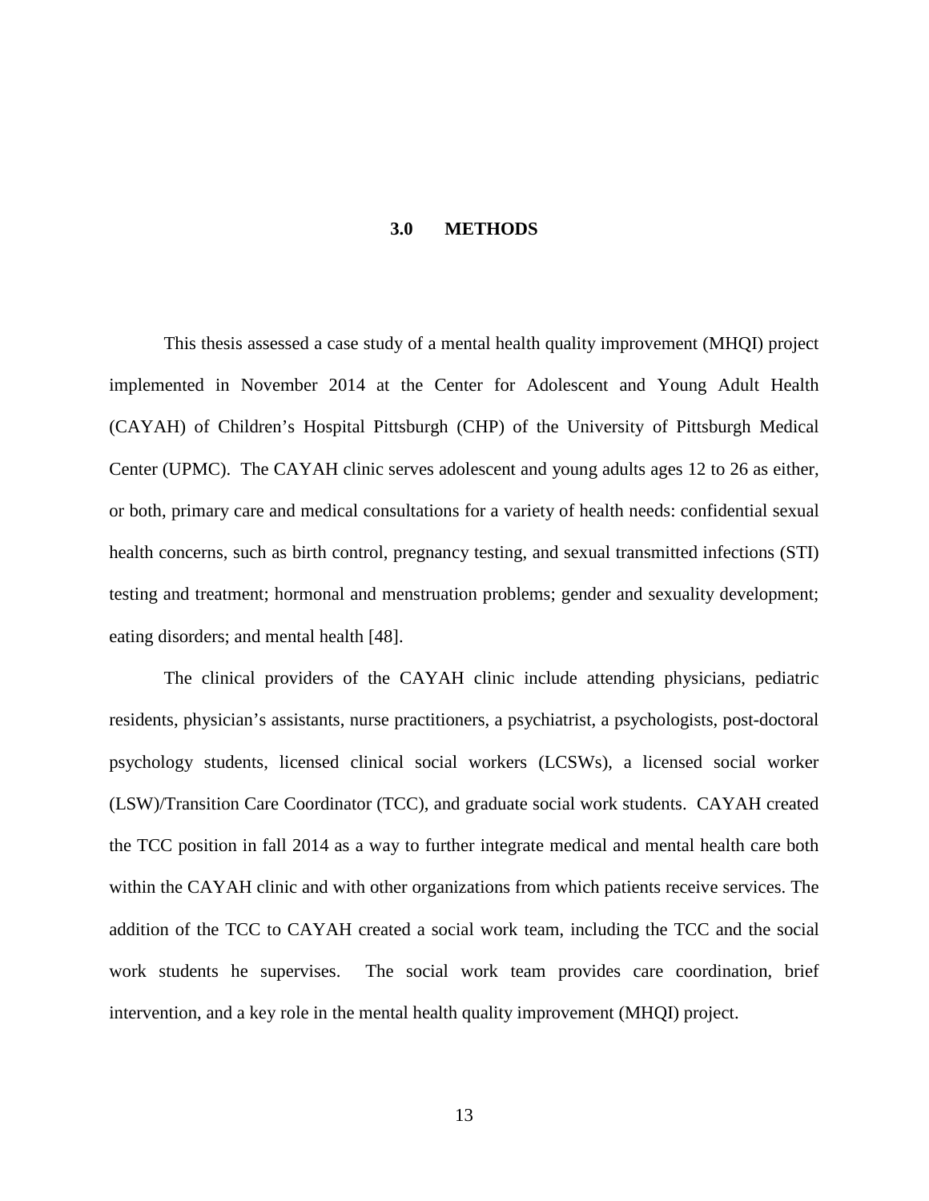# 3.0 METHODS

This thesis assessed a case study of a mental health quality improvement (MHQI) project implemented in November 2014 at the Center for Adolescent and Young Adult Health (CAYAH) of Children's Hospital Pittsburgh (CHP) of the University of Pittsburgh Medical Center (UPMC). The CAYAH clinic serves adolescent and young adults ages 12 to 26 as either, or both, primary care and medical consultations for a variety of health needs: confidential sexual health concerns, such as birth control, pregnancy testing, and sexual transmitted infections (STI) testing and treatment; hormonal and menstruation problems; gender and sexuality development; eating disorders; and mental health [48].

The clinical providers of the CAYAH clinic include attending physicians, pediatric residents, physician's assistants, nurse practitioners, a psychiatrist, a psychologists, post-doctoral psychology students, licensed clinical social workers (LCSWs), a licensed social worker (LSW)/Transition Care Coordinator (TCC), and graduate social work students. CAYAH created the TCC position in fall 2014 as a way to further integrate medical and mental health care both within the CAYAH clinic and with other organizations from which patients receive services. The addition of the TCC to CAYAH created a social work team, including the TCC and the social work students he supervises. The social work team provides care coordination, brief intervention, and a key role in the mental health quality improvement (MHQI) project.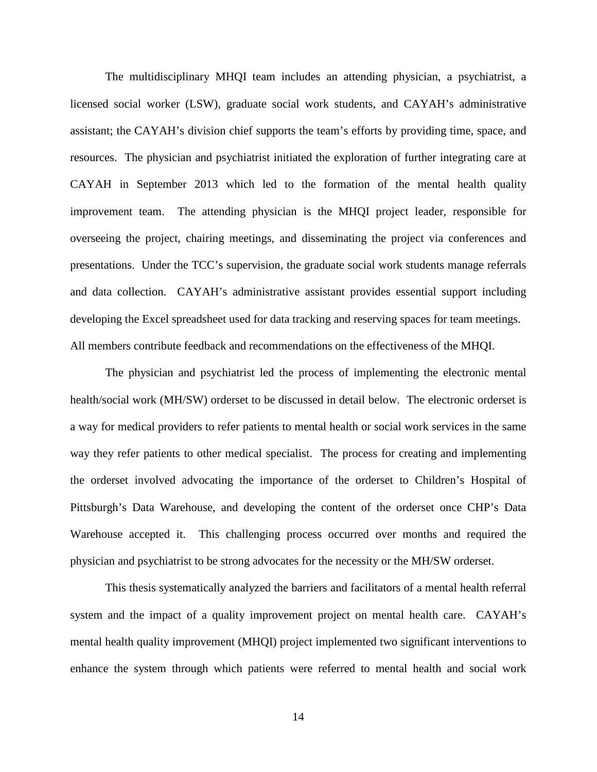The multidisciplinary MHQI team includes an attending physician, a psychiatrist, a licensed social worker (LSW), graduate social work students, and CAYAH's administrative assistant; the CAYAH's division chief supports the team's efforts by providing time, space, and resources. The physician and psychiatrist initiated the exploration of further integrating care at CAYAH in September 2013 which led to the formation of the mental health quality improvement team. The attending physician is the MHQI project leader, responsible for overseeing the project, chairing meetings, and disseminating the project via conferences and presentations. Under the TCC's supervision, the graduate social work students manage referrals and data collection. CAYAH's administrative assistant provides essential support including developing the Excel spreadsheet used for data tracking and reserving spaces for team meetings. All members contribute feedback and recommendations on the effectiveness of the MHQI.

The physician and psychiatrist led the process of implementing the electronic mental health/social work (MH/SW) orderset to be discussed in detail below. The electronic orderset is a way for medical providers to refer patients to mental health or social work services in the same way they refer patients to other medical specialist. The process for creating and implementing the orderset involved advocating the importance of the orderset to Children's Hospital of Pittsburgh's Data Warehouse, and developing the content of the orderset once CHP's Data Warehouse accepted it. This challenging process occurred over months and required the physician and psychiatrist to be strong advocates for the necessity or the MH/SW orderset.

This thesis systematically analyzed the barriers and facilitators of a mental health referral system and the impact of a quality improvement project on mental health care. CAYAH's mental health quality improvement (MHQI) project implemented two significant interventions to enhance the system through which patients were referred to mental health and social work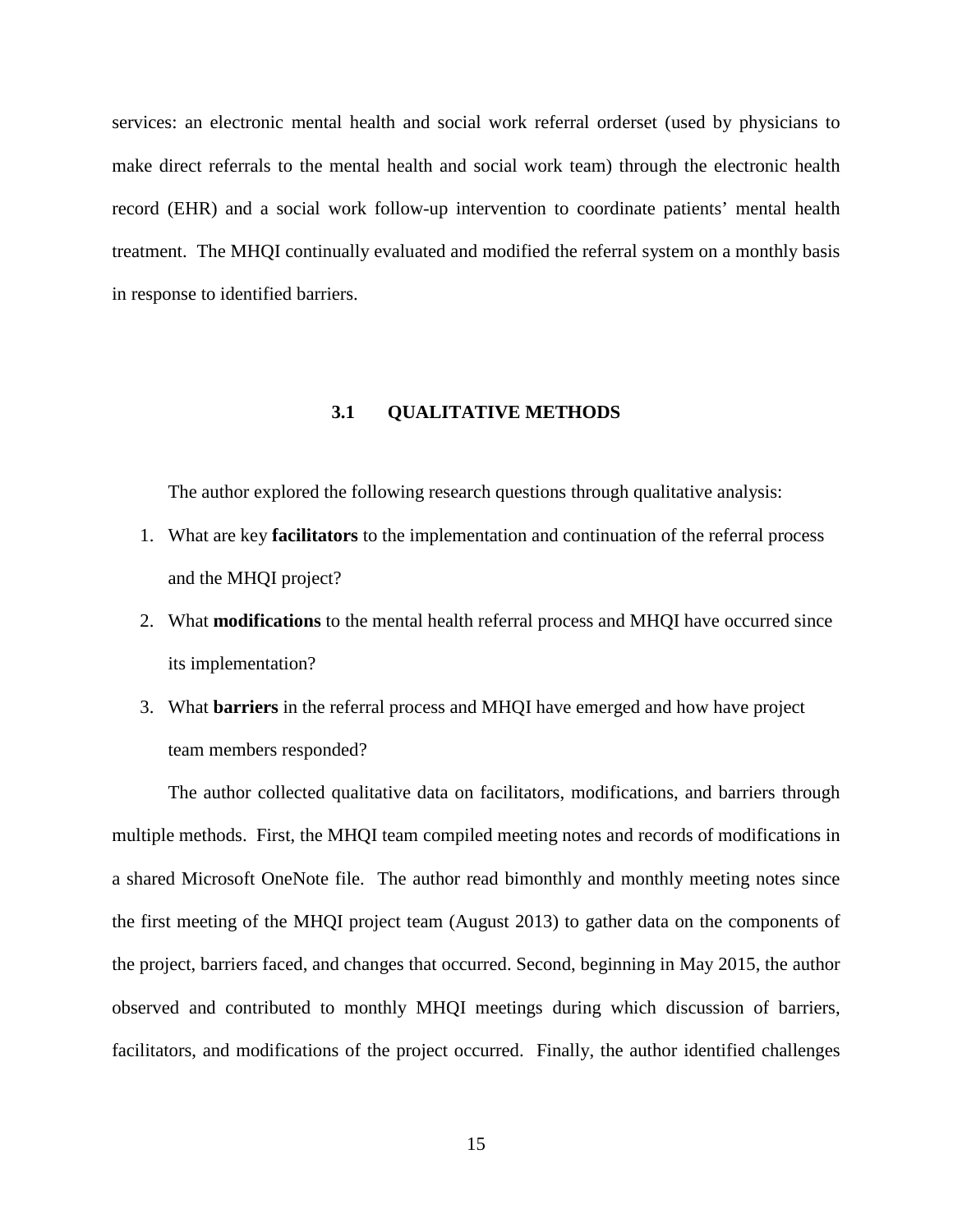services: an electronic mental health and social work referral orderset (used by physicians to make direct referrals to the mental health and social work team) through the electronic health record (EHR) and a social work follow-up intervention to coordinate patients' mental health treatment. The MHQI continually evaluated and modified the referral system on a monthly basis in response to identified barriers.

### 3.1 QUALITATIVE METHODS

The author explored the following research questions through qualitative analysis:

1. What are key **facilitators** to the implementation and continuation of the referral process and the MHQI project?
2. What **modifications** to the mental health referral process and MHQI have occurred since its implementation?
3. What **barriers** in the referral process and MHQI have emerged and how have project team members responded?

The author collected qualitative data on facilitators, modifications, and barriers through multiple methods. First, the MHQI team compiled meeting notes and records of modifications in a shared Microsoft OneNote file. The author read bimonthly and monthly meeting notes since the first meeting of the MHQI project team (August 2013) to gather data on the components of the project, barriers faced, and changes that occurred. Second, beginning in May 2015, the author observed and contributed to monthly MHQI meetings during which discussion of barriers, facilitators, and modifications of the project occurred. Finally, the author identified challenges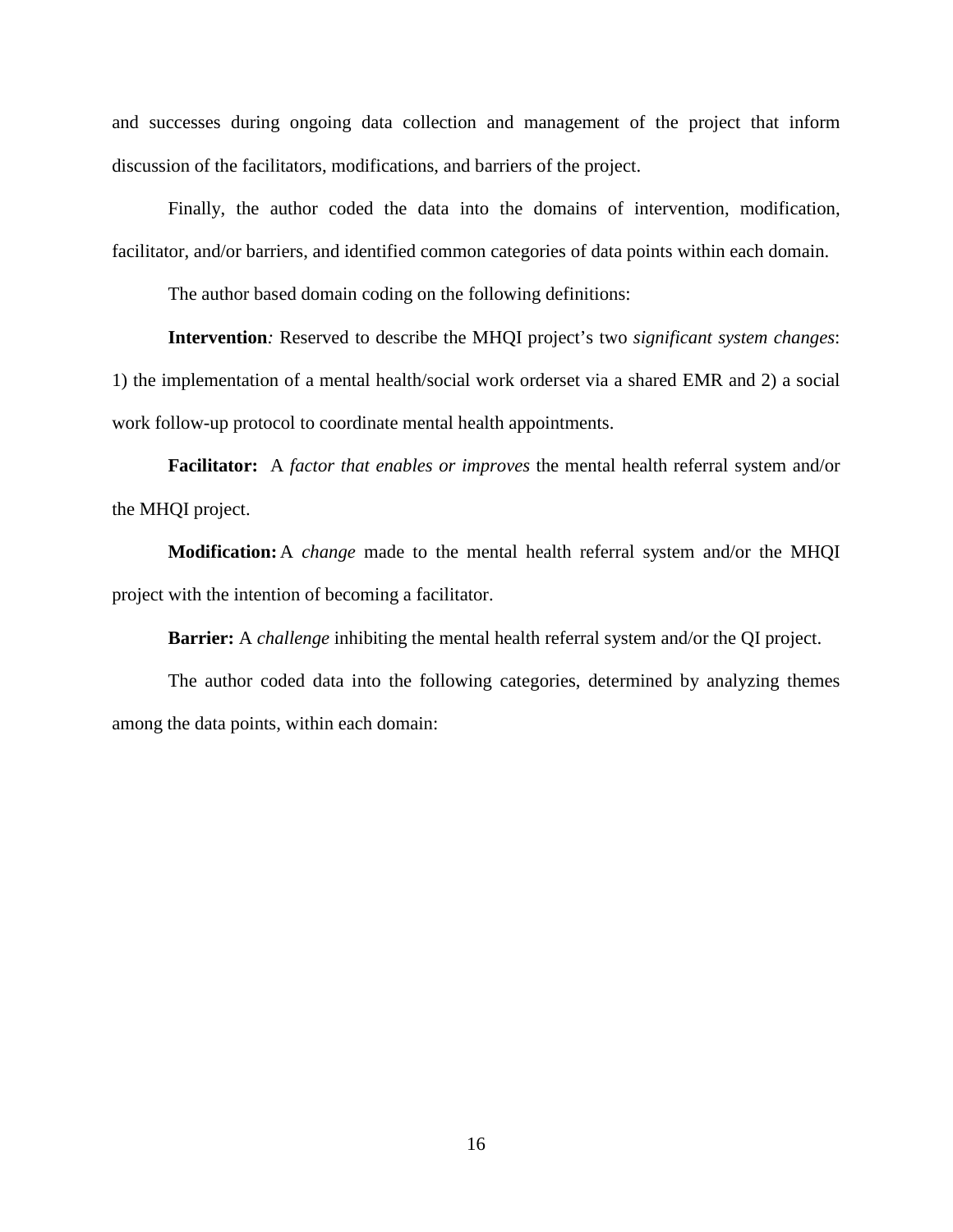and successes during ongoing data collection and management of the project that inform discussion of the facilitators, modifications, and barriers of the project.

Finally, the author coded the data into the domains of intervention, modification, facilitator, and/or barriers, and identified common categories of data points within each domain.

The author based domain coding on the following definitions:

**Intervention***:* Reserved to describe the MHQI project's two *significant system changes*: 1) the implementation of a mental health/social work orderset via a shared EMR and 2) a social work follow-up protocol to coordinate mental health appointments.

**Facilitator:** A *factor that enables or improves* the mental health referral system and/or the MHQI project.

**Modification:** A *change* made to the mental health referral system and/or the MHQI project with the intention of becoming a facilitator.

**Barrier:** A *challenge* inhibiting the mental health referral system and/or the QI project.

The author coded data into the following categories, determined by analyzing themes among the data points, within each domain: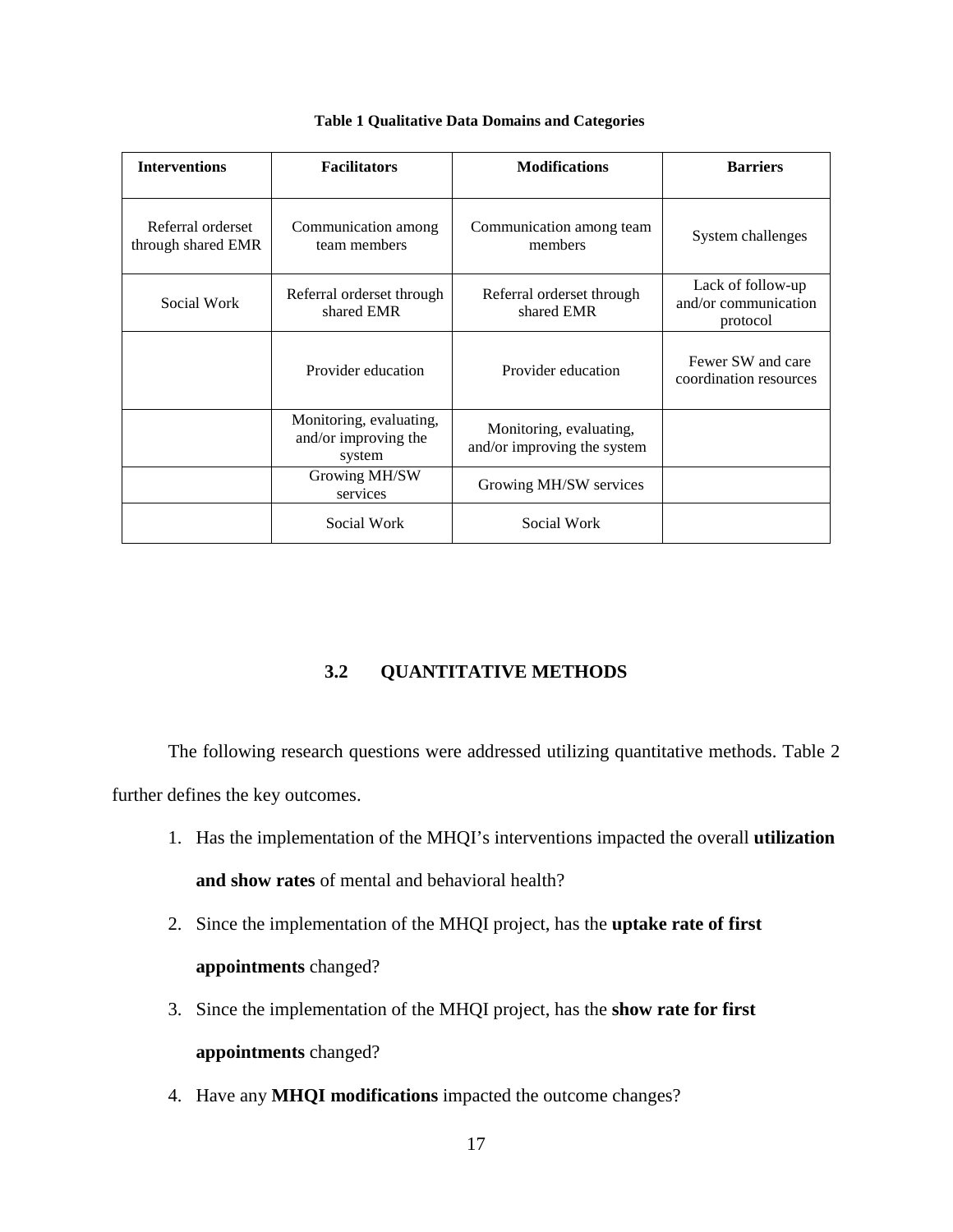**Table 1 Qualitative Data Domains and Categories**

| Interventions | Facilitators | Modifications | Barriers |
|---|---|---|---|
| Referral orderset through shared EMR | Communication among team members | Communication among team members | System challenges |
| Social Work | Referral orderset through shared EMR | Referral orderset through shared EMR | Lack of follow-up and/or communication protocol |
| | Provider education | Provider education | Fewer SW and care coordination resources |
| | Monitoring, evaluating, and/or improving the system | Monitoring, evaluating, and/or improving the system | |
| | Growing MH/SW services | Growing MH/SW services | |
| | Social Work | Social Work | |

## 3.2 QUANTITATIVE METHODS

The following research questions were addressed utilizing quantitative methods. Table 2 further defines the key outcomes.

1. Has the implementation of the MHQI's interventions impacted the overall **utilization and show rates** of mental and behavioral health?
2. Since the implementation of the MHQI project, has the **uptake rate of first appointments** changed?
3. Since the implementation of the MHQI project, has the **show rate for first appointments** changed?
4. Have any **MHQI modifications** impacted the outcome changes?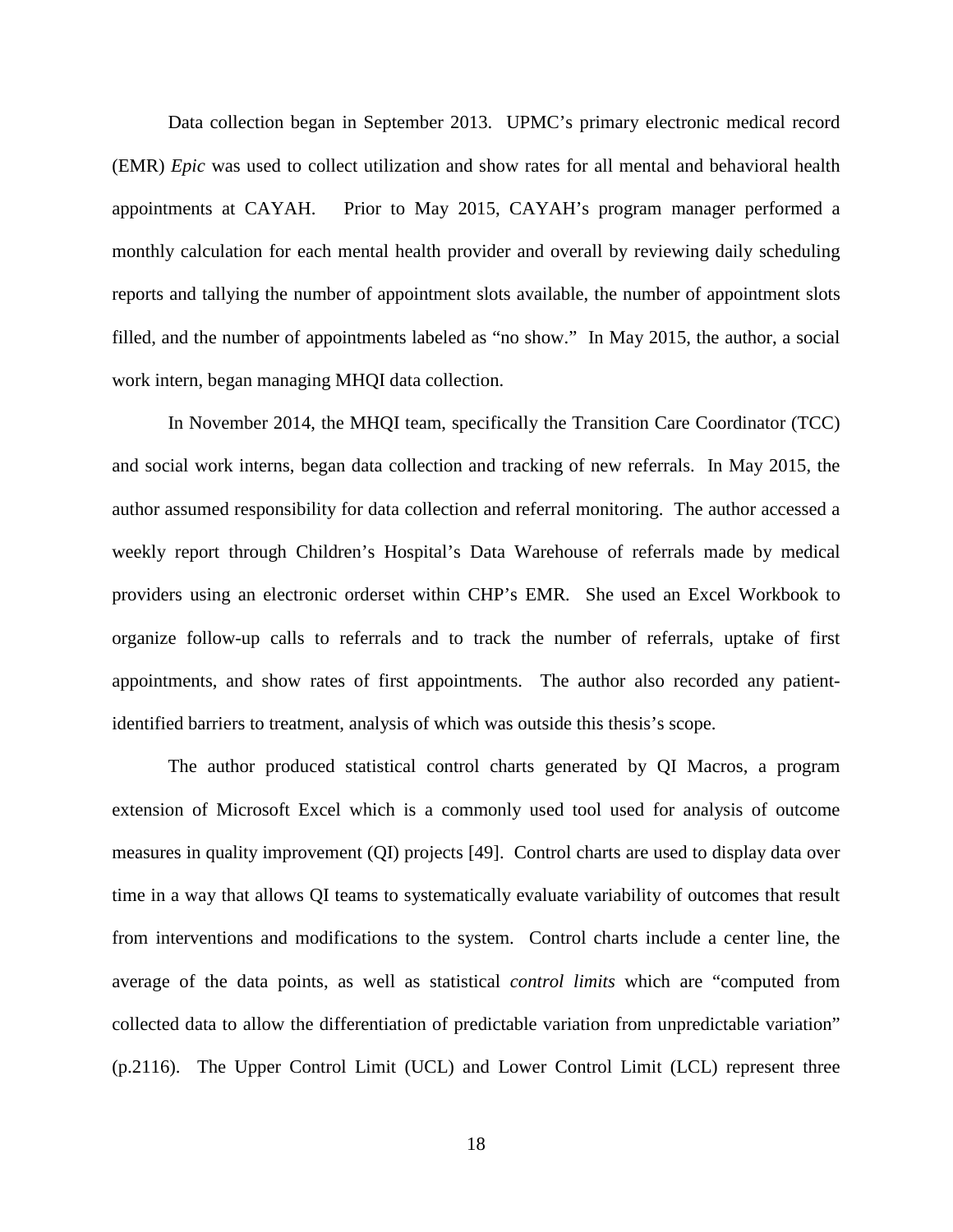Data collection began in September 2013. UPMC's primary electronic medical record (EMR) *Epic* was used to collect utilization and show rates for all mental and behavioral health appointments at CAYAH. Prior to May 2015, CAYAH's program manager performed a monthly calculation for each mental health provider and overall by reviewing daily scheduling reports and tallying the number of appointment slots available, the number of appointment slots filled, and the number of appointments labeled as "no show." In May 2015, the author, a social work intern, began managing MHQI data collection.

In November 2014, the MHQI team, specifically the Transition Care Coordinator (TCC) and social work interns, began data collection and tracking of new referrals. In May 2015, the author assumed responsibility for data collection and referral monitoring. The author accessed a weekly report through Children's Hospital's Data Warehouse of referrals made by medical providers using an electronic orderset within CHP's EMR. She used an Excel Workbook to organize follow-up calls to referrals and to track the number of referrals, uptake of first appointments, and show rates of first appointments. The author also recorded any patient-identified barriers to treatment, analysis of which was outside this thesis's scope.

The author produced statistical control charts generated by QI Macros, a program extension of Microsoft Excel which is a commonly used tool used for analysis of outcome measures in quality improvement (QI) projects [49]. Control charts are used to display data over time in a way that allows QI teams to systematically evaluate variability of outcomes that result from interventions and modifications to the system. Control charts include a center line, the average of the data points, as well as statistical *control limits* which are "computed from collected data to allow the differentiation of predictable variation from unpredictable variation" (p.2116). The Upper Control Limit (UCL) and Lower Control Limit (LCL) represent three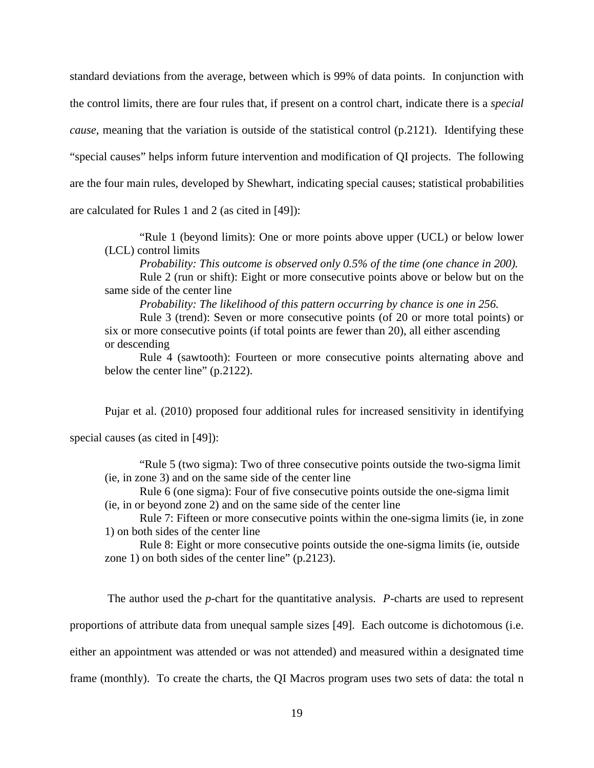standard deviations from the average, between which is 99% of data points. In conjunction with the control limits, there are four rules that, if present on a control chart, indicate there is a *special cause*, meaning that the variation is outside of the statistical control (p.2121). Identifying these "special causes" helps inform future intervention and modification of QI projects. The following are the four main rules, developed by Shewhart, indicating special causes; statistical probabilities are calculated for Rules 1 and 2 (as cited in [49]):

> "Rule 1 (beyond limits): One or more points above upper (UCL) or below lower (LCL) control limits
>
> *Probability: This outcome is observed only 0.5% of the time (one chance in 200).*
>
> Rule 2 (run or shift): Eight or more consecutive points above or below but on the same side of the center line
>
> *Probability: The likelihood of this pattern occurring by chance is one in 256.*
>
> Rule 3 (trend): Seven or more consecutive points (of 20 or more total points) or six or more consecutive points (if total points are fewer than 20), all either ascending or descending
>
> Rule 4 (sawtooth): Fourteen or more consecutive points alternating above and below the center line" (p.2122).

Pujar et al. (2010) proposed four additional rules for increased sensitivity in identifying special causes (as cited in [49]):

> "Rule 5 (two sigma): Two of three consecutive points outside the two-sigma limit (ie, in zone 3) and on the same side of the center line
>
> Rule 6 (one sigma): Four of five consecutive points outside the one-sigma limit (ie, in or beyond zone 2) and on the same side of the center line
>
> Rule 7: Fifteen or more consecutive points within the one-sigma limits (ie, in zone 1) on both sides of the center line
>
> Rule 8: Eight or more consecutive points outside the one-sigma limits (ie, outside zone 1) on both sides of the center line" (p.2123).

The author used the *p*-chart for the quantitative analysis. *P*-charts are used to represent proportions of attribute data from unequal sample sizes [49]. Each outcome is dichotomous (i.e. either an appointment was attended or was not attended) and measured within a designated time frame (monthly). To create the charts, the QI Macros program uses two sets of data: the total n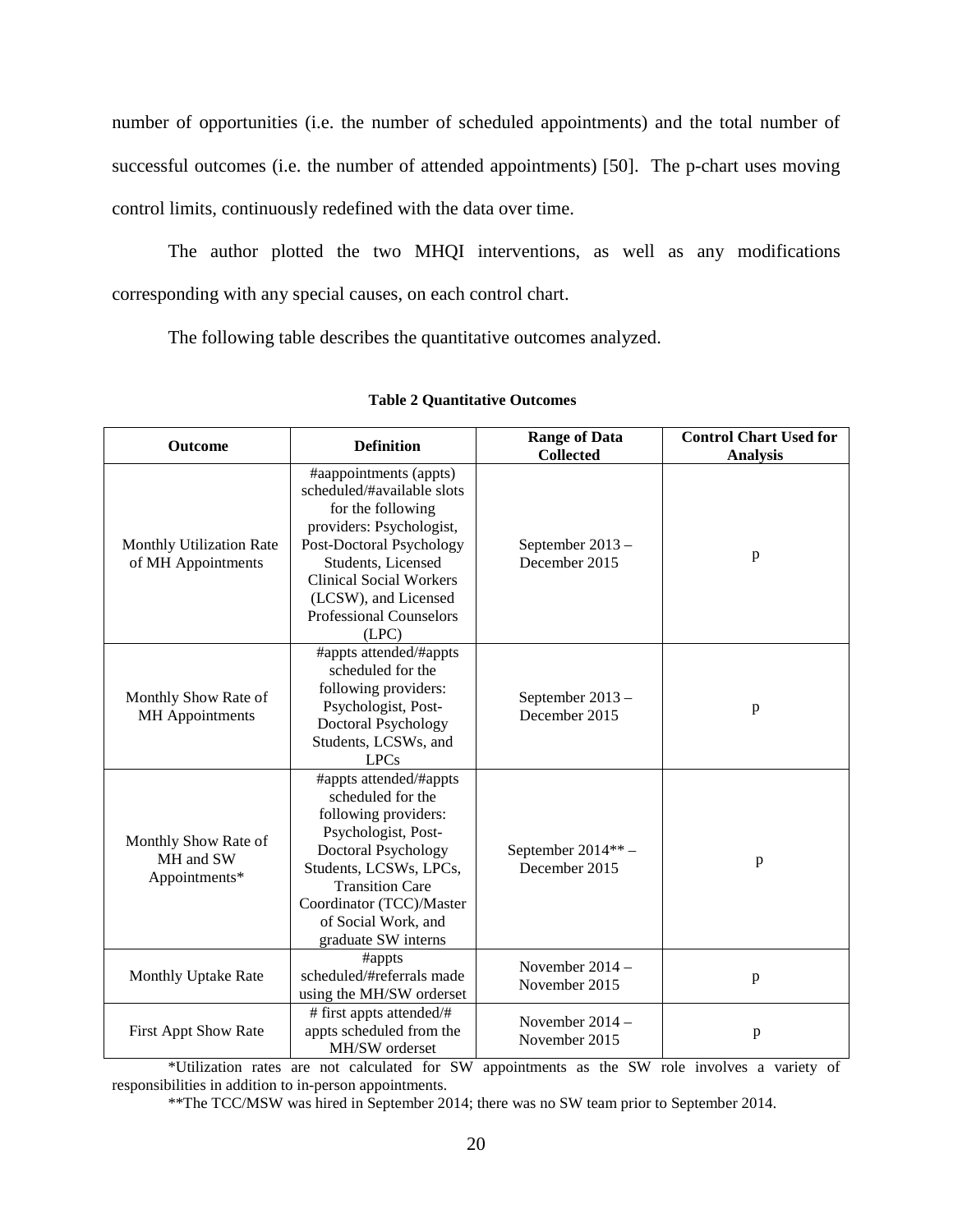number of opportunities (i.e. the number of scheduled appointments) and the total number of successful outcomes (i.e. the number of attended appointments) [50]. The p-chart uses moving control limits, continuously redefined with the data over time.

The author plotted the two MHQI interventions, as well as any modifications corresponding with any special causes, on each control chart.

The following table describes the quantitative outcomes analyzed.

**Table 2 Quantitative Outcomes**

| Outcome | Definition | Range of Data Collected | Control Chart Used for Analysis |
|---|---|---|---|
| Monthly Utilization Rate of MH Appointments | #aappointments (appts) scheduled/#available slots for the following providers: Psychologist, Post-Doctoral Psychology Students, Licensed Clinical Social Workers (LCSW), and Licensed Professional Counselors (LPC) | September 2013 – December 2015 | p |
| Monthly Show Rate of MH Appointments | #appts attended/#appts scheduled for the following providers: Psychologist, Post-Doctoral Psychology Students, LCSWs, and LPCs | September 2013 – December 2015 | p |
| Monthly Show Rate of MH and SW Appointments* | #appts attended/#appts scheduled for the following providers: Psychologist, Post-Doctoral Psychology Students, LCSWs, LPCs, Transition Care Coordinator (TCC)/Master of Social Work, and graduate SW interns | September 2014** – December 2015 | p |
| Monthly Uptake Rate | #appts scheduled/#referrals made using the MH/SW orderset | November 2014 – November 2015 | p |
| First Appt Show Rate | # first appts attended/# appts scheduled from the MH/SW orderset | November 2014 – November 2015 | p |

*Utilization rates are not calculated for SW appointments as the SW role involves a variety of responsibilities in addition to in-person appointments.

**The TCC/MSW was hired in September 2014; there was no SW team prior to September 2014.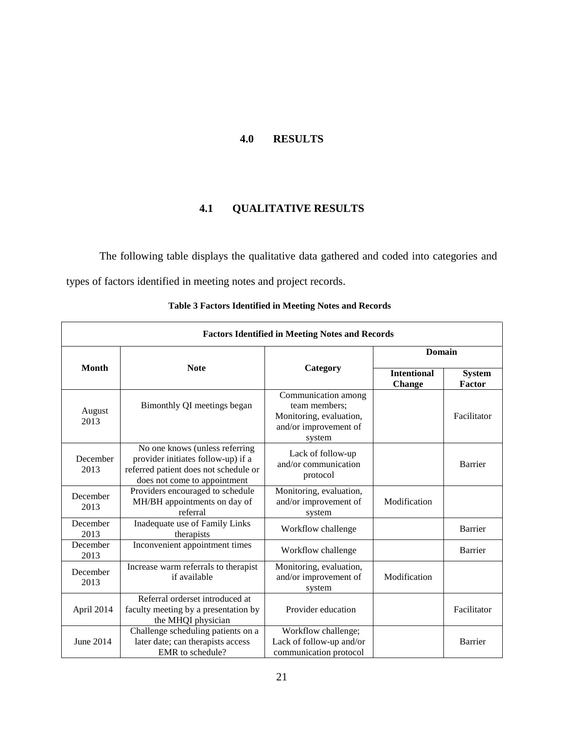# 4.0 RESULTS

## 4.1 QUALITATIVE RESULTS

The following table displays the qualitative data gathered and coded into categories and types of factors identified in meeting notes and project records.

**Table 3 Factors Identified in Meeting Notes and Records**

| Factors Identified in Meeting Notes and Records | | | | |
|---|---|---|---|---|
| **Month** | **Note** | **Category** | **Domain** | |
| | | | **Intentional Change** | **System Factor** |
| August 2013 | Bimonthly QI meetings began | Communication among team members; Monitoring, evaluation, and/or improvement of system | | Facilitator |
| December 2013 | No one knows (unless referring provider initiates follow-up) if a referred patient does not schedule or does not come to appointment | Lack of follow-up and/or communication protocol | | Barrier |
| December 2013 | Providers encouraged to schedule MH/BH appointments on day of referral | Monitoring, evaluation, and/or improvement of system | Modification | |
| December 2013 | Inadequate use of Family Links therapists | Workflow challenge | | Barrier |
| December 2013 | Inconvenient appointment times | Workflow challenge | | Barrier |
| December 2013 | Increase warm referrals to therapist if available | Monitoring, evaluation, and/or improvement of system | Modification | |
| April 2014 | Referral orderset introduced at faculty meeting by a presentation by the MHQI physician | Provider education | | Facilitator |
| June 2014 | Challenge scheduling patients on a later date; can therapists access EMR to schedule? | Workflow challenge; Lack of follow-up and/or communication protocol | | Barrier |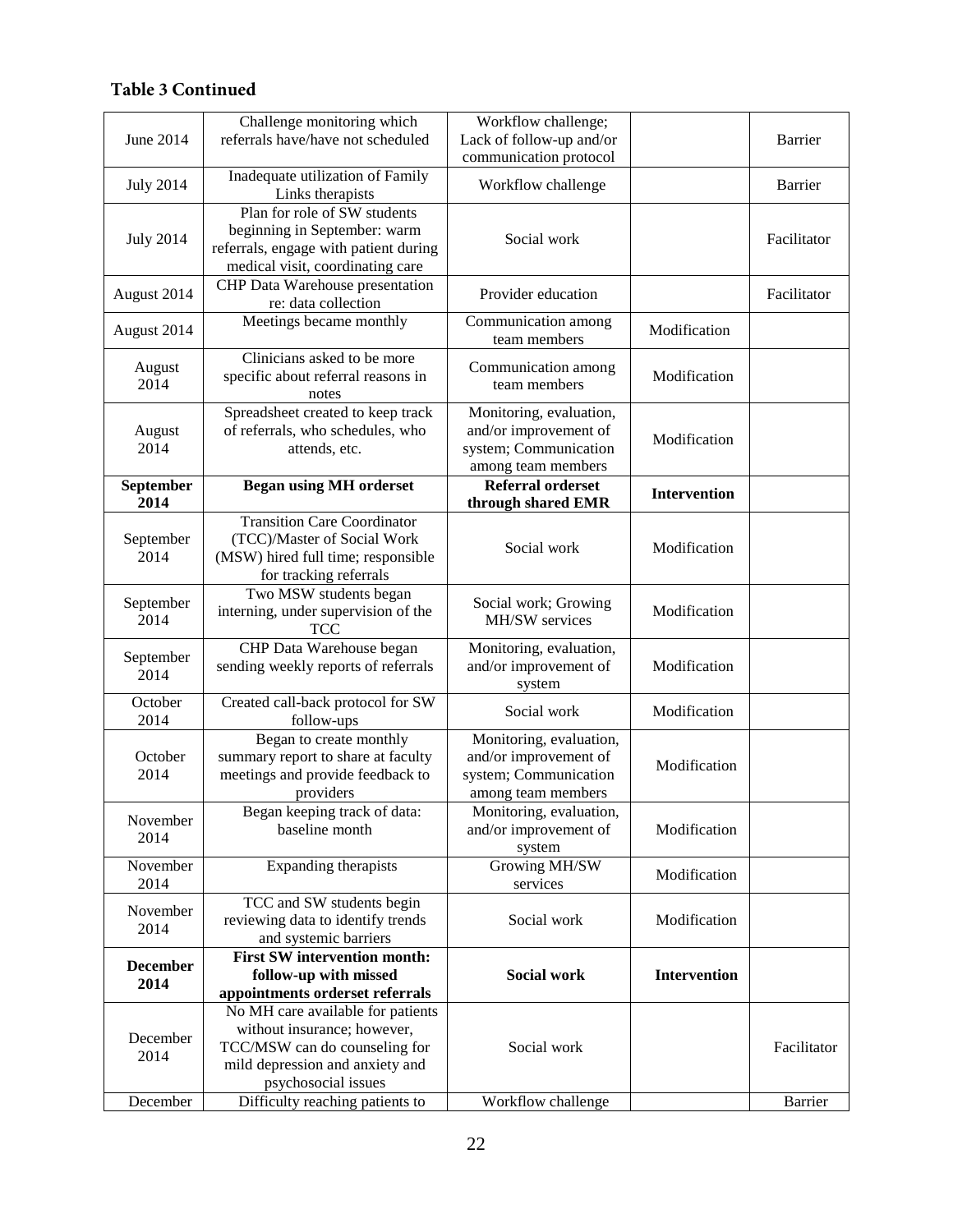### Table 3 Continued

| | | | | |
|---|---|---|---|---|
| June 2014 | Challenge monitoring which referrals have/have not scheduled | Workflow challenge; Lack of follow-up and/or communication protocol | | Barrier |
| July 2014 | Inadequate utilization of Family Links therapists | Workflow challenge | | Barrier |
| July 2014 | Plan for role of SW students beginning in September: warm referrals, engage with patient during medical visit, coordinating care | Social work | | Facilitator |
| August 2014 | CHP Data Warehouse presentation re: data collection | Provider education | | Facilitator |
| August 2014 | Meetings became monthly | Communication among team members | Modification | |
| August 2014 | Clinicians asked to be more specific about referral reasons in notes | Communication among team members | Modification | |
| August 2014 | Spreadsheet created to keep track of referrals, who schedules, who attends, etc. | Monitoring, evaluation, and/or improvement of system; Communication among team members | Modification | |
| **September 2014** | **Began using MH orderset** | **Referral orderset through shared EMR** | **Intervention** | |
| September 2014 | Transition Care Coordinator (TCC)/Master of Social Work (MSW) hired full time; responsible for tracking referrals | Social work | Modification | |
| September 2014 | Two MSW students began interning, under supervision of the TCC | Social work; Growing MH/SW services | Modification | |
| September 2014 | CHP Data Warehouse began sending weekly reports of referrals | Monitoring, evaluation, and/or improvement of system | Modification | |
| October 2014 | Created call-back protocol for SW follow-ups | Social work | Modification | |
| October 2014 | Began to create monthly summary report to share at faculty meetings and provide feedback to providers | Monitoring, evaluation, and/or improvement of system; Communication among team members | Modification | |
| November 2014 | Began keeping track of data: baseline month | Monitoring, evaluation, and/or improvement of system | Modification | |
| November 2014 | Expanding therapists | Growing MH/SW services | Modification | |
| November 2014 | TCC and SW students begin reviewing data to identify trends and systemic barriers | Social work | Modification | |
| **December 2014** | **First SW intervention month: follow-up with missed appointments orderset referrals** | **Social work** | **Intervention** | |
| December 2014 | No MH care available for patients without insurance; however, TCC/MSW can do counseling for mild depression and anxiety and psychosocial issues | Social work | | Facilitator |
| December | Difficulty reaching patients to | Workflow challenge | | Barrier |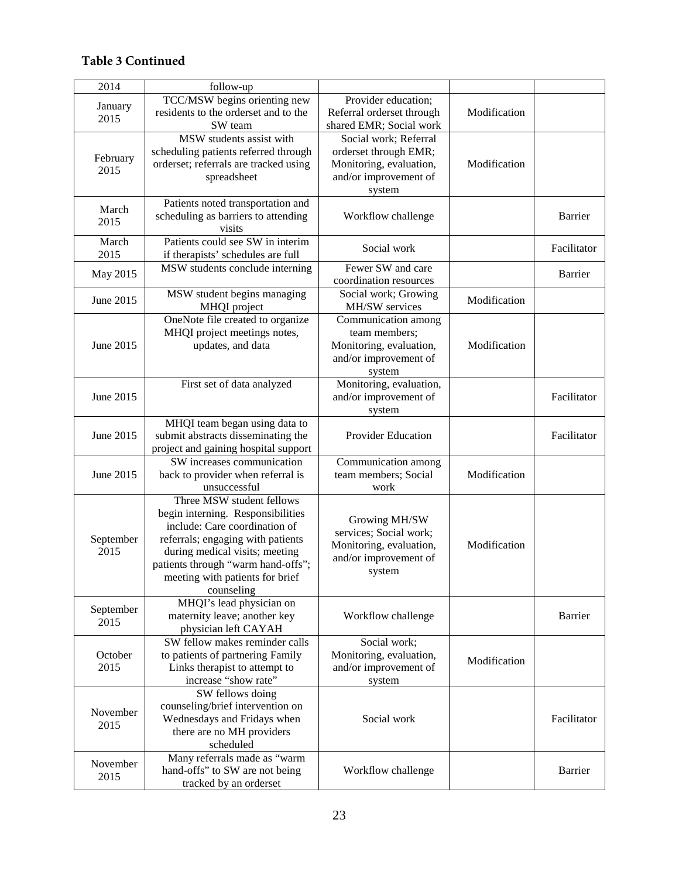**Table 3 Continued**

| | | | | |
|---|---|---|---|---|
| 2014 | follow-up | | | |
| January 2015 | TCC/MSW begins orienting new residents to the orderset and to the SW team | Provider education; Referral orderset through shared EMR; Social work | Modification | |
| February 2015 | MSW students assist with scheduling patients referred through orderset; referrals are tracked using spreadsheet | Social work; Referral orderset through EMR; Monitoring, evaluation, and/or improvement of system | Modification | |
| March 2015 | Patients noted transportation and scheduling as barriers to attending visits | Workflow challenge | | Barrier |
| March 2015 | Patients could see SW in interim if therapists' schedules are full | Social work | | Facilitator |
| May 2015 | MSW students conclude interning | Fewer SW and care coordination resources | | Barrier |
| June 2015 | MSW student begins managing MHQI project | Social work; Growing MH/SW services | Modification | |
| June 2015 | OneNote file created to organize MHQI project meetings notes, updates, and data | Communication among team members; Monitoring, evaluation, and/or improvement of system | Modification | |
| June 2015 | First set of data analyzed | Monitoring, evaluation, and/or improvement of system | | Facilitator |
| June 2015 | MHQI team began using data to submit abstracts disseminating the project and gaining hospital support | Provider Education | | Facilitator |
| June 2015 | SW increases communication back to provider when referral is unsuccessful | Communication among team members; Social work | Modification | |
| September 2015 | Three MSW student fellows begin interning. Responsibilities include: Care coordination of referrals; engaging with patients during medical visits; meeting patients through "warm hand-offs"; meeting with patients for brief counseling | Growing MH/SW services; Social work; Monitoring, evaluation, and/or improvement of system | Modification | |
| September 2015 | MHQI's lead physician on maternity leave; another key physician left CAYAH | Workflow challenge | | Barrier |
| October 2015 | SW fellow makes reminder calls to patients of partnering Family Links therapist to attempt to increase "show rate" | Social work; Monitoring, evaluation, and/or improvement of system | Modification | |
| November 2015 | SW fellows doing counseling/brief intervention on Wednesdays and Fridays when there are no MH providers scheduled | Social work | | Facilitator |
| November 2015 | Many referrals made as "warm hand-offs" to SW are not being tracked by an orderset | Workflow challenge | | Barrier |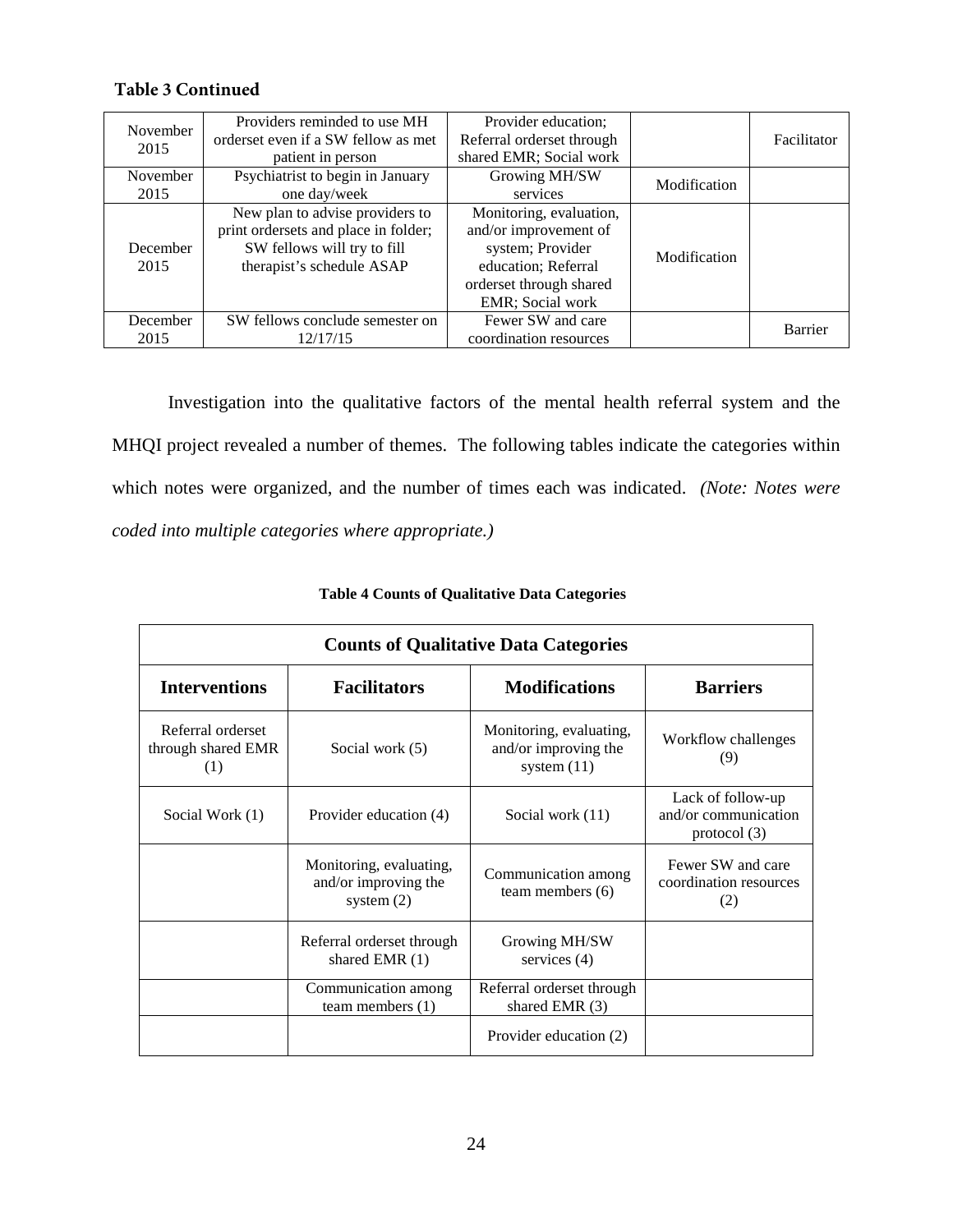**Table 3 Continued**

| | | | | |
|---|---|---|---|---|
| November 2015 | Providers reminded to use MH orderset even if a SW fellow as met patient in person | Provider education; Referral orderset through shared EMR; Social work | | Facilitator |
| November 2015 | Psychiatrist to begin in January one day/week | Growing MH/SW services | Modification | |
| December 2015 | New plan to advise providers to print ordersets and place in folder; SW fellows will try to fill therapist's schedule ASAP | Monitoring, evaluation, and/or improvement of system; Provider education; Referral orderset through shared EMR; Social work | Modification | |
| December 2015 | SW fellows conclude semester on 12/17/15 | Fewer SW and care coordination resources | | Barrier |

Investigation into the qualitative factors of the mental health referral system and the MHQI project revealed a number of themes. The following tables indicate the categories within which notes were organized, and the number of times each was indicated. *(Note: Notes were coded into multiple categories where appropriate.)*

**Table 4 Counts of Qualitative Data Categories**

| **Counts of Qualitative Data Categories** | | | |
|---|---|---|---|
| **Interventions** | **Facilitators** | **Modifications** | **Barriers** |
| Referral orderset through shared EMR (1) | Social work (5) | Monitoring, evaluating, and/or improving the system (11) | Workflow challenges (9) |
| Social Work (1) | Provider education (4) | Social work (11) | Lack of follow-up and/or communication protocol (3) |
| | Monitoring, evaluating, and/or improving the system (2) | Communication among team members (6) | Fewer SW and care coordination resources (2) |
| | Referral orderset through shared EMR (1) | Growing MH/SW services (4) | |
| | Communication among team members (1) | Referral orderset through shared EMR (3) | |
| | | Provider education (2) | |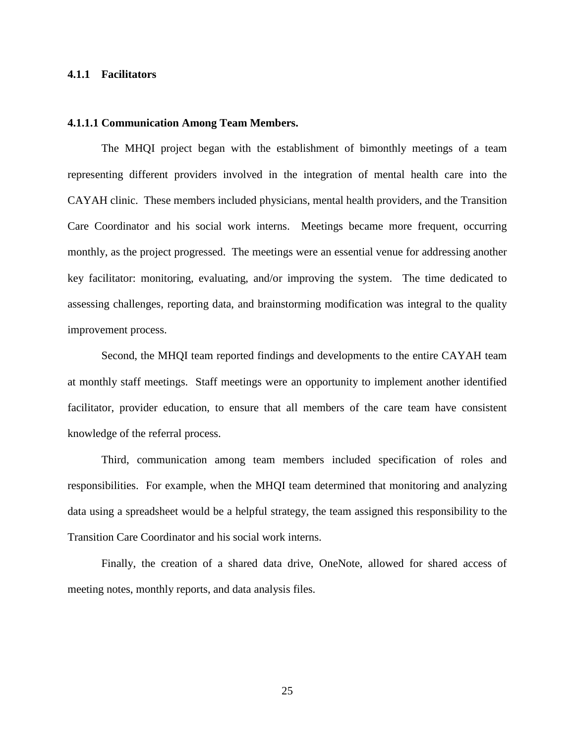### 4.1.1 Facilitators

#### 4.1.1.1 Communication Among Team Members.

The MHQI project began with the establishment of bimonthly meetings of a team representing different providers involved in the integration of mental health care into the CAYAH clinic. These members included physicians, mental health providers, and the Transition Care Coordinator and his social work interns. Meetings became more frequent, occurring monthly, as the project progressed. The meetings were an essential venue for addressing another key facilitator: monitoring, evaluating, and/or improving the system. The time dedicated to assessing challenges, reporting data, and brainstorming modification was integral to the quality improvement process.

Second, the MHQI team reported findings and developments to the entire CAYAH team at monthly staff meetings. Staff meetings were an opportunity to implement another identified facilitator, provider education, to ensure that all members of the care team have consistent knowledge of the referral process.

Third, communication among team members included specification of roles and responsibilities. For example, when the MHQI team determined that monitoring and analyzing data using a spreadsheet would be a helpful strategy, the team assigned this responsibility to the Transition Care Coordinator and his social work interns.

Finally, the creation of a shared data drive, OneNote, allowed for shared access of meeting notes, monthly reports, and data analysis files.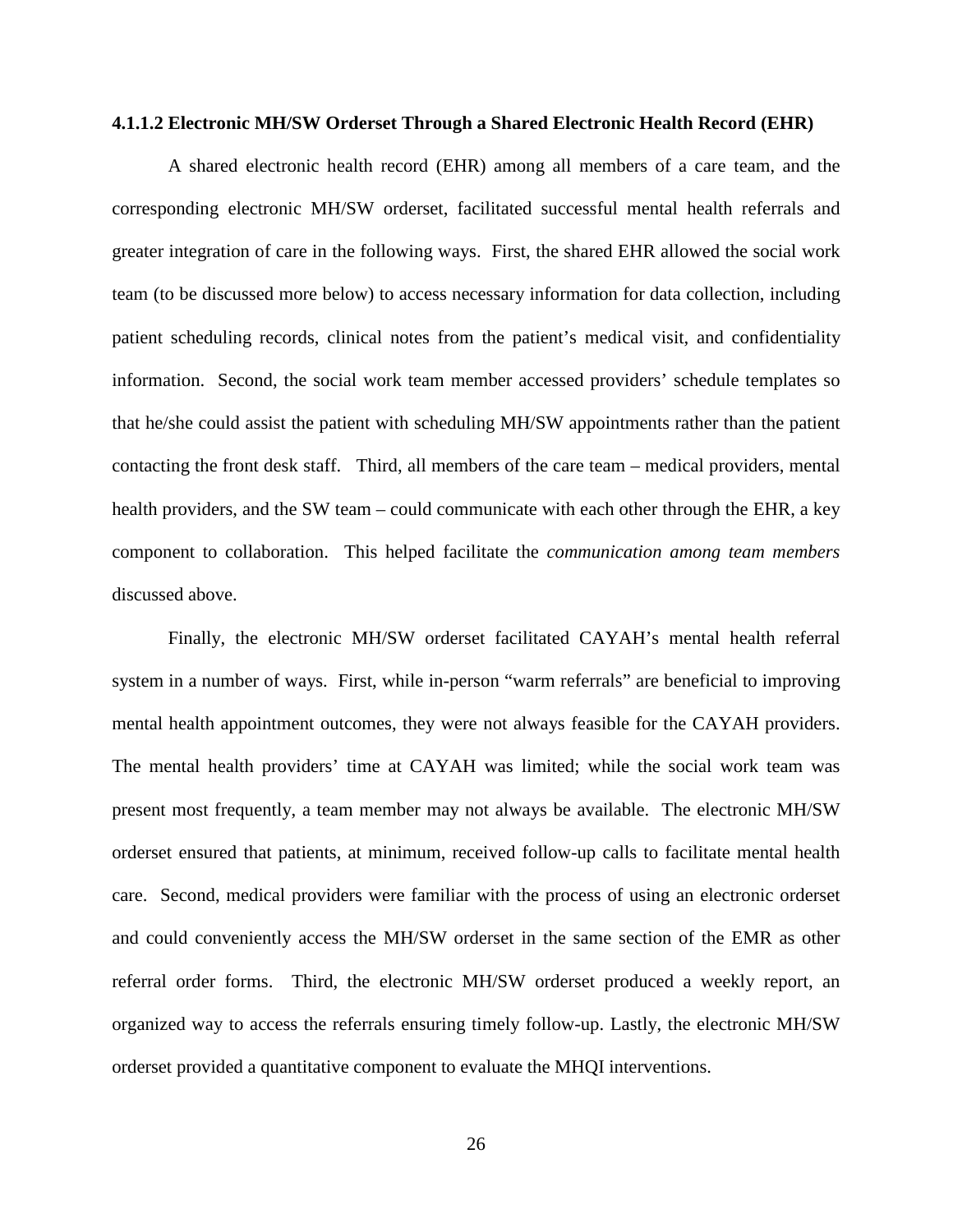#### 4.1.1.2 Electronic MH/SW Orderset Through a Shared Electronic Health Record (EHR)

A shared electronic health record (EHR) among all members of a care team, and the corresponding electronic MH/SW orderset, facilitated successful mental health referrals and greater integration of care in the following ways. First, the shared EHR allowed the social work team (to be discussed more below) to access necessary information for data collection, including patient scheduling records, clinical notes from the patient's medical visit, and confidentiality information. Second, the social work team member accessed providers' schedule templates so that he/she could assist the patient with scheduling MH/SW appointments rather than the patient contacting the front desk staff. Third, all members of the care team – medical providers, mental health providers, and the SW team – could communicate with each other through the EHR, a key component to collaboration. This helped facilitate the *communication among team members* discussed above.

Finally, the electronic MH/SW orderset facilitated CAYAH's mental health referral system in a number of ways. First, while in-person "warm referrals" are beneficial to improving mental health appointment outcomes, they were not always feasible for the CAYAH providers. The mental health providers' time at CAYAH was limited; while the social work team was present most frequently, a team member may not always be available. The electronic MH/SW orderset ensured that patients, at minimum, received follow-up calls to facilitate mental health care. Second, medical providers were familiar with the process of using an electronic orderset and could conveniently access the MH/SW orderset in the same section of the EMR as other referral order forms. Third, the electronic MH/SW orderset produced a weekly report, an organized way to access the referrals ensuring timely follow-up. Lastly, the electronic MH/SW orderset provided a quantitative component to evaluate the MHQI interventions.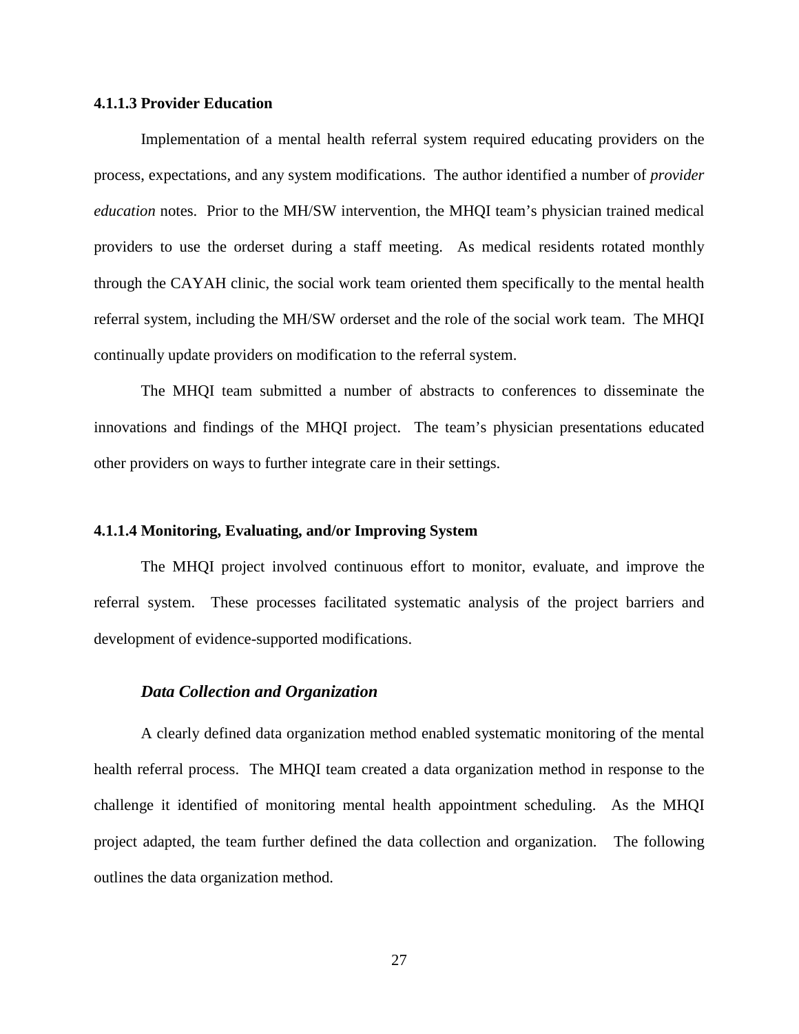#### 4.1.1.3 Provider Education

Implementation of a mental health referral system required educating providers on the process, expectations, and any system modifications. The author identified a number of *provider education* notes. Prior to the MH/SW intervention, the MHQI team's physician trained medical providers to use the orderset during a staff meeting. As medical residents rotated monthly through the CAYAH clinic, the social work team oriented them specifically to the mental health referral system, including the MH/SW orderset and the role of the social work team. The MHQI continually update providers on modification to the referral system.

The MHQI team submitted a number of abstracts to conferences to disseminate the innovations and findings of the MHQI project. The team's physician presentations educated other providers on ways to further integrate care in their settings.

#### 4.1.1.4 Monitoring, Evaluating, and/or Improving System

The MHQI project involved continuous effort to monitor, evaluate, and improve the referral system. These processes facilitated systematic analysis of the project barriers and development of evidence-supported modifications.

***Data Collection and Organization***

A clearly defined data organization method enabled systematic monitoring of the mental health referral process. The MHQI team created a data organization method in response to the challenge it identified of monitoring mental health appointment scheduling. As the MHQI project adapted, the team further defined the data collection and organization. The following outlines the data organization method.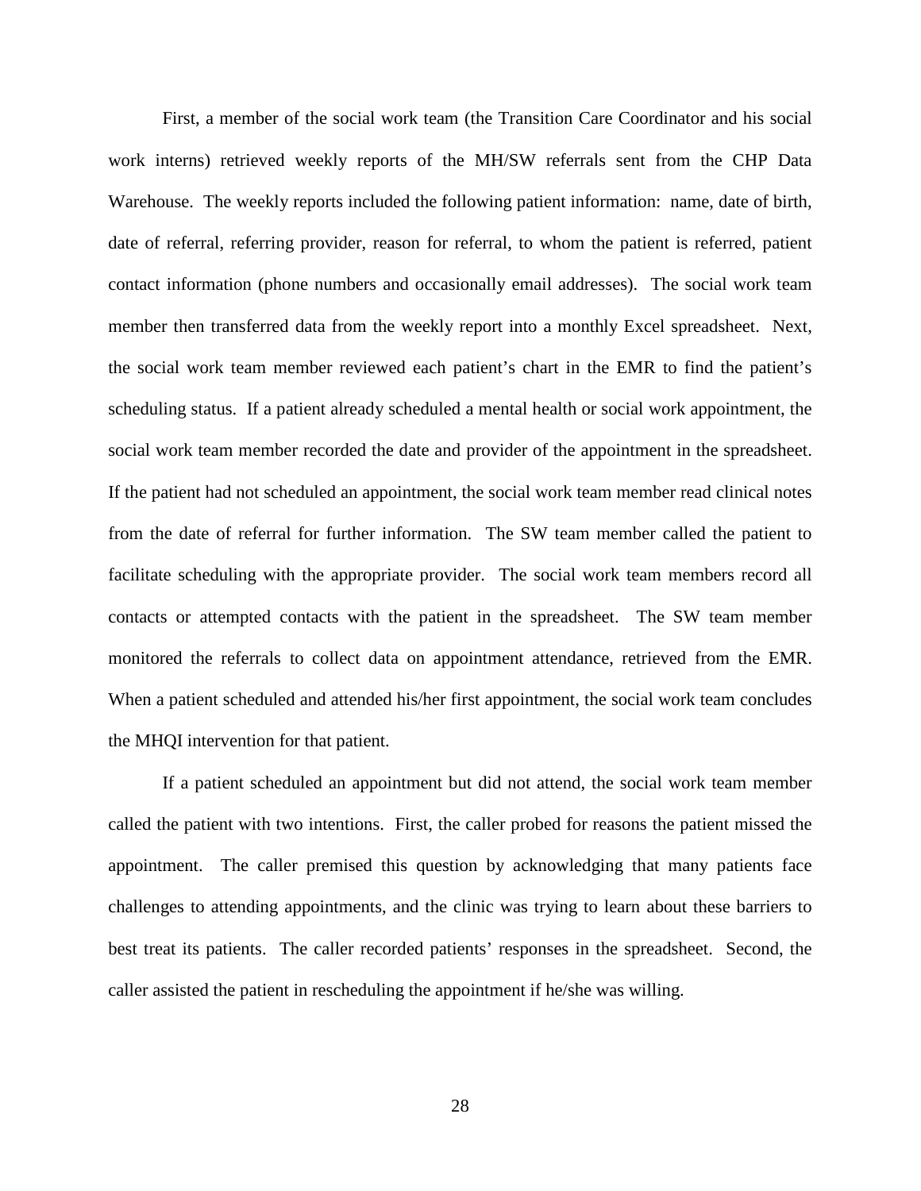First, a member of the social work team (the Transition Care Coordinator and his social work interns) retrieved weekly reports of the MH/SW referrals sent from the CHP Data Warehouse. The weekly reports included the following patient information: name, date of birth, date of referral, referring provider, reason for referral, to whom the patient is referred, patient contact information (phone numbers and occasionally email addresses). The social work team member then transferred data from the weekly report into a monthly Excel spreadsheet. Next, the social work team member reviewed each patient's chart in the EMR to find the patient's scheduling status. If a patient already scheduled a mental health or social work appointment, the social work team member recorded the date and provider of the appointment in the spreadsheet. If the patient had not scheduled an appointment, the social work team member read clinical notes from the date of referral for further information. The SW team member called the patient to facilitate scheduling with the appropriate provider. The social work team members record all contacts or attempted contacts with the patient in the spreadsheet. The SW team member monitored the referrals to collect data on appointment attendance, retrieved from the EMR. When a patient scheduled and attended his/her first appointment, the social work team concludes the MHQI intervention for that patient.

If a patient scheduled an appointment but did not attend, the social work team member called the patient with two intentions. First, the caller probed for reasons the patient missed the appointment. The caller premised this question by acknowledging that many patients face challenges to attending appointments, and the clinic was trying to learn about these barriers to best treat its patients. The caller recorded patients' responses in the spreadsheet. Second, the caller assisted the patient in rescheduling the appointment if he/she was willing.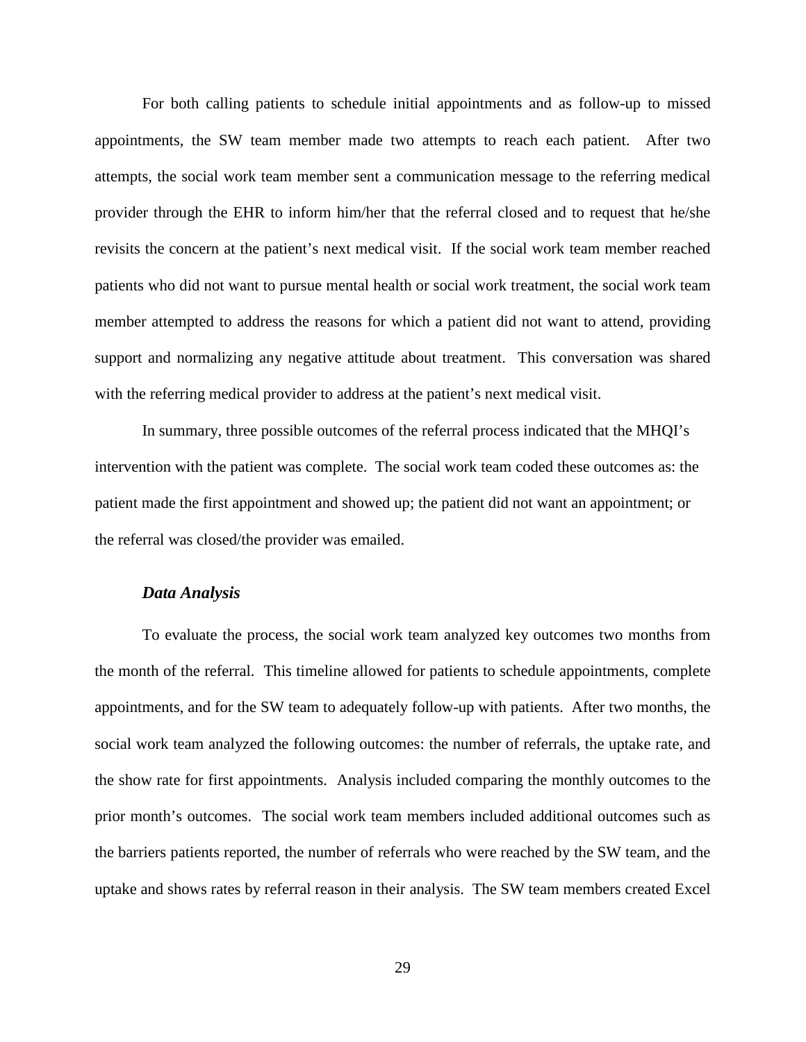For both calling patients to schedule initial appointments and as follow-up to missed appointments, the SW team member made two attempts to reach each patient. After two attempts, the social work team member sent a communication message to the referring medical provider through the EHR to inform him/her that the referral closed and to request that he/she revisits the concern at the patient's next medical visit. If the social work team member reached patients who did not want to pursue mental health or social work treatment, the social work team member attempted to address the reasons for which a patient did not want to attend, providing support and normalizing any negative attitude about treatment. This conversation was shared with the referring medical provider to address at the patient's next medical visit.

In summary, three possible outcomes of the referral process indicated that the MHQI's intervention with the patient was complete. The social work team coded these outcomes as: the patient made the first appointment and showed up; the patient did not want an appointment; or the referral was closed/the provider was emailed.

### *Data Analysis*

To evaluate the process, the social work team analyzed key outcomes two months from the month of the referral. This timeline allowed for patients to schedule appointments, complete appointments, and for the SW team to adequately follow-up with patients. After two months, the social work team analyzed the following outcomes: the number of referrals, the uptake rate, and the show rate for first appointments. Analysis included comparing the monthly outcomes to the prior month's outcomes. The social work team members included additional outcomes such as the barriers patients reported, the number of referrals who were reached by the SW team, and the uptake and shows rates by referral reason in their analysis. The SW team members created Excel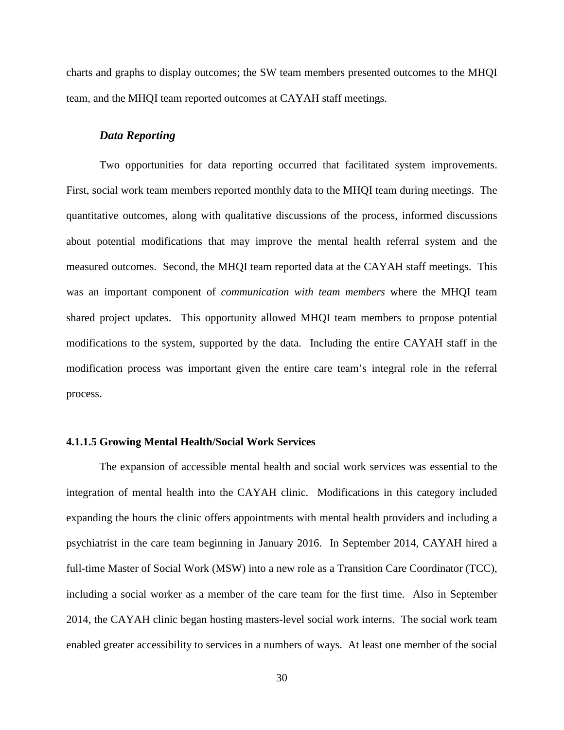charts and graphs to display outcomes; the SW team members presented outcomes to the MHQI team, and the MHQI team reported outcomes at CAYAH staff meetings.

***Data Reporting***

Two opportunities for data reporting occurred that facilitated system improvements. First, social work team members reported monthly data to the MHQI team during meetings. The quantitative outcomes, along with qualitative discussions of the process, informed discussions about potential modifications that may improve the mental health referral system and the measured outcomes. Second, the MHQI team reported data at the CAYAH staff meetings. This was an important component of *communication with team members* where the MHQI team shared project updates. This opportunity allowed MHQI team members to propose potential modifications to the system, supported by the data. Including the entire CAYAH staff in the modification process was important given the entire care team's integral role in the referral process.

#### 4.1.1.5 Growing Mental Health/Social Work Services

The expansion of accessible mental health and social work services was essential to the integration of mental health into the CAYAH clinic. Modifications in this category included expanding the hours the clinic offers appointments with mental health providers and including a psychiatrist in the care team beginning in January 2016. In September 2014, CAYAH hired a full-time Master of Social Work (MSW) into a new role as a Transition Care Coordinator (TCC), including a social worker as a member of the care team for the first time. Also in September 2014, the CAYAH clinic began hosting masters-level social work interns. The social work team enabled greater accessibility to services in a numbers of ways. At least one member of the social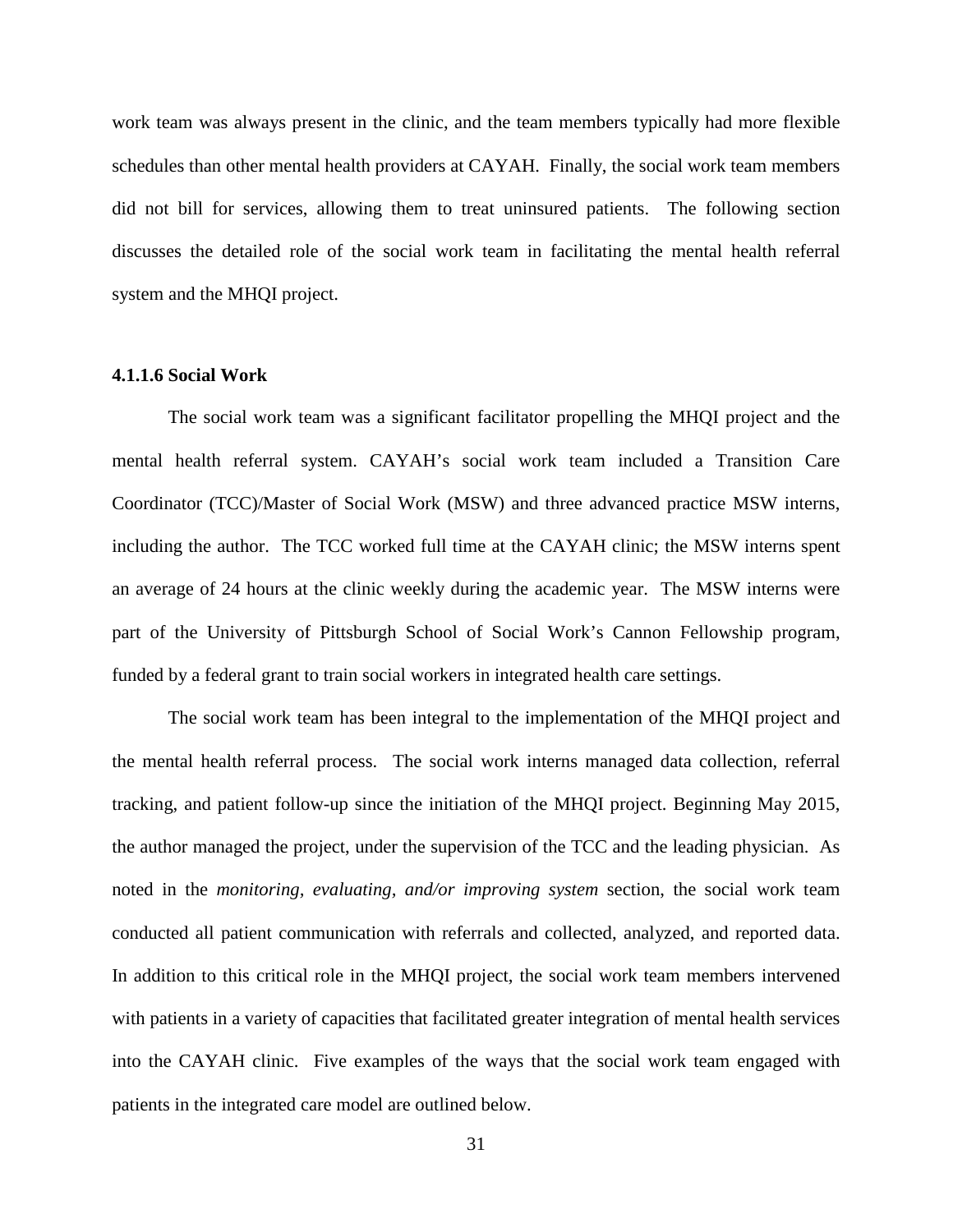work team was always present in the clinic, and the team members typically had more flexible schedules than other mental health providers at CAYAH. Finally, the social work team members did not bill for services, allowing them to treat uninsured patients. The following section discusses the detailed role of the social work team in facilitating the mental health referral system and the MHQI project.

#### 4.1.1.6 Social Work

The social work team was a significant facilitator propelling the MHQI project and the mental health referral system. CAYAH's social work team included a Transition Care Coordinator (TCC)/Master of Social Work (MSW) and three advanced practice MSW interns, including the author. The TCC worked full time at the CAYAH clinic; the MSW interns spent an average of 24 hours at the clinic weekly during the academic year. The MSW interns were part of the University of Pittsburgh School of Social Work's Cannon Fellowship program, funded by a federal grant to train social workers in integrated health care settings.

The social work team has been integral to the implementation of the MHQI project and the mental health referral process. The social work interns managed data collection, referral tracking, and patient follow-up since the initiation of the MHQI project. Beginning May 2015, the author managed the project, under the supervision of the TCC and the leading physician. As noted in the *monitoring, evaluating, and/or improving system* section, the social work team conducted all patient communication with referrals and collected, analyzed, and reported data. In addition to this critical role in the MHQI project, the social work team members intervened with patients in a variety of capacities that facilitated greater integration of mental health services into the CAYAH clinic. Five examples of the ways that the social work team engaged with patients in the integrated care model are outlined below.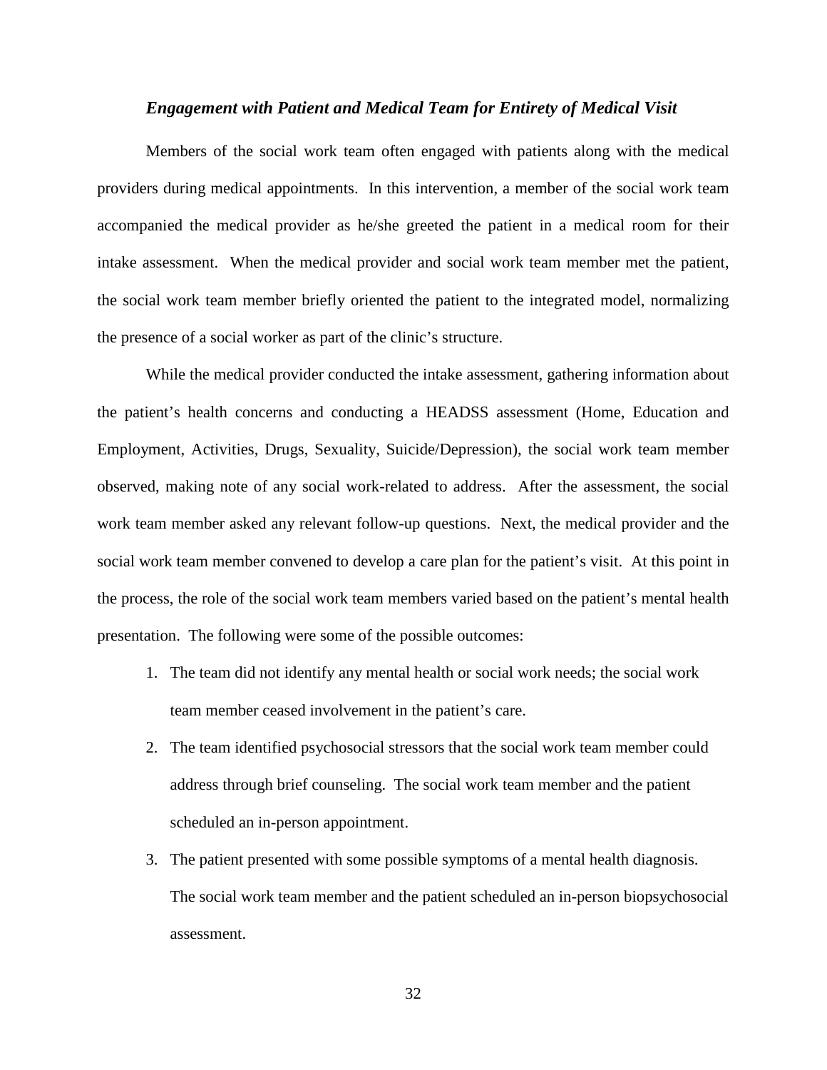### *Engagement with Patient and Medical Team for Entirety of Medical Visit*

Members of the social work team often engaged with patients along with the medical providers during medical appointments. In this intervention, a member of the social work team accompanied the medical provider as he/she greeted the patient in a medical room for their intake assessment. When the medical provider and social work team member met the patient, the social work team member briefly oriented the patient to the integrated model, normalizing the presence of a social worker as part of the clinic's structure.

While the medical provider conducted the intake assessment, gathering information about the patient's health concerns and conducting a HEADSS assessment (Home, Education and Employment, Activities, Drugs, Sexuality, Suicide/Depression), the social work team member observed, making note of any social work-related to address. After the assessment, the social work team member asked any relevant follow-up questions. Next, the medical provider and the social work team member convened to develop a care plan for the patient's visit. At this point in the process, the role of the social work team members varied based on the patient's mental health presentation. The following were some of the possible outcomes:

1. The team did not identify any mental health or social work needs; the social work team member ceased involvement in the patient's care.
2. The team identified psychosocial stressors that the social work team member could address through brief counseling. The social work team member and the patient scheduled an in-person appointment.
3. The patient presented with some possible symptoms of a mental health diagnosis. The social work team member and the patient scheduled an in-person biopsychosocial assessment.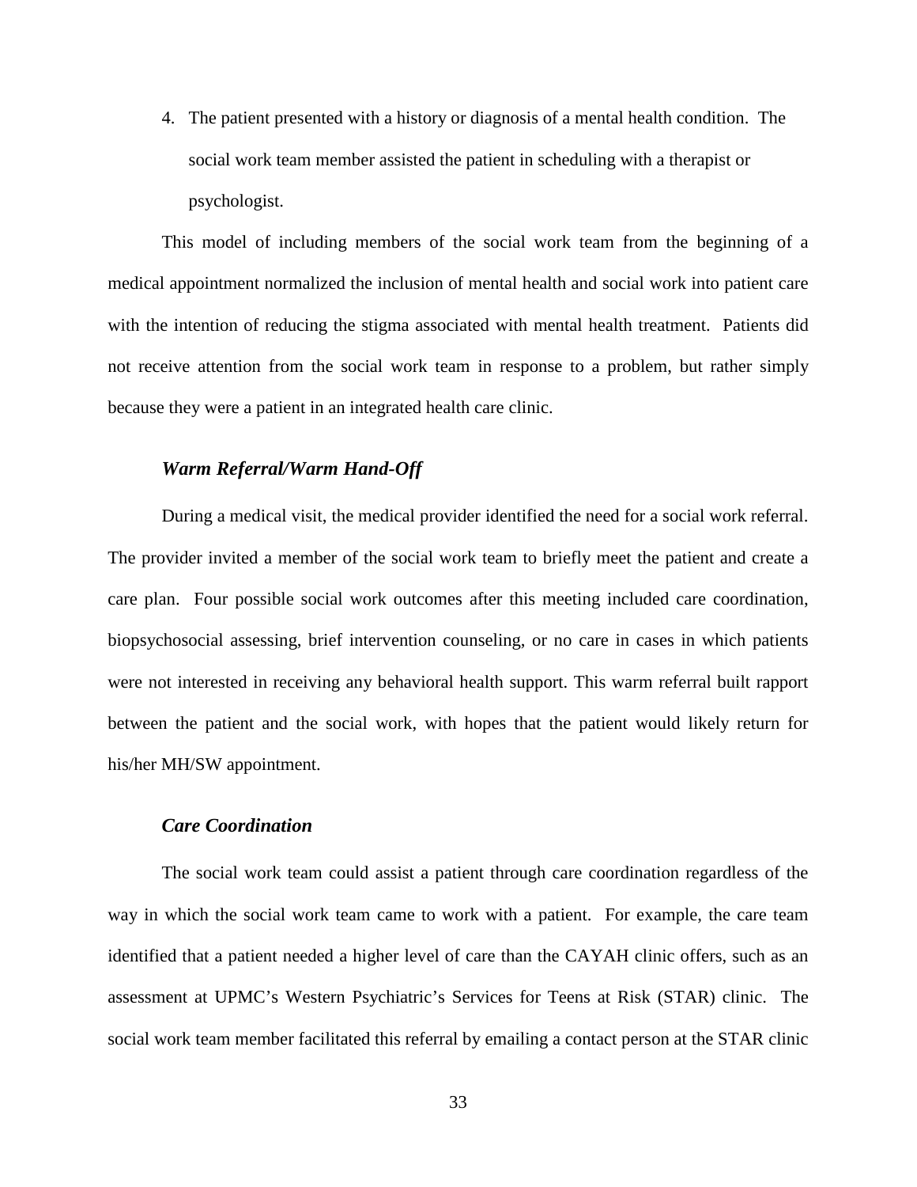4. The patient presented with a history or diagnosis of a mental health condition. The social work team member assisted the patient in scheduling with a therapist or psychologist.

This model of including members of the social work team from the beginning of a medical appointment normalized the inclusion of mental health and social work into patient care with the intention of reducing the stigma associated with mental health treatment. Patients did not receive attention from the social work team in response to a problem, but rather simply because they were a patient in an integrated health care clinic.

### *Warm Referral/Warm Hand-Off*

During a medical visit, the medical provider identified the need for a social work referral. The provider invited a member of the social work team to briefly meet the patient and create a care plan. Four possible social work outcomes after this meeting included care coordination, biopsychosocial assessing, brief intervention counseling, or no care in cases in which patients were not interested in receiving any behavioral health support. This warm referral built rapport between the patient and the social work, with hopes that the patient would likely return for his/her MH/SW appointment.

### *Care Coordination*

The social work team could assist a patient through care coordination regardless of the way in which the social work team came to work with a patient. For example, the care team identified that a patient needed a higher level of care than the CAYAH clinic offers, such as an assessment at UPMC's Western Psychiatric's Services for Teens at Risk (STAR) clinic. The social work team member facilitated this referral by emailing a contact person at the STAR clinic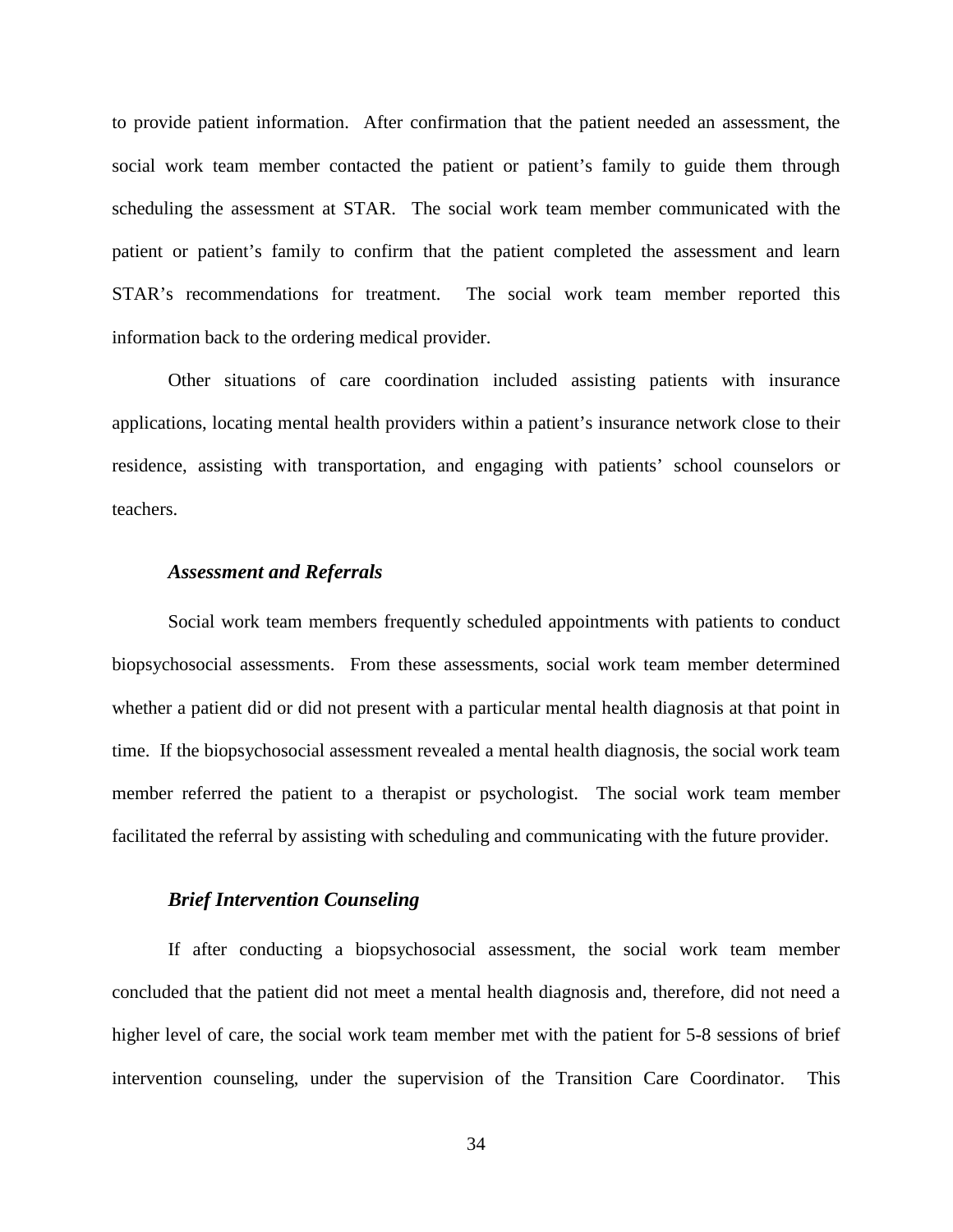to provide patient information. After confirmation that the patient needed an assessment, the social work team member contacted the patient or patient's family to guide them through scheduling the assessment at STAR. The social work team member communicated with the patient or patient's family to confirm that the patient completed the assessment and learn STAR's recommendations for treatment. The social work team member reported this information back to the ordering medical provider.

Other situations of care coordination included assisting patients with insurance applications, locating mental health providers within a patient's insurance network close to their residence, assisting with transportation, and engaging with patients' school counselors or teachers.

### *Assessment and Referrals*

Social work team members frequently scheduled appointments with patients to conduct biopsychosocial assessments. From these assessments, social work team member determined whether a patient did or did not present with a particular mental health diagnosis at that point in time. If the biopsychosocial assessment revealed a mental health diagnosis, the social work team member referred the patient to a therapist or psychologist. The social work team member facilitated the referral by assisting with scheduling and communicating with the future provider.

### *Brief Intervention Counseling*

If after conducting a biopsychosocial assessment, the social work team member concluded that the patient did not meet a mental health diagnosis and, therefore, did not need a higher level of care, the social work team member met with the patient for 5-8 sessions of brief intervention counseling, under the supervision of the Transition Care Coordinator. This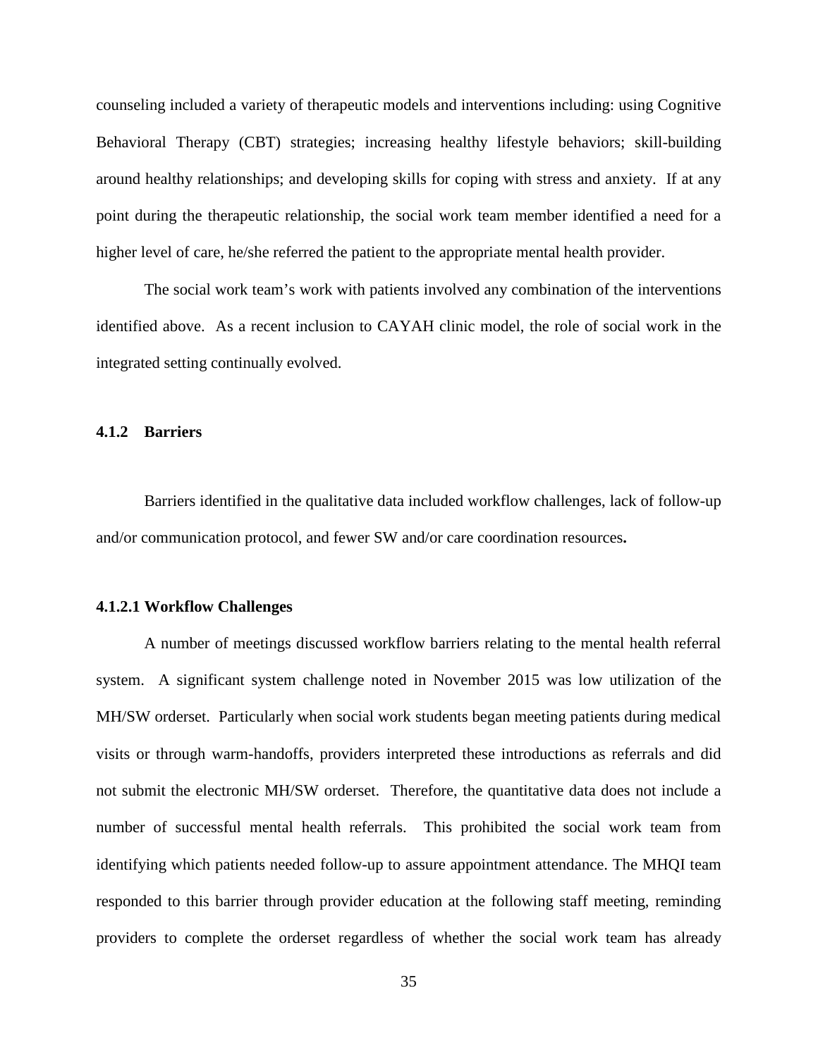counseling included a variety of therapeutic models and interventions including: using Cognitive Behavioral Therapy (CBT) strategies; increasing healthy lifestyle behaviors; skill-building around healthy relationships; and developing skills for coping with stress and anxiety. If at any point during the therapeutic relationship, the social work team member identified a need for a higher level of care, he/she referred the patient to the appropriate mental health provider.

The social work team's work with patients involved any combination of the interventions identified above. As a recent inclusion to CAYAH clinic model, the role of social work in the integrated setting continually evolved.

### 4.1.2 Barriers

Barriers identified in the qualitative data included workflow challenges, lack of follow-up and/or communication protocol, and fewer SW and/or care coordination resources**.**

#### 4.1.2.1 Workflow Challenges

A number of meetings discussed workflow barriers relating to the mental health referral system. A significant system challenge noted in November 2015 was low utilization of the MH/SW orderset. Particularly when social work students began meeting patients during medical visits or through warm-handoffs, providers interpreted these introductions as referrals and did not submit the electronic MH/SW orderset. Therefore, the quantitative data does not include a number of successful mental health referrals. This prohibited the social work team from identifying which patients needed follow-up to assure appointment attendance. The MHQI team responded to this barrier through provider education at the following staff meeting, reminding providers to complete the orderset regardless of whether the social work team has already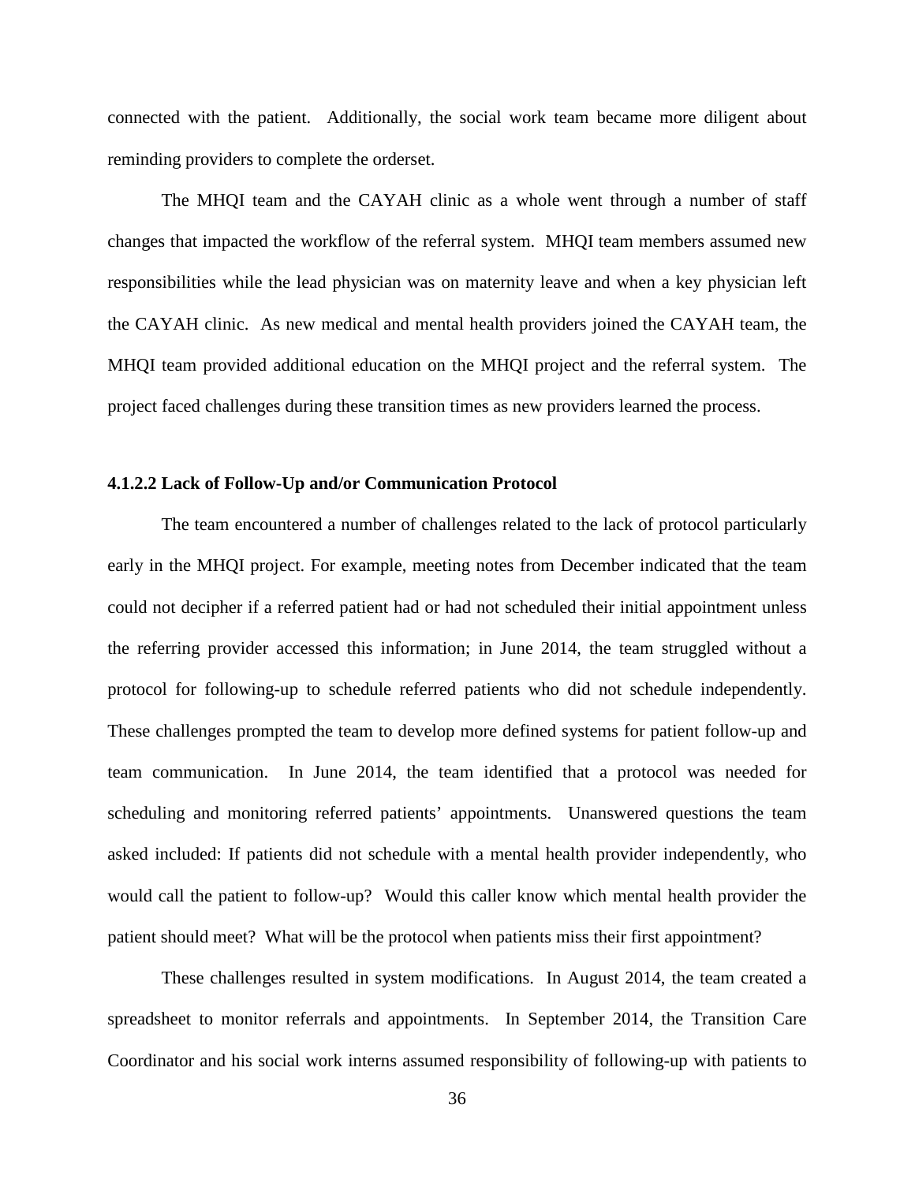connected with the patient. Additionally, the social work team became more diligent about reminding providers to complete the orderset.

The MHQI team and the CAYAH clinic as a whole went through a number of staff changes that impacted the workflow of the referral system. MHQI team members assumed new responsibilities while the lead physician was on maternity leave and when a key physician left the CAYAH clinic. As new medical and mental health providers joined the CAYAH team, the MHQI team provided additional education on the MHQI project and the referral system. The project faced challenges during these transition times as new providers learned the process.

#### 4.1.2.2 Lack of Follow-Up and/or Communication Protocol

The team encountered a number of challenges related to the lack of protocol particularly early in the MHQI project. For example, meeting notes from December indicated that the team could not decipher if a referred patient had or had not scheduled their initial appointment unless the referring provider accessed this information; in June 2014, the team struggled without a protocol for following-up to schedule referred patients who did not schedule independently. These challenges prompted the team to develop more defined systems for patient follow-up and team communication. In June 2014, the team identified that a protocol was needed for scheduling and monitoring referred patients' appointments. Unanswered questions the team asked included: If patients did not schedule with a mental health provider independently, who would call the patient to follow-up? Would this caller know which mental health provider the patient should meet? What will be the protocol when patients miss their first appointment?

These challenges resulted in system modifications. In August 2014, the team created a spreadsheet to monitor referrals and appointments. In September 2014, the Transition Care Coordinator and his social work interns assumed responsibility of following-up with patients to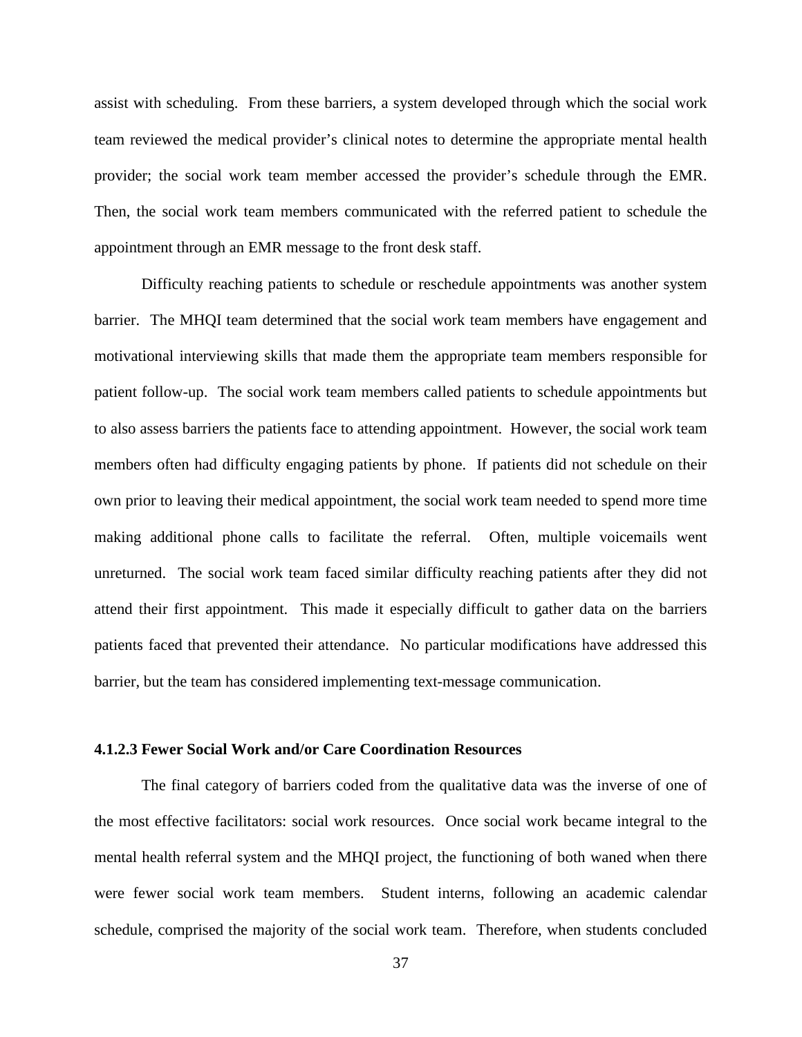assist with scheduling. From these barriers, a system developed through which the social work team reviewed the medical provider's clinical notes to determine the appropriate mental health provider; the social work team member accessed the provider's schedule through the EMR. Then, the social work team members communicated with the referred patient to schedule the appointment through an EMR message to the front desk staff.

Difficulty reaching patients to schedule or reschedule appointments was another system barrier. The MHQI team determined that the social work team members have engagement and motivational interviewing skills that made them the appropriate team members responsible for patient follow-up. The social work team members called patients to schedule appointments but to also assess barriers the patients face to attending appointment. However, the social work team members often had difficulty engaging patients by phone. If patients did not schedule on their own prior to leaving their medical appointment, the social work team needed to spend more time making additional phone calls to facilitate the referral. Often, multiple voicemails went unreturned. The social work team faced similar difficulty reaching patients after they did not attend their first appointment. This made it especially difficult to gather data on the barriers patients faced that prevented their attendance. No particular modifications have addressed this barrier, but the team has considered implementing text-message communication.

#### 4.1.2.3 Fewer Social Work and/or Care Coordination Resources

The final category of barriers coded from the qualitative data was the inverse of one of the most effective facilitators: social work resources. Once social work became integral to the mental health referral system and the MHQI project, the functioning of both waned when there were fewer social work team members. Student interns, following an academic calendar schedule, comprised the majority of the social work team. Therefore, when students concluded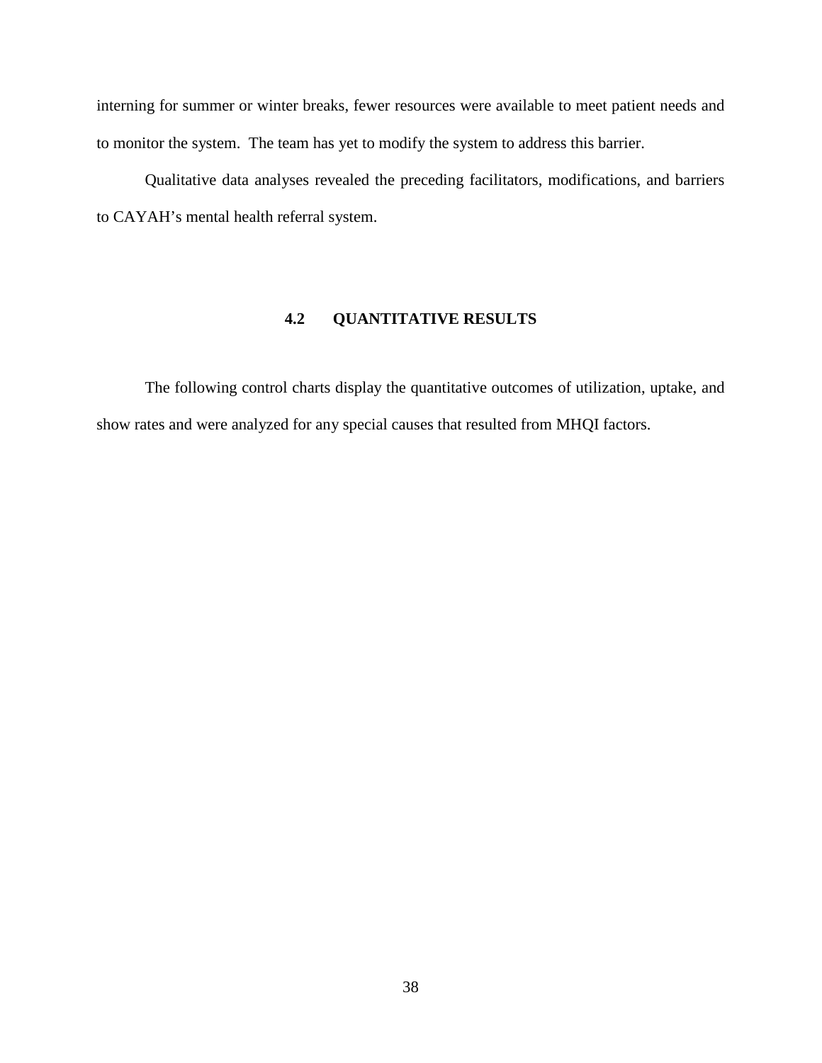interning for summer or winter breaks, fewer resources were available to meet patient needs and to monitor the system. The team has yet to modify the system to address this barrier.

Qualitative data analyses revealed the preceding facilitators, modifications, and barriers to CAYAH's mental health referral system.

## 4.2 QUANTITATIVE RESULTS

The following control charts display the quantitative outcomes of utilization, uptake, and show rates and were analyzed for any special causes that resulted from MHQI factors.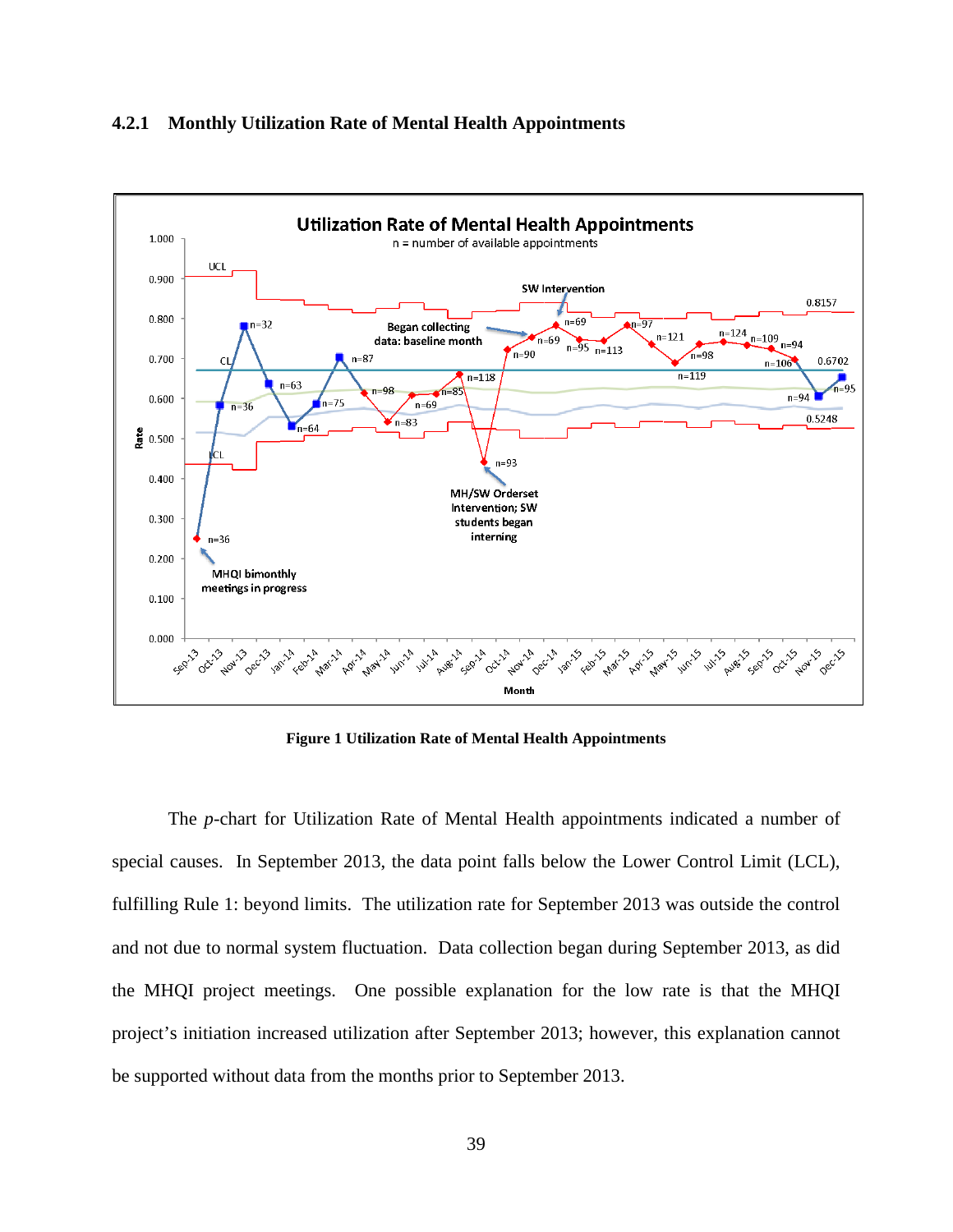### 4.2.1 Monthly Utilization Rate of Mental Health Appointments

**Figure 1 Utilization Rate of Mental Health Appointments**

The *p*-chart for Utilization Rate of Mental Health appointments indicated a number of special causes. In September 2013, the data point falls below the Lower Control Limit (LCL), fulfilling Rule 1: beyond limits. The utilization rate for September 2013 was outside the control and not due to normal system fluctuation. Data collection began during September 2013, as did the MHQI project meetings. One possible explanation for the low rate is that the MHQI project's initiation increased utilization after September 2013; however, this explanation cannot be supported without data from the months prior to September 2013.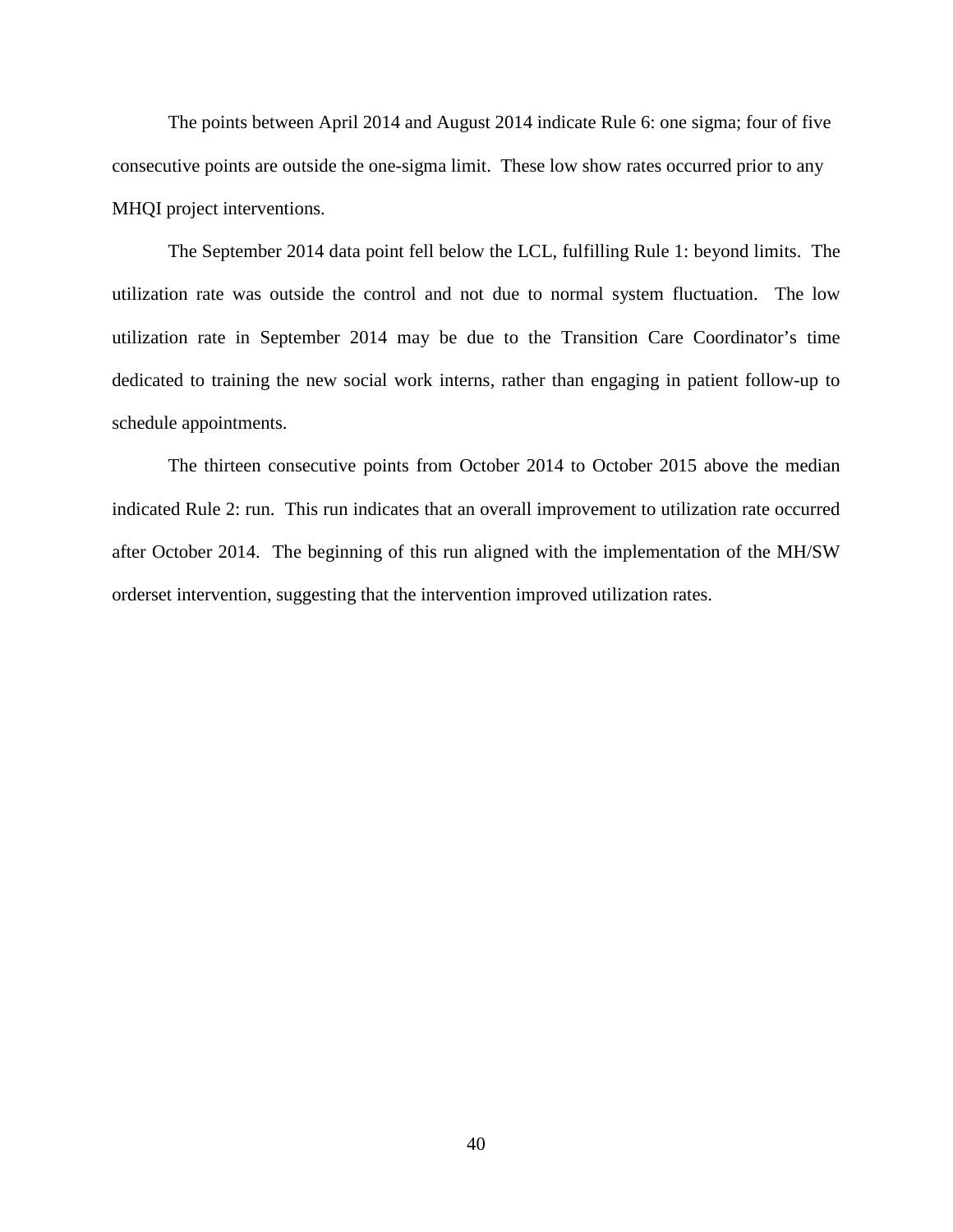The points between April 2014 and August 2014 indicate Rule 6: one sigma; four of five consecutive points are outside the one-sigma limit. These low show rates occurred prior to any MHQI project interventions.

The September 2014 data point fell below the LCL, fulfilling Rule 1: beyond limits. The utilization rate was outside the control and not due to normal system fluctuation. The low utilization rate in September 2014 may be due to the Transition Care Coordinator's time dedicated to training the new social work interns, rather than engaging in patient follow-up to schedule appointments.

The thirteen consecutive points from October 2014 to October 2015 above the median indicated Rule 2: run. This run indicates that an overall improvement to utilization rate occurred after October 2014. The beginning of this run aligned with the implementation of the MH/SW orderset intervention, suggesting that the intervention improved utilization rates.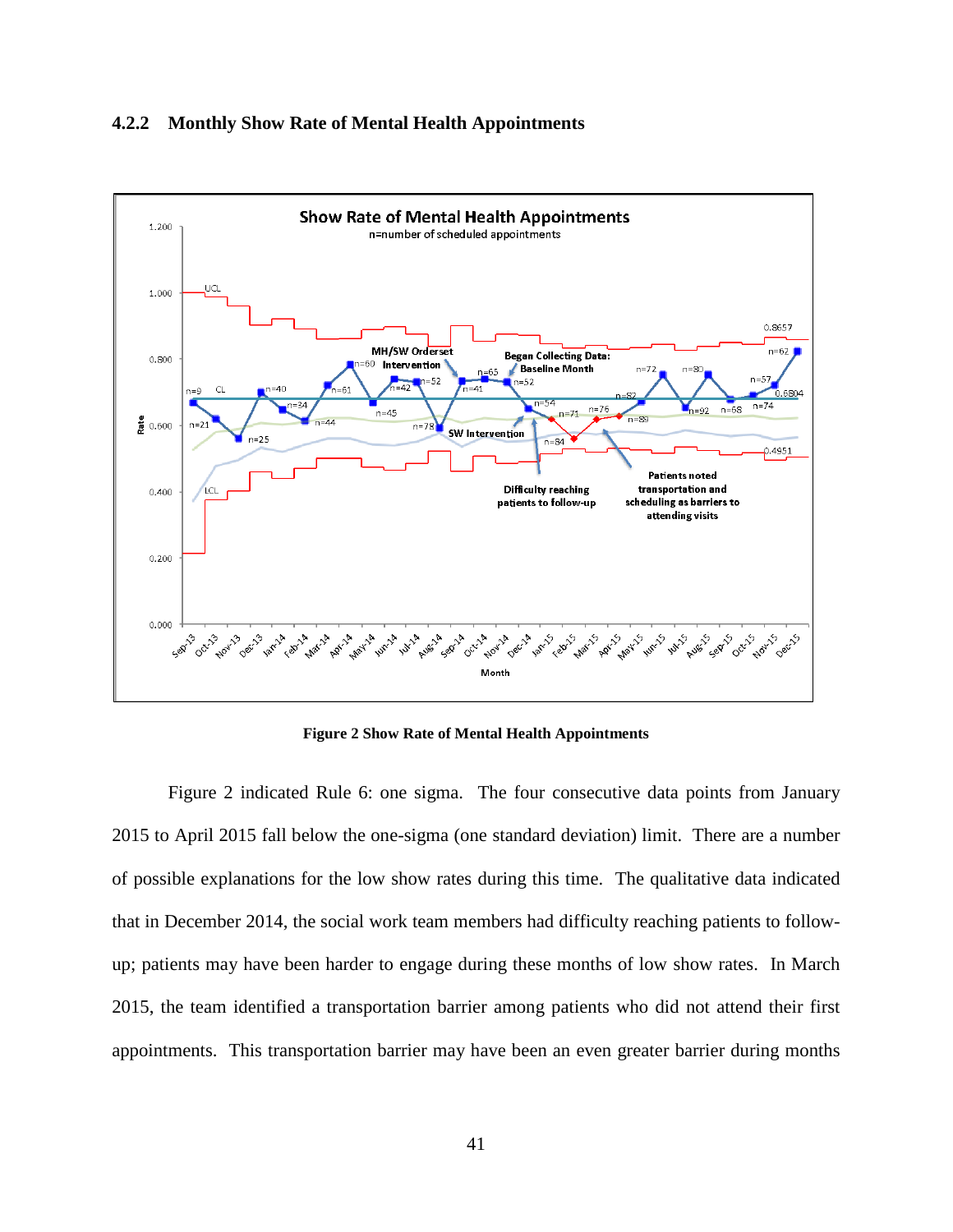### 4.2.2 Monthly Show Rate of Mental Health Appointments

**Figure 2 Show Rate of Mental Health Appointments**

Figure 2 indicated Rule 6: one sigma. The four consecutive data points from January 2015 to April 2015 fall below the one-sigma (one standard deviation) limit. There are a number of possible explanations for the low show rates during this time. The qualitative data indicated that in December 2014, the social work team members had difficulty reaching patients to follow-up; patients may have been harder to engage during these months of low show rates. In March 2015, the team identified a transportation barrier among patients who did not attend their first appointments. This transportation barrier may have been an even greater barrier during months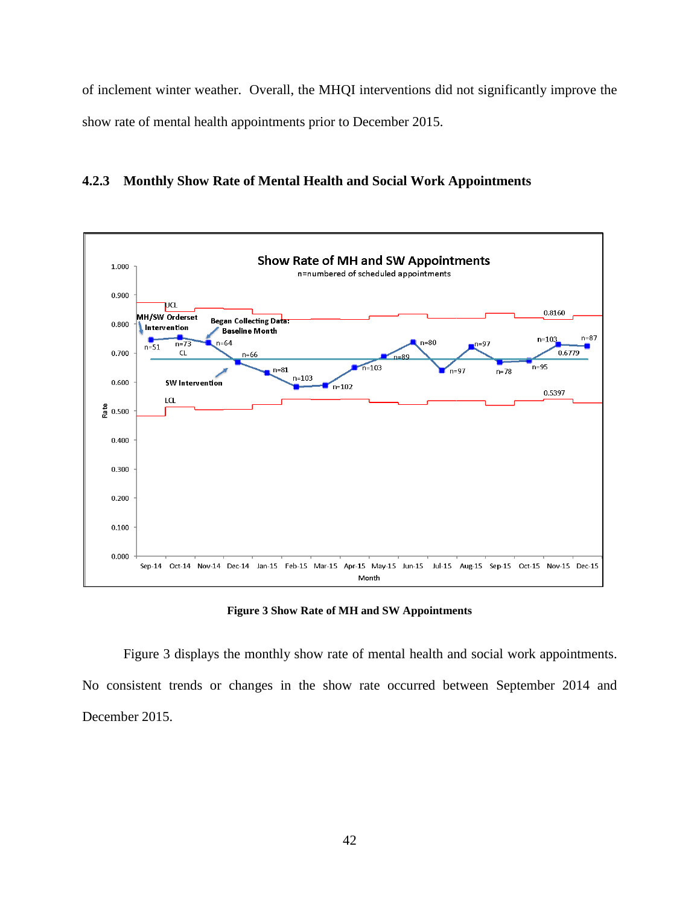of inclement winter weather. Overall, the MHQI interventions did not significantly improve the show rate of mental health appointments prior to December 2015.

### 4.2.3 Monthly Show Rate of Mental Health and Social Work Appointments

**Figure 3 Show Rate of MH and SW Appointments**

Figure 3 displays the monthly show rate of mental health and social work appointments. No consistent trends or changes in the show rate occurred between September 2014 and December 2015.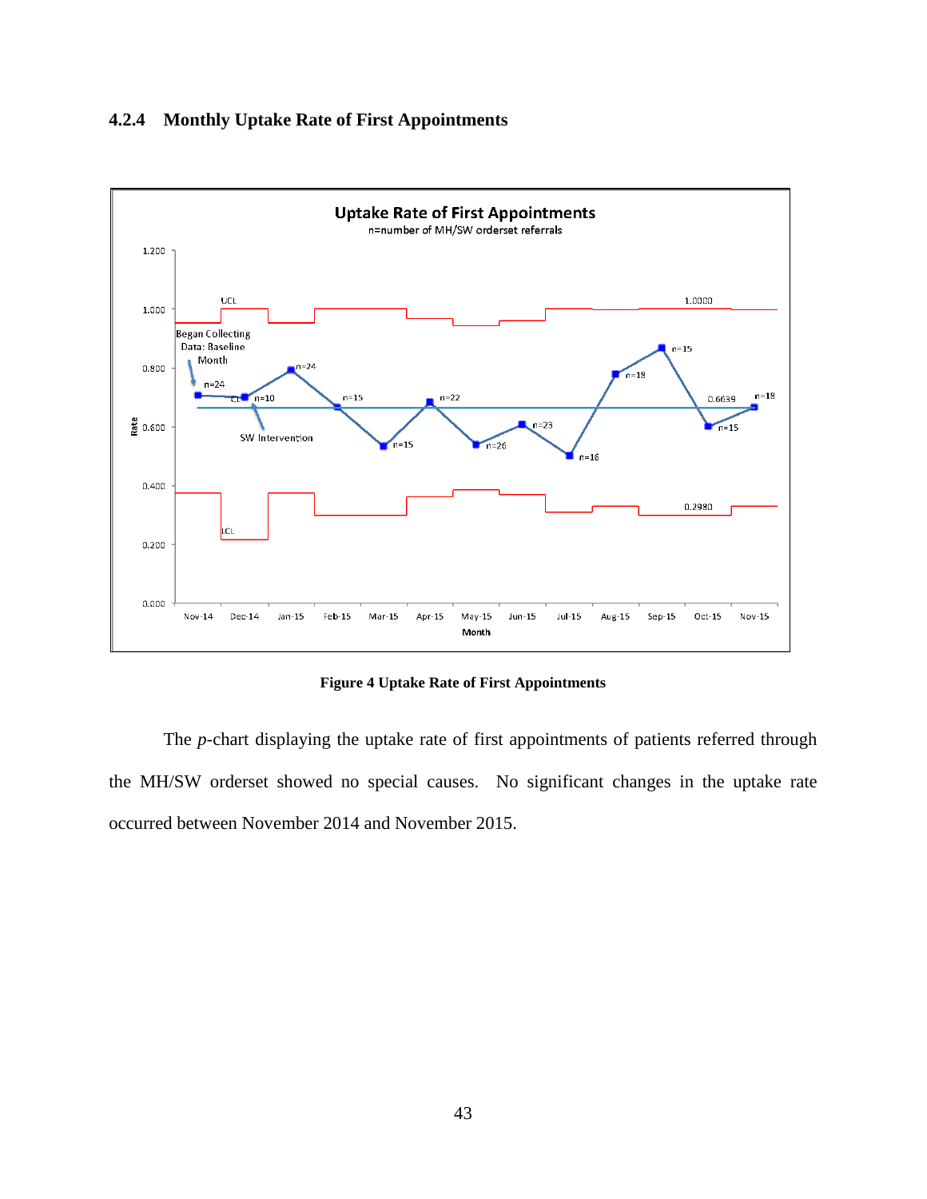### 4.2.4 Monthly Uptake Rate of First Appointments

**Figure 4 Uptake Rate of First Appointments**

The *p*-chart displaying the uptake rate of first appointments of patients referred through the MH/SW orderset showed no special causes. No significant changes in the uptake rate occurred between November 2014 and November 2015.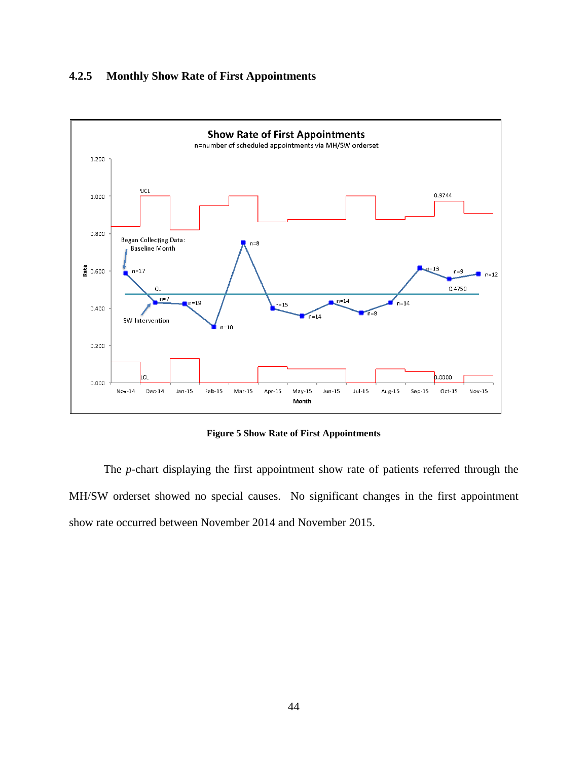### 4.2.5 Monthly Show Rate of First Appointments

**Figure 5 Show Rate of First Appointments**

The *p*-chart displaying the first appointment show rate of patients referred through the MH/SW orderset showed no special causes. No significant changes in the first appointment show rate occurred between November 2014 and November 2015.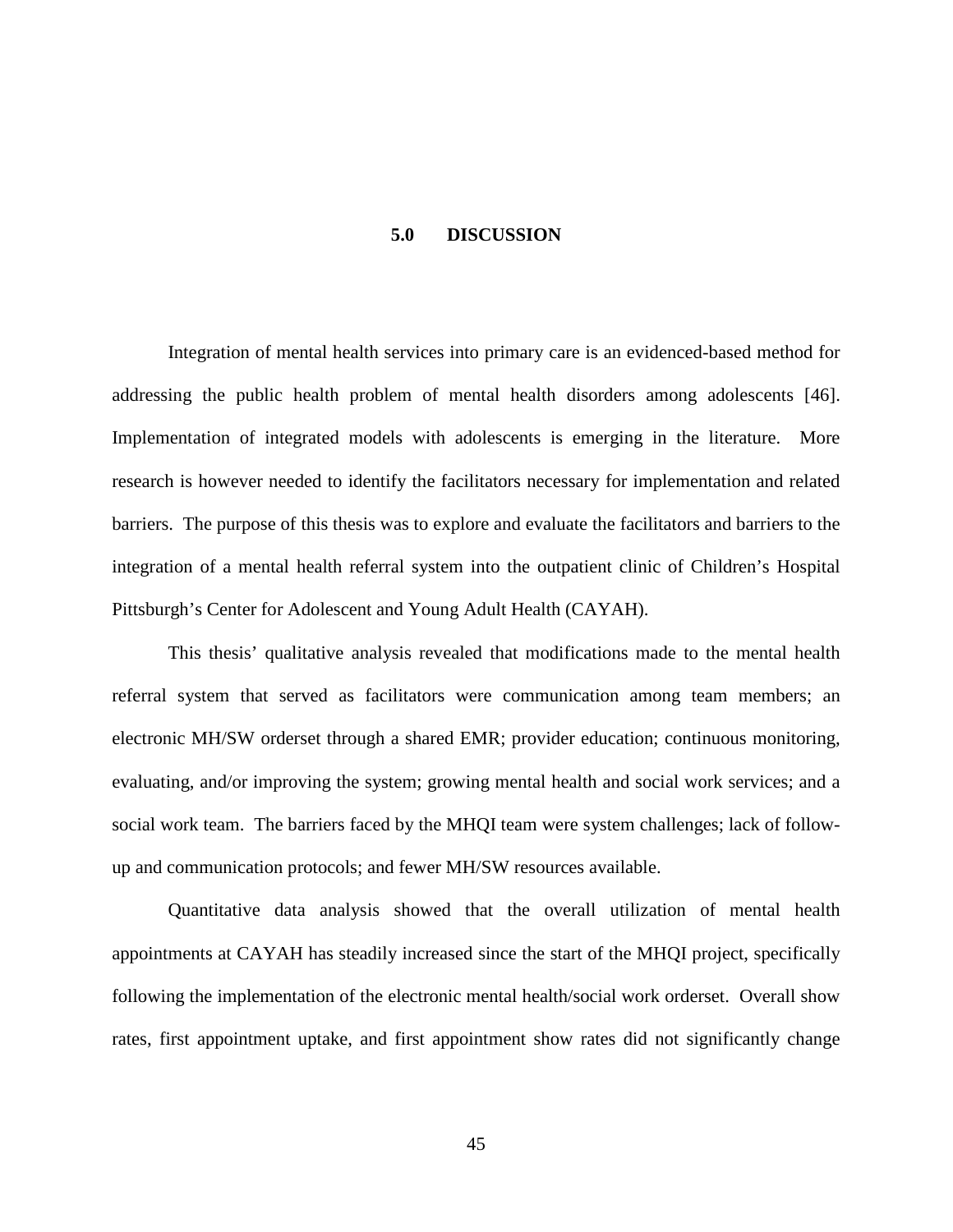# 5.0 DISCUSSION

Integration of mental health services into primary care is an evidenced-based method for addressing the public health problem of mental health disorders among adolescents [46]. Implementation of integrated models with adolescents is emerging in the literature. More research is however needed to identify the facilitators necessary for implementation and related barriers. The purpose of this thesis was to explore and evaluate the facilitators and barriers to the integration of a mental health referral system into the outpatient clinic of Children's Hospital Pittsburgh's Center for Adolescent and Young Adult Health (CAYAH).

This thesis' qualitative analysis revealed that modifications made to the mental health referral system that served as facilitators were communication among team members; an electronic MH/SW orderset through a shared EMR; provider education; continuous monitoring, evaluating, and/or improving the system; growing mental health and social work services; and a social work team. The barriers faced by the MHQI team were system challenges; lack of follow-up and communication protocols; and fewer MH/SW resources available.

Quantitative data analysis showed that the overall utilization of mental health appointments at CAYAH has steadily increased since the start of the MHQI project, specifically following the implementation of the electronic mental health/social work orderset. Overall show rates, first appointment uptake, and first appointment show rates did not significantly change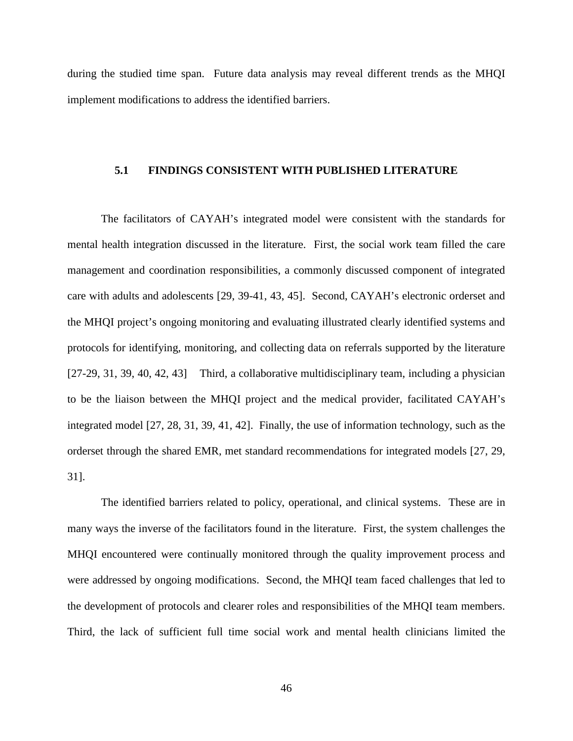during the studied time span. Future data analysis may reveal different trends as the MHQI implement modifications to address the identified barriers.

### 5.1 FINDINGS CONSISTENT WITH PUBLISHED LITERATURE

The facilitators of CAYAH's integrated model were consistent with the standards for mental health integration discussed in the literature. First, the social work team filled the care management and coordination responsibilities, a commonly discussed component of integrated care with adults and adolescents [29, 39-41, 43, 45]. Second, CAYAH's electronic orderset and the MHQI project's ongoing monitoring and evaluating illustrated clearly identified systems and protocols for identifying, monitoring, and collecting data on referrals supported by the literature [27-29, 31, 39, 40, 42, 43] Third, a collaborative multidisciplinary team, including a physician to be the liaison between the MHQI project and the medical provider, facilitated CAYAH's integrated model [27, 28, 31, 39, 41, 42]. Finally, the use of information technology, such as the orderset through the shared EMR, met standard recommendations for integrated models [27, 29, 31].

The identified barriers related to policy, operational, and clinical systems. These are in many ways the inverse of the facilitators found in the literature. First, the system challenges the MHQI encountered were continually monitored through the quality improvement process and were addressed by ongoing modifications. Second, the MHQI team faced challenges that led to the development of protocols and clearer roles and responsibilities of the MHQI team members. Third, the lack of sufficient full time social work and mental health clinicians limited the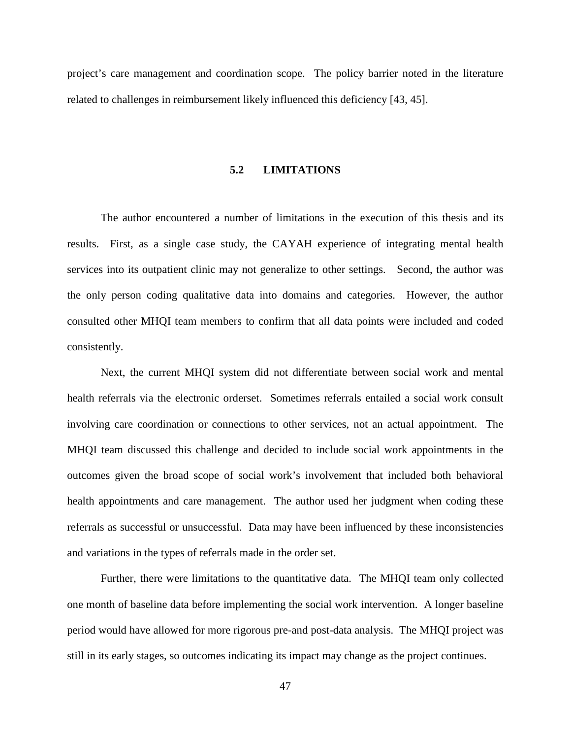project's care management and coordination scope. The policy barrier noted in the literature related to challenges in reimbursement likely influenced this deficiency [43, 45].

## 5.2 LIMITATIONS

The author encountered a number of limitations in the execution of this thesis and its results. First, as a single case study, the CAYAH experience of integrating mental health services into its outpatient clinic may not generalize to other settings. Second, the author was the only person coding qualitative data into domains and categories. However, the author consulted other MHQI team members to confirm that all data points were included and coded consistently.

Next, the current MHQI system did not differentiate between social work and mental health referrals via the electronic orderset. Sometimes referrals entailed a social work consult involving care coordination or connections to other services, not an actual appointment. The MHQI team discussed this challenge and decided to include social work appointments in the outcomes given the broad scope of social work's involvement that included both behavioral health appointments and care management. The author used her judgment when coding these referrals as successful or unsuccessful. Data may have been influenced by these inconsistencies and variations in the types of referrals made in the order set.

Further, there were limitations to the quantitative data. The MHQI team only collected one month of baseline data before implementing the social work intervention. A longer baseline period would have allowed for more rigorous pre-and post-data analysis. The MHQI project was still in its early stages, so outcomes indicating its impact may change as the project continues.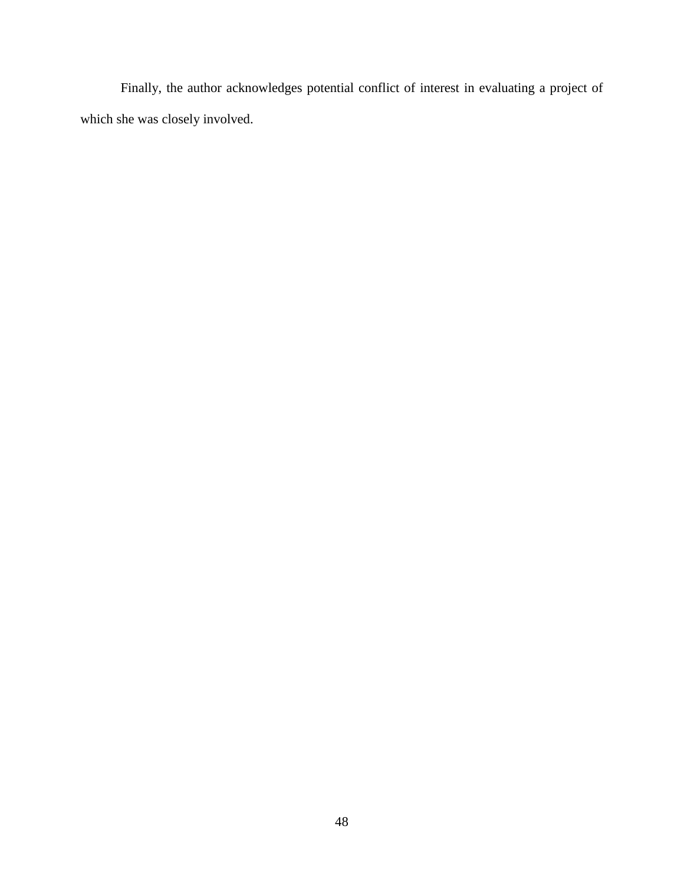Finally, the author acknowledges potential conflict of interest in evaluating a project of which she was closely involved.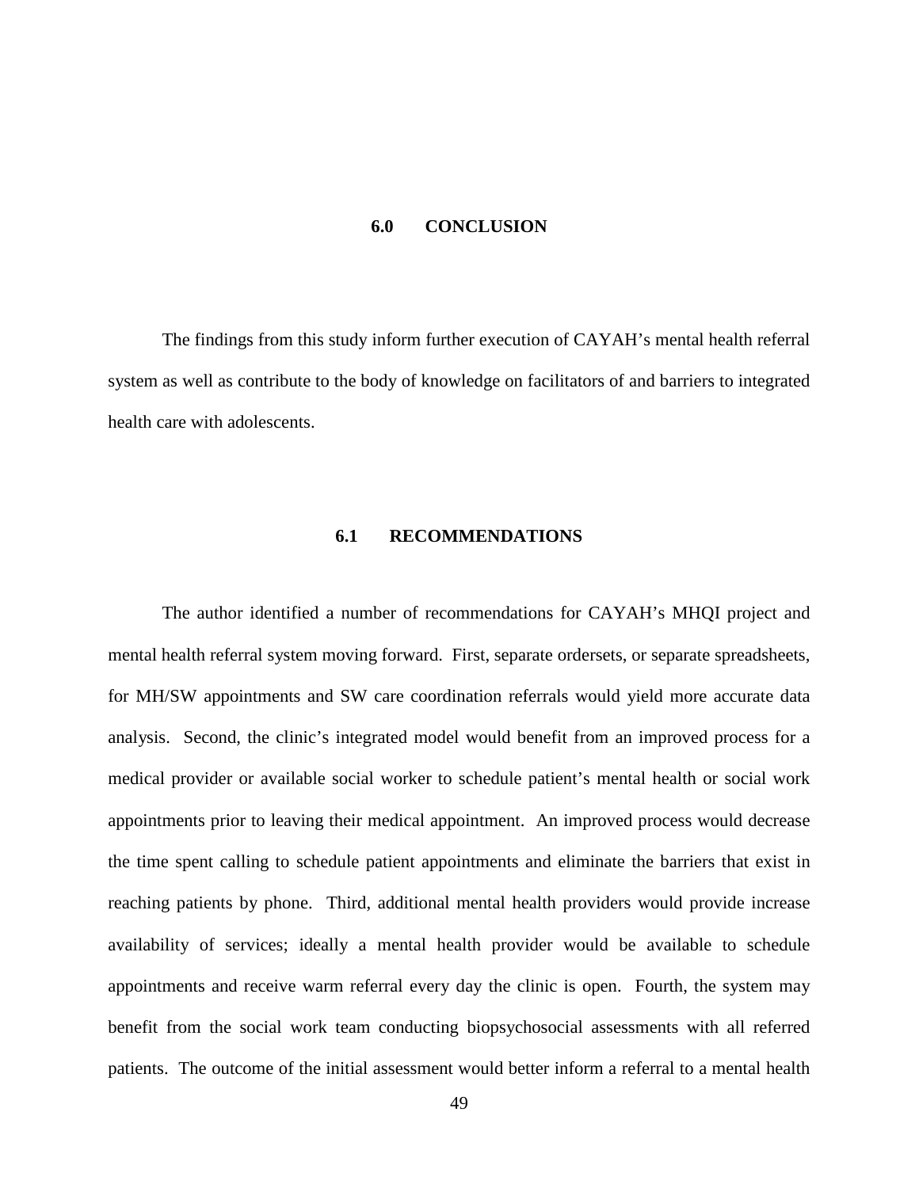# 6.0 CONCLUSION

The findings from this study inform further execution of CAYAH's mental health referral system as well as contribute to the body of knowledge on facilitators of and barriers to integrated health care with adolescents.

## 6.1 RECOMMENDATIONS

The author identified a number of recommendations for CAYAH's MHQI project and mental health referral system moving forward. First, separate ordersets, or separate spreadsheets, for MH/SW appointments and SW care coordination referrals would yield more accurate data analysis. Second, the clinic's integrated model would benefit from an improved process for a medical provider or available social worker to schedule patient's mental health or social work appointments prior to leaving their medical appointment. An improved process would decrease the time spent calling to schedule patient appointments and eliminate the barriers that exist in reaching patients by phone. Third, additional mental health providers would provide increase availability of services; ideally a mental health provider would be available to schedule appointments and receive warm referral every day the clinic is open. Fourth, the system may benefit from the social work team conducting biopsychosocial assessments with all referred patients. The outcome of the initial assessment would better inform a referral to a mental health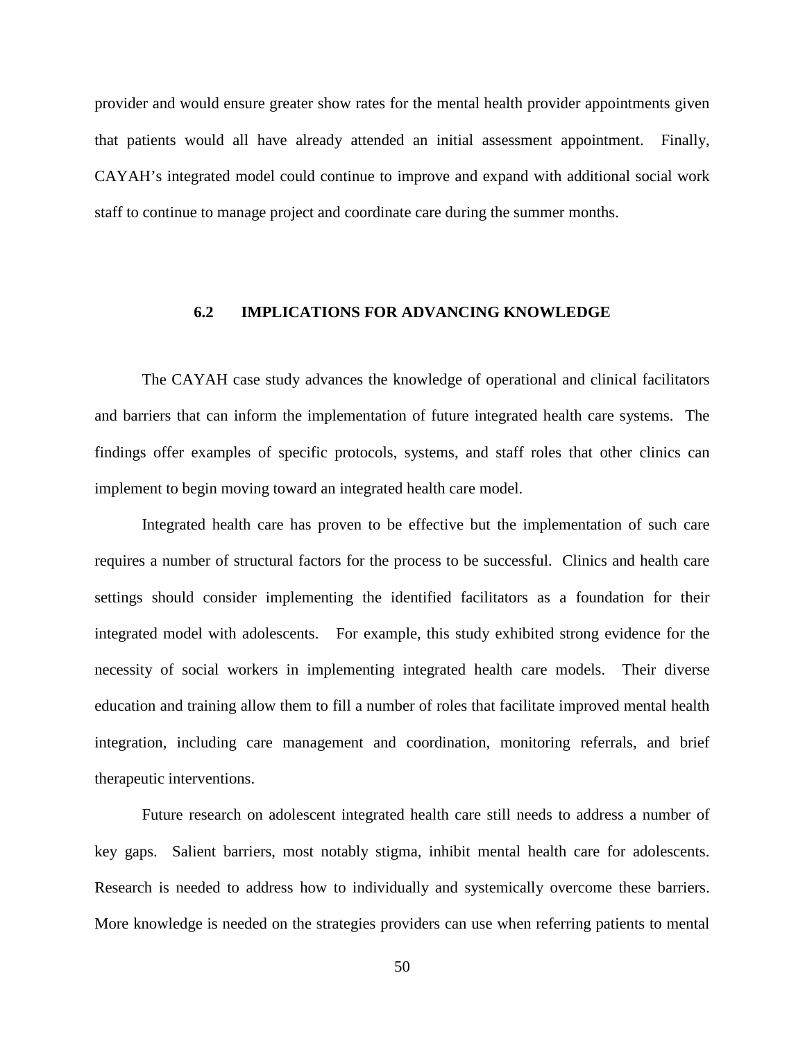provider and would ensure greater show rates for the mental health provider appointments given that patients would all have already attended an initial assessment appointment. Finally, CAYAH's integrated model could continue to improve and expand with additional social work staff to continue to manage project and coordinate care during the summer months.

## 6.2 IMPLICATIONS FOR ADVANCING KNOWLEDGE

The CAYAH case study advances the knowledge of operational and clinical facilitators and barriers that can inform the implementation of future integrated health care systems. The findings offer examples of specific protocols, systems, and staff roles that other clinics can implement to begin moving toward an integrated health care model.

Integrated health care has proven to be effective but the implementation of such care requires a number of structural factors for the process to be successful. Clinics and health care settings should consider implementing the identified facilitators as a foundation for their integrated model with adolescents. For example, this study exhibited strong evidence for the necessity of social workers in implementing integrated health care models. Their diverse education and training allow them to fill a number of roles that facilitate improved mental health integration, including care management and coordination, monitoring referrals, and brief therapeutic interventions.

Future research on adolescent integrated health care still needs to address a number of key gaps. Salient barriers, most notably stigma, inhibit mental health care for adolescents. Research is needed to address how to individually and systemically overcome these barriers. More knowledge is needed on the strategies providers can use when referring patients to mental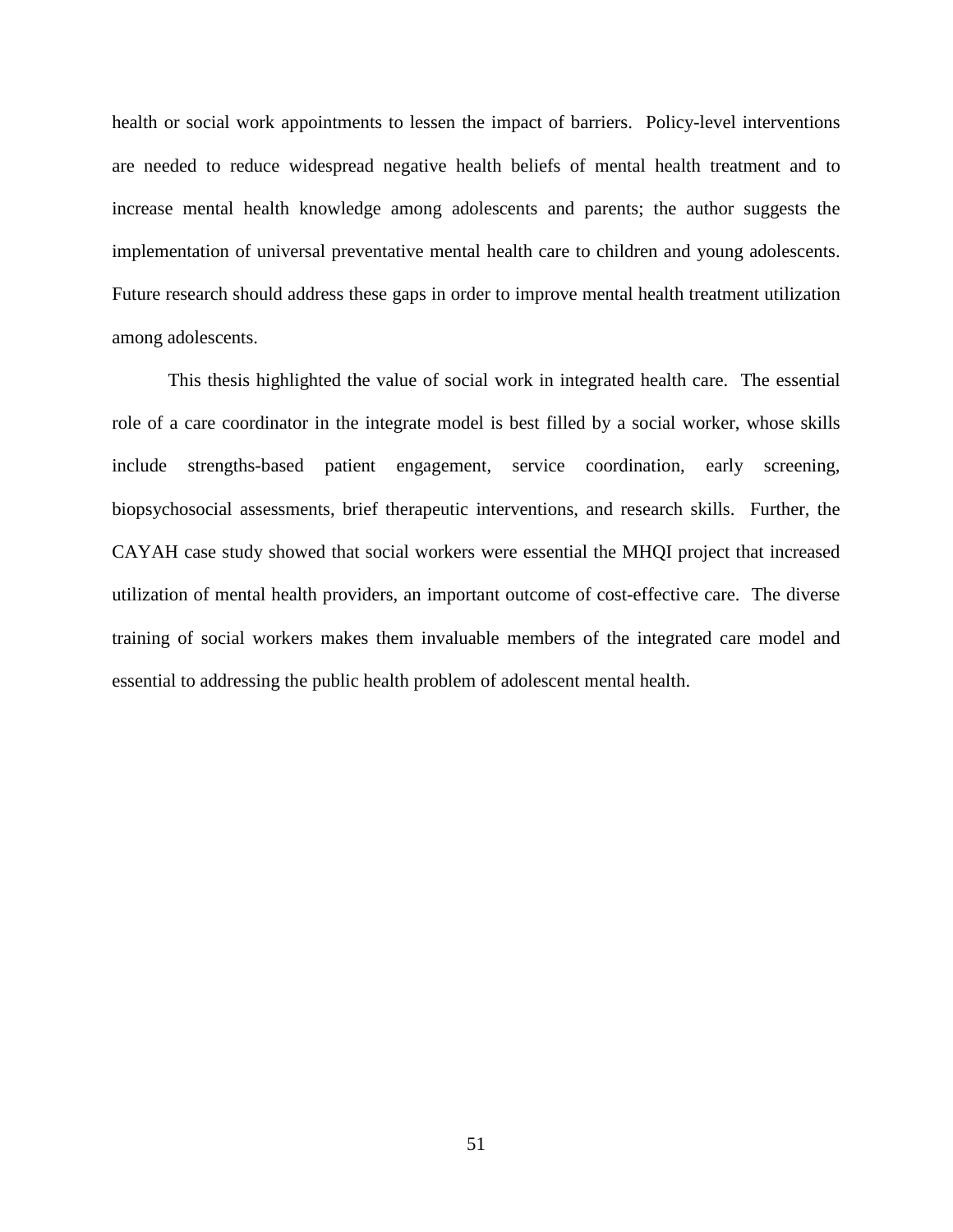health or social work appointments to lessen the impact of barriers. Policy-level interventions are needed to reduce widespread negative health beliefs of mental health treatment and to increase mental health knowledge among adolescents and parents; the author suggests the implementation of universal preventative mental health care to children and young adolescents. Future research should address these gaps in order to improve mental health treatment utilization among adolescents.

This thesis highlighted the value of social work in integrated health care. The essential role of a care coordinator in the integrate model is best filled by a social worker, whose skills include strengths-based patient engagement, service coordination, early screening, biopsychosocial assessments, brief therapeutic interventions, and research skills. Further, the CAYAH case study showed that social workers were essential the MHQI project that increased utilization of mental health providers, an important outcome of cost-effective care. The diverse training of social workers makes them invaluable members of the integrated care model and essential to addressing the public health problem of adolescent mental health.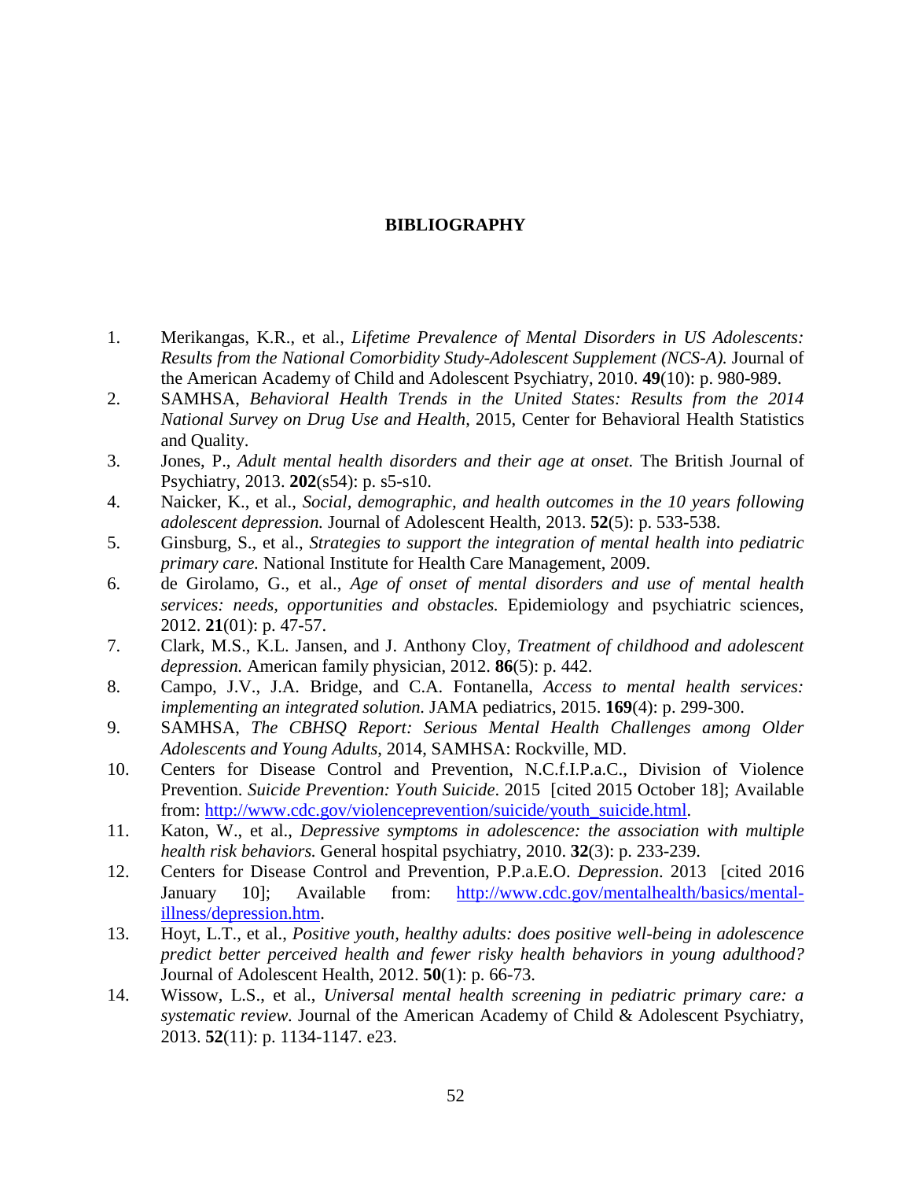# BIBLIOGRAPHY

1. Merikangas, K.R., et al., *Lifetime Prevalence of Mental Disorders in US Adolescents: Results from the National Comorbidity Study-Adolescent Supplement (NCS-A).* Journal of the American Academy of Child and Adolescent Psychiatry, 2010. **49**(10): p. 980-989.
2. SAMHSA, *Behavioral Health Trends in the United States: Results from the 2014 National Survey on Drug Use and Health*, 2015, Center for Behavioral Health Statistics and Quality.
3. Jones, P., *Adult mental health disorders and their age at onset.* The British Journal of Psychiatry, 2013. **202**(s54): p. s5-s10.
4. Naicker, K., et al., *Social, demographic, and health outcomes in the 10 years following adolescent depression.* Journal of Adolescent Health, 2013. **52**(5): p. 533-538.
5. Ginsburg, S., et al., *Strategies to support the integration of mental health into pediatric primary care.* National Institute for Health Care Management, 2009.
6. de Girolamo, G., et al., *Age of onset of mental disorders and use of mental health services: needs, opportunities and obstacles.* Epidemiology and psychiatric sciences, 2012. **21**(01): p. 47-57.
7. Clark, M.S., K.L. Jansen, and J. Anthony Cloy, *Treatment of childhood and adolescent depression.* American family physician, 2012. **86**(5): p. 442.
8. Campo, J.V., J.A. Bridge, and C.A. Fontanella, *Access to mental health services: implementing an integrated solution.* JAMA pediatrics, 2015. **169**(4): p. 299-300.
9. SAMHSA, *The CBHSQ Report: Serious Mental Health Challenges among Older Adolescents and Young Adults*, 2014, SAMHSA: Rockville, MD.
10. Centers for Disease Control and Prevention, N.C.f.I.P.a.C., Division of Violence Prevention. *Suicide Prevention: Youth Suicide*. 2015 [cited 2015 October 18]; Available from: http://www.cdc.gov/violenceprevention/suicide/youth_suicide.html.
11. Katon, W., et al., *Depressive symptoms in adolescence: the association with multiple health risk behaviors.* General hospital psychiatry, 2010. **32**(3): p. 233-239.
12. Centers for Disease Control and Prevention, P.P.a.E.O. *Depression*. 2013 [cited 2016 January 10]; Available from: http://www.cdc.gov/mentalhealth/basics/mental-illness/depression.htm.
13. Hoyt, L.T., et al., *Positive youth, healthy adults: does positive well-being in adolescence predict better perceived health and fewer risky health behaviors in young adulthood?* Journal of Adolescent Health, 2012. **50**(1): p. 66-73.
14. Wissow, L.S., et al., *Universal mental health screening in pediatric primary care: a systematic review.* Journal of the American Academy of Child & Adolescent Psychiatry, 2013. **52**(11): p. 1134-1147. e23.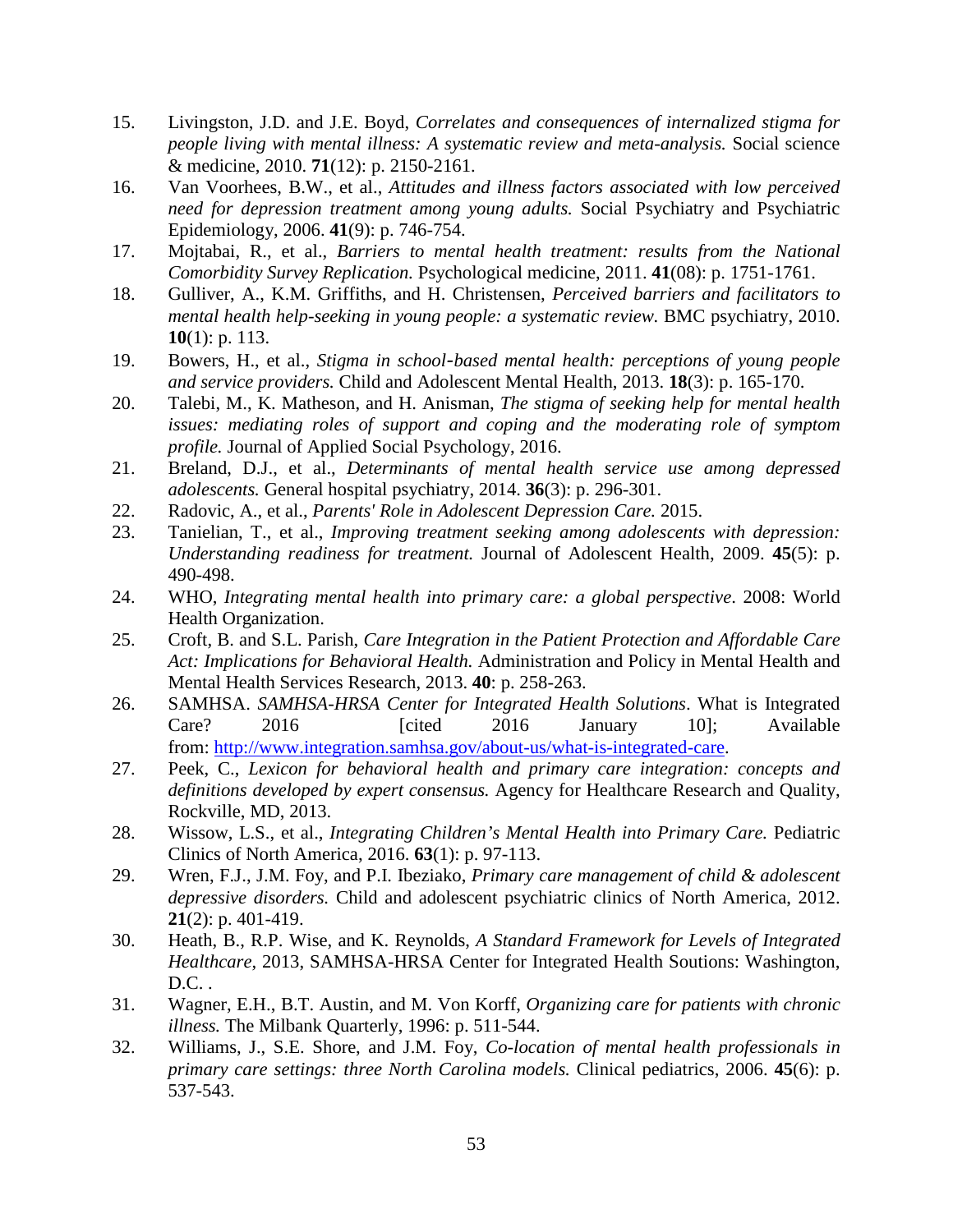15. Livingston, J.D. and J.E. Boyd, *Correlates and consequences of internalized stigma for people living with mental illness: A systematic review and meta-analysis.* Social science & medicine, 2010. **71**(12): p. 2150-2161.
16. Van Voorhees, B.W., et al., *Attitudes and illness factors associated with low perceived need for depression treatment among young adults.* Social Psychiatry and Psychiatric Epidemiology, 2006. **41**(9): p. 746-754.
17. Mojtabai, R., et al., *Barriers to mental health treatment: results from the National Comorbidity Survey Replication.* Psychological medicine, 2011. **41**(08): p. 1751-1761.
18. Gulliver, A., K.M. Griffiths, and H. Christensen, *Perceived barriers and facilitators to mental health help-seeking in young people: a systematic review.* BMC psychiatry, 2010. **10**(1): p. 113.
19. Bowers, H., et al., *Stigma in school-based mental health: perceptions of young people and service providers.* Child and Adolescent Mental Health, 2013. **18**(3): p. 165-170.
20. Talebi, M., K. Matheson, and H. Anisman, *The stigma of seeking help for mental health issues: mediating roles of support and coping and the moderating role of symptom profile.* Journal of Applied Social Psychology, 2016.
21. Breland, D.J., et al., *Determinants of mental health service use among depressed adolescents.* General hospital psychiatry, 2014. **36**(3): p. 296-301.
22. Radovic, A., et al., *Parents' Role in Adolescent Depression Care.* 2015.
23. Tanielian, T., et al., *Improving treatment seeking among adolescents with depression: Understanding readiness for treatment.* Journal of Adolescent Health, 2009. **45**(5): p. 490-498.
24. WHO, *Integrating mental health into primary care: a global perspective*. 2008: World Health Organization.
25. Croft, B. and S.L. Parish, *Care Integration in the Patient Protection and Affordable Care Act: Implications for Behavioral Health.* Administration and Policy in Mental Health and Mental Health Services Research, 2013. **40**: p. 258-263.
26. SAMHSA. *SAMHSA-HRSA Center for Integrated Health Solutions*. What is Integrated Care? 2016 [cited 2016 January 10]; Available from: http://www.integration.samhsa.gov/about-us/what-is-integrated-care.
27. Peek, C., *Lexicon for behavioral health and primary care integration: concepts and definitions developed by expert consensus.* Agency for Healthcare Research and Quality, Rockville, MD, 2013.
28. Wissow, L.S., et al., *Integrating Children's Mental Health into Primary Care.* Pediatric Clinics of North America, 2016. **63**(1): p. 97-113.
29. Wren, F.J., J.M. Foy, and P.I. Ibeziako, *Primary care management of child & adolescent depressive disorders.* Child and adolescent psychiatric clinics of North America, 2012. **21**(2): p. 401-419.
30. Heath, B., R.P. Wise, and K. Reynolds, *A Standard Framework for Levels of Integrated Healthcare*, 2013, SAMHSA-HRSA Center for Integrated Health Soutions: Washington, D.C. .
31. Wagner, E.H., B.T. Austin, and M. Von Korff, *Organizing care for patients with chronic illness.* The Milbank Quarterly, 1996: p. 511-544.
32. Williams, J., S.E. Shore, and J.M. Foy, *Co-location of mental health professionals in primary care settings: three North Carolina models.* Clinical pediatrics, 2006. **45**(6): p. 537-543.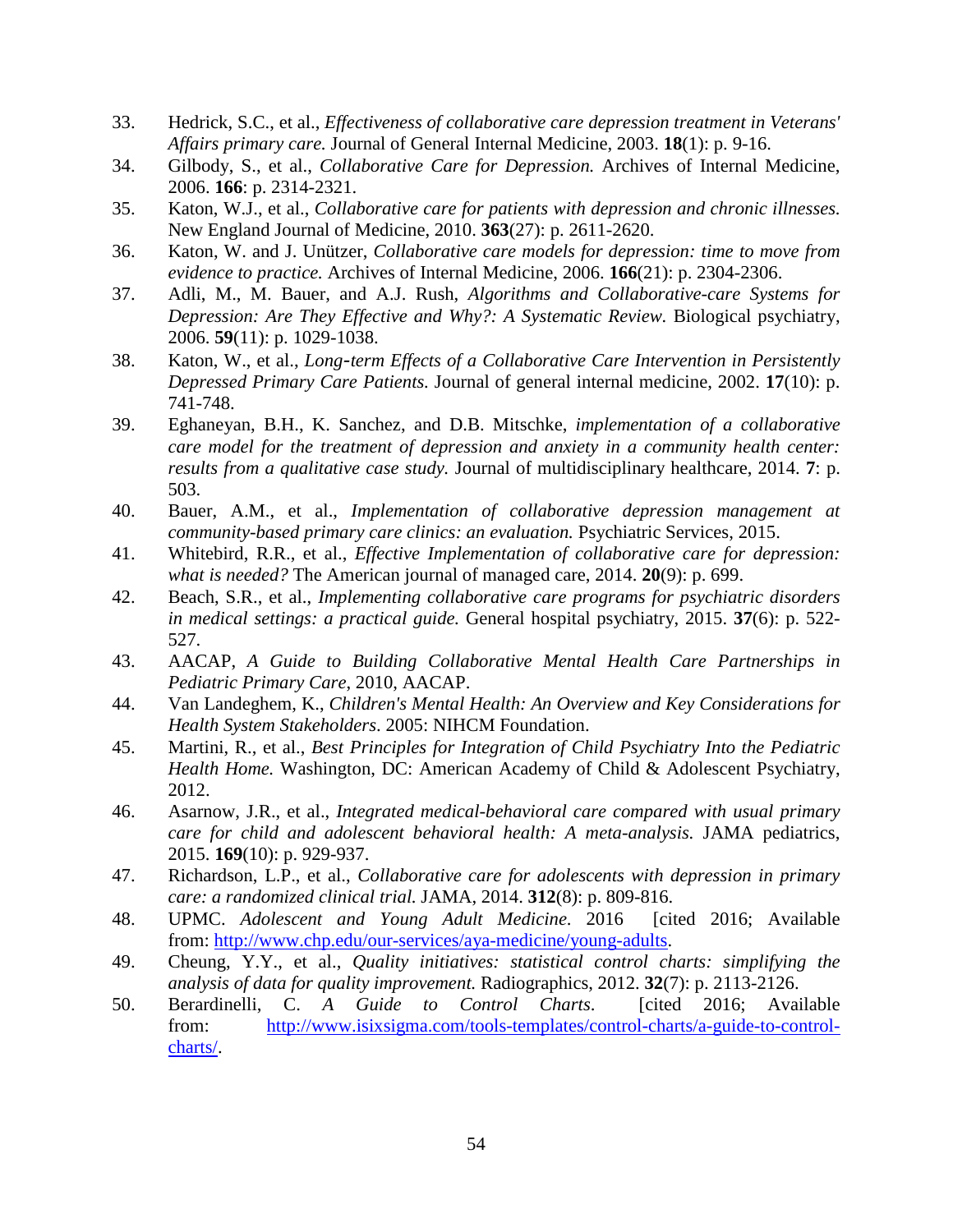33. Hedrick, S.C., et al., *Effectiveness of collaborative care depression treatment in Veterans' Affairs primary care.* Journal of General Internal Medicine, 2003. **18**(1): p. 9-16.
34. Gilbody, S., et al., *Collaborative Care for Depression.* Archives of Internal Medicine, 2006. **166**: p. 2314-2321.
35. Katon, W.J., et al., *Collaborative care for patients with depression and chronic illnesses.* New England Journal of Medicine, 2010. **363**(27): p. 2611-2620.
36. Katon, W. and J. Unützer, *Collaborative care models for depression: time to move from evidence to practice.* Archives of Internal Medicine, 2006. **166**(21): p. 2304-2306.
37. Adli, M., M. Bauer, and A.J. Rush, *Algorithms and Collaborative-care Systems for Depression: Are They Effective and Why?: A Systematic Review.* Biological psychiatry, 2006. **59**(11): p. 1029-1038.
38. Katon, W., et al., *Long-term Effects of a Collaborative Care Intervention in Persistently Depressed Primary Care Patients.* Journal of general internal medicine, 2002. **17**(10): p. 741-748.
39. Eghaneyan, B.H., K. Sanchez, and D.B. Mitschke, *implementation of a collaborative care model for the treatment of depression and anxiety in a community health center: results from a qualitative case study.* Journal of multidisciplinary healthcare, 2014. **7**: p. 503.
40. Bauer, A.M., et al., *Implementation of collaborative depression management at community-based primary care clinics: an evaluation.* Psychiatric Services, 2015.
41. Whitebird, R.R., et al., *Effective Implementation of collaborative care for depression: what is needed?* The American journal of managed care, 2014. **20**(9): p. 699.
42. Beach, S.R., et al., *Implementing collaborative care programs for psychiatric disorders in medical settings: a practical guide.* General hospital psychiatry, 2015. **37**(6): p. 522-527.
43. AACAP, *A Guide to Building Collaborative Mental Health Care Partnerships in Pediatric Primary Care*, 2010, AACAP.
44. Van Landeghem, K., *Children's Mental Health: An Overview and Key Considerations for Health System Stakeholders*. 2005: NIHCM Foundation.
45. Martini, R., et al., *Best Principles for Integration of Child Psychiatry Into the Pediatric Health Home.* Washington, DC: American Academy of Child & Adolescent Psychiatry, 2012.
46. Asarnow, J.R., et al., *Integrated medical-behavioral care compared with usual primary care for child and adolescent behavioral health: A meta-analysis.* JAMA pediatrics, 2015. **169**(10): p. 929-937.
47. Richardson, L.P., et al., *Collaborative care for adolescents with depression in primary care: a randomized clinical trial.* JAMA, 2014. **312**(8): p. 809-816.
48. UPMC. *Adolescent and Young Adult Medicine.* 2016 [cited 2016; Available from: http://www.chp.edu/our-services/aya-medicine/young-adults.
49. Cheung, Y.Y., et al., *Quality initiatives: statistical control charts: simplifying the analysis of data for quality improvement.* Radiographics, 2012. **32**(7): p. 2113-2126.
50. Berardinelli, C. *A Guide to Control Charts*. [cited 2016; Available from: http://www.isixsigma.com/tools-templates/control-charts/a-guide-to-control-charts/.